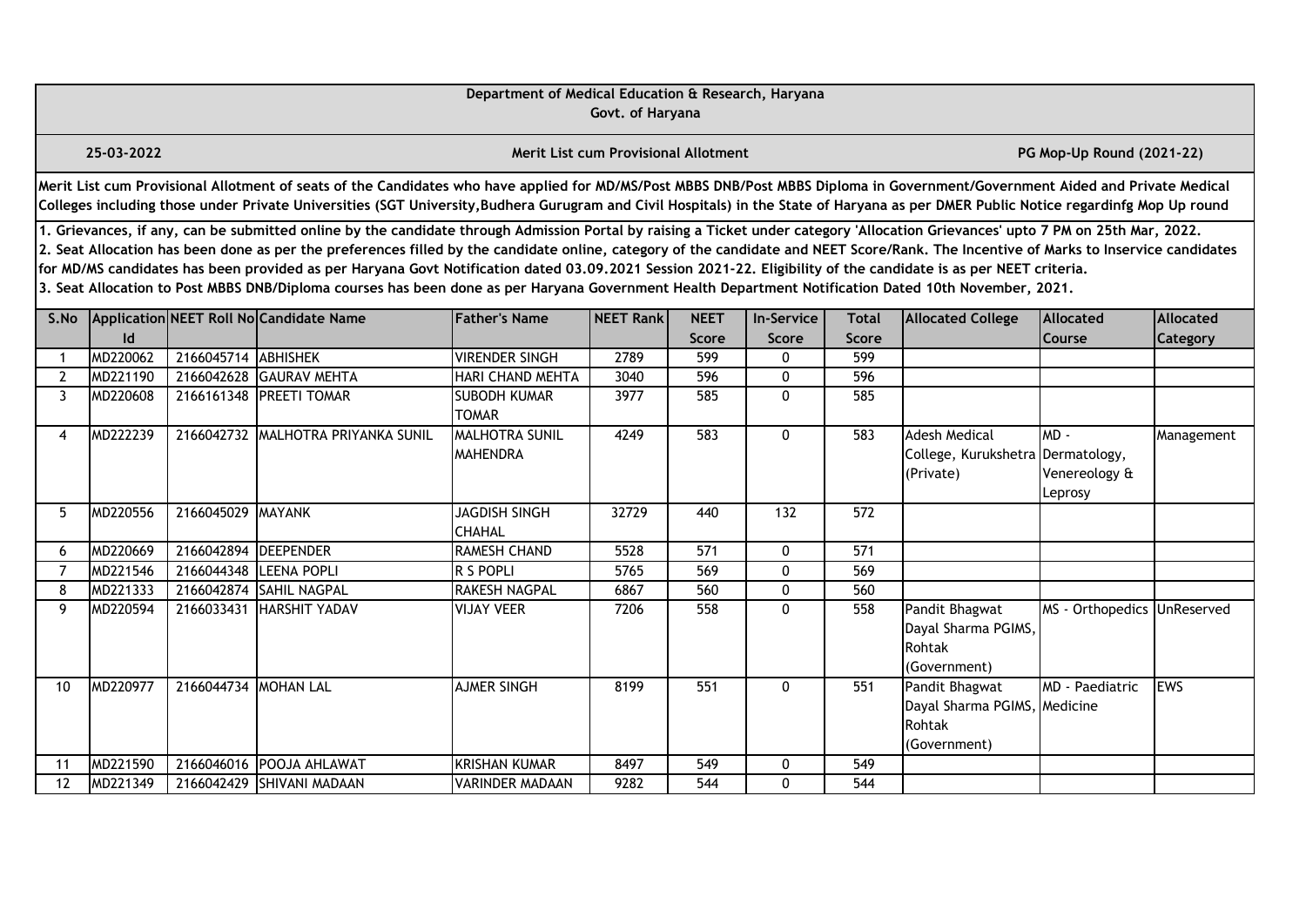# Department of Medical Education & Research, Haryana

## Govt. of Haryana

25-03-2022 | **Merit List cum Provisional Allotment** | **PG Mop-Up Round (2021-22)**

**Merit List cum Provisional Allotment of seats of the Candidates who have applied for MD/MS/Post MBBS DNB/Post MBBS Diploma in Government/Government Aided and Private Medical Colleges including those under Private Universities (SGT University,Budhera Gurugram and Civil Hospitals) in the State of Haryana as per DMER Public Notice regardinfg Mop Up round**

**1. Grievances, if any, can be submitted online by the candidate through Admission Portal by raising a Ticket under category 'Allocation Grievances' upto 7 PM on 25th Mar, 2022.**
**2. Seat Allocation has been done as per the preferences filled by the candidate online, category of the candidate and NEET Score/Rank. The Incentive of Marks to Inservice candidates for MD/MS candidates has been provided as per Haryana Govt Notification dated 03.09.2021 Session 2021-22. Eligibility of the candidate is as per NEET criteria.**
**3. Seat Allocation to Post MBBS DNB/Diploma courses has been done as per Haryana Government Health Department Notification Dated 10th November, 2021.**

| S.No | Application Id | NEET Roll No | Candidate Name | Father's Name | NEET Rank | NEET Score | In-Service Score | Total Score | Allocated College | Allocated Course | Allocated Category |
|---|---|---|---|---|---|---|---|---|---|---|---|
| 1 | MD220062 | 2166045714 | ABHISHEK | VIRENDER SINGH | 2789 | 599 | 0 | 599 | | | |
| 2 | MD221190 | 2166042628 | GAURAV MEHTA | HARI CHAND MEHTA | 3040 | 596 | 0 | 596 | | | |
| 3 | MD220608 | 2166161348 | PREETI TOMAR | SUBODH KUMAR TOMAR | 3977 | 585 | 0 | 585 | | | |
| 4 | MD222239 | 2166042732 | MALHOTRA PRIYANKA SUNIL | MALHOTRA SUNIL MAHENDRA | 4249 | 583 | 0 | 583 | Adesh Medical College, Kurukshetra (Private) | MD - Dermatology, Venereology & Leprosy | Management |
| 5 | MD220556 | 2166045029 | MAYANK | JAGDISH SINGH CHAHAL | 32729 | 440 | 132 | 572 | | | |
| 6 | MD220669 | 2166042894 | DEEPENDER | RAMESH CHAND | 5528 | 571 | 0 | 571 | | | |
| 7 | MD221546 | 2166044348 | LEENA POPLI | R S POPLI | 5765 | 569 | 0 | 569 | | | |
| 8 | MD221333 | 2166042874 | SAHIL NAGPAL | RAKESH NAGPAL | 6867 | 560 | 0 | 560 | | | |
| 9 | MD220594 | 2166033431 | HARSHIT YADAV | VIJAY VEER | 7206 | 558 | 0 | 558 | Pandit Bhagwat Dayal Sharma PGIMS, Rohtak (Government) | MS - Orthopedics | UnReserved |
| 10 | MD220977 | 2166044734 | MOHAN LAL | AJMER SINGH | 8199 | 551 | 0 | 551 | Pandit Bhagwat Dayal Sharma PGIMS, Rohtak (Government) | MD - Paediatric Medicine | EWS |
| 11 | MD221590 | 2166046016 | POOJA AHLAWAT | KRISHAN KUMAR | 8497 | 549 | 0 | 549 | | | |
| 12 | MD221349 | 2166042429 | SHIVANI MADAAN | VARINDER MADAAN | 9282 | 544 | 0 | 544 | | | |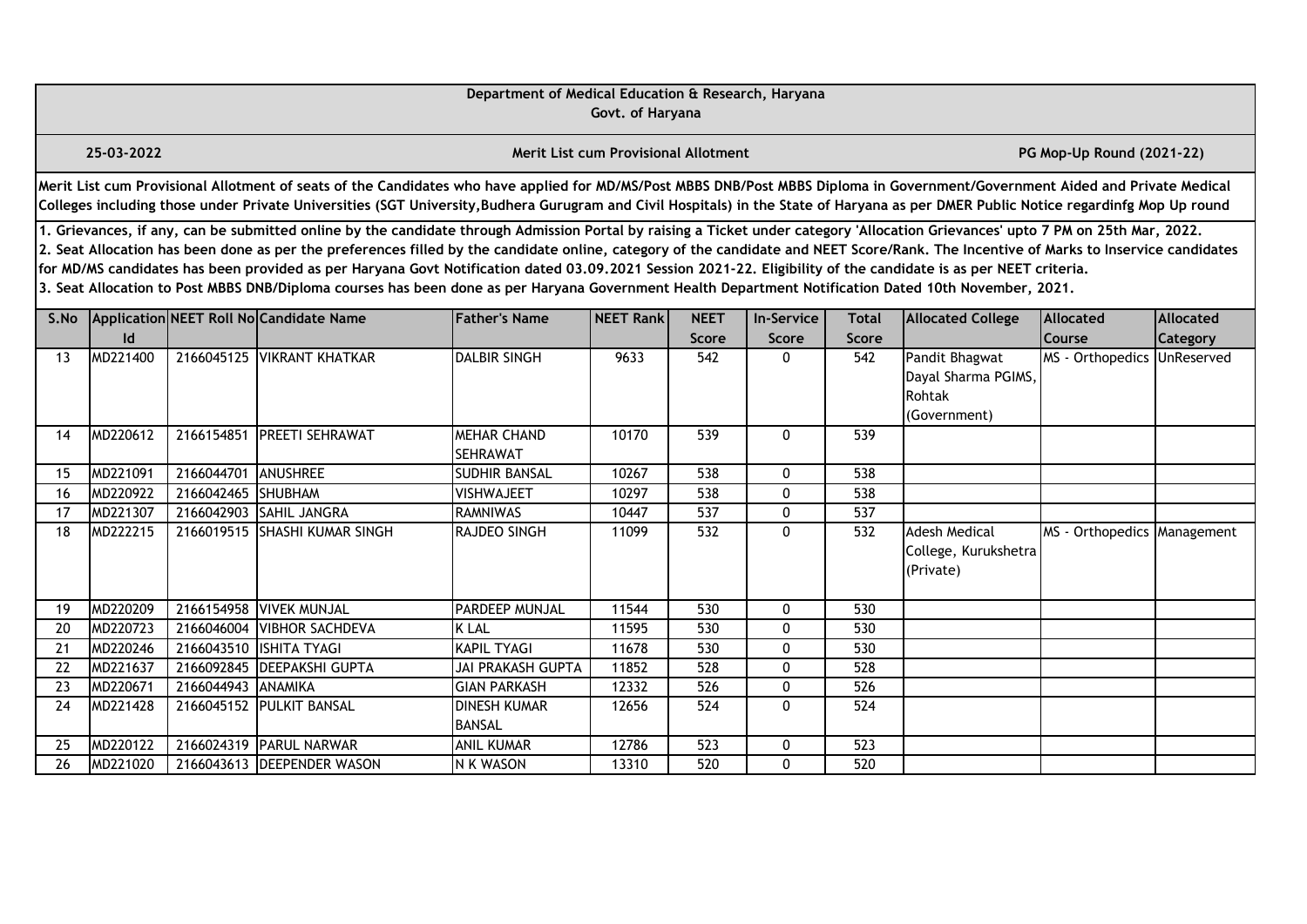**Department of Medical Education & Research, Haryana**
**Govt. of Haryana**

**25-03-2022** | **Merit List cum Provisional Allotment** | **PG Mop-Up Round (2021-22)**

**Merit List cum Provisional Allotment of seats of the Candidates who have applied for MD/MS/Post MBBS DNB/Post MBBS Diploma in Government/Government Aided and Private Medical Colleges including those under Private Universities (SGT University,Budhera Gurugram and Civil Hospitals) in the State of Haryana as per DMER Public Notice regardinfg Mop Up round**

**1. Grievances, if any, can be submitted online by the candidate through Admission Portal by raising a Ticket under category 'Allocation Grievances' upto 7 PM on 25th Mar, 2022.**
**2. Seat Allocation has been done as per the preferences filled by the candidate online, category of the candidate and NEET Score/Rank. The Incentive of Marks to Inservice candidates for MD/MS candidates has been provided as per Haryana Govt Notification dated 03.09.2021 Session 2021-22. Eligibility of the candidate is as per NEET criteria.**
**3. Seat Allocation to Post MBBS DNB/Diploma courses has been done as per Haryana Government Health Department Notification Dated 10th November, 2021.**

| S.No | Application Id | NEET Roll No | Candidate Name | Father's Name | NEET Rank | NEET Score | In-Service Score | Total Score | Allocated College | Allocated Course | Allocated Category |
|---|---|---|---|---|---|---|---|---|---|---|---|
| 13 | MD221400 | 2166045125 | VIKRANT KHATKAR | DALBIR SINGH | 9633 | 542 | 0 | 542 | Pandit Bhagwat Dayal Sharma PGIMS, Rohtak (Government) | MS - Orthopedics | UnReserved |
| 14 | MD220612 | 2166154851 | PREETI SEHRAWAT | MEHAR CHAND SEHRAWAT | 10170 | 539 | 0 | 539 | | | |
| 15 | MD221091 | 2166044701 | ANUSHREE | SUDHIR BANSAL | 10267 | 538 | 0 | 538 | | | |
| 16 | MD220922 | 2166042465 | SHUBHAM | VISHWAJEET | 10297 | 538 | 0 | 538 | | | |
| 17 | MD221307 | 2166042903 | SAHIL JANGRA | RAMNIWAS | 10447 | 537 | 0 | 537 | | | |
| 18 | MD222215 | 2166019515 | SHASHI KUMAR SINGH | RAJDEO SINGH | 11099 | 532 | 0 | 532 | Adesh Medical College, Kurukshetra (Private) | MS - Orthopedics | Management |
| 19 | MD220209 | 2166154958 | VIVEK MUNJAL | PARDEEP MUNJAL | 11544 | 530 | 0 | 530 | | | |
| 20 | MD220723 | 2166046004 | VIBHOR SACHDEVA | K LAL | 11595 | 530 | 0 | 530 | | | |
| 21 | MD220246 | 2166043510 | ISHITA TYAGI | KAPIL TYAGI | 11678 | 530 | 0 | 530 | | | |
| 22 | MD221637 | 2166092845 | DEEPAKSHI GUPTA | JAI PRAKASH GUPTA | 11852 | 528 | 0 | 528 | | | |
| 23 | MD220671 | 2166044943 | ANAMIKA | GIAN PARKASH | 12332 | 526 | 0 | 526 | | | |
| 24 | MD221428 | 2166045152 | PULKIT BANSAL | DINESH KUMAR BANSAL | 12656 | 524 | 0 | 524 | | | |
| 25 | MD220122 | 2166024319 | PARUL NARWAR | ANIL KUMAR | 12786 | 523 | 0 | 523 | | | |
| 26 | MD221020 | 2166043613 | DEEPENDER WASON | N K WASON | 13310 | 520 | 0 | 520 | | | |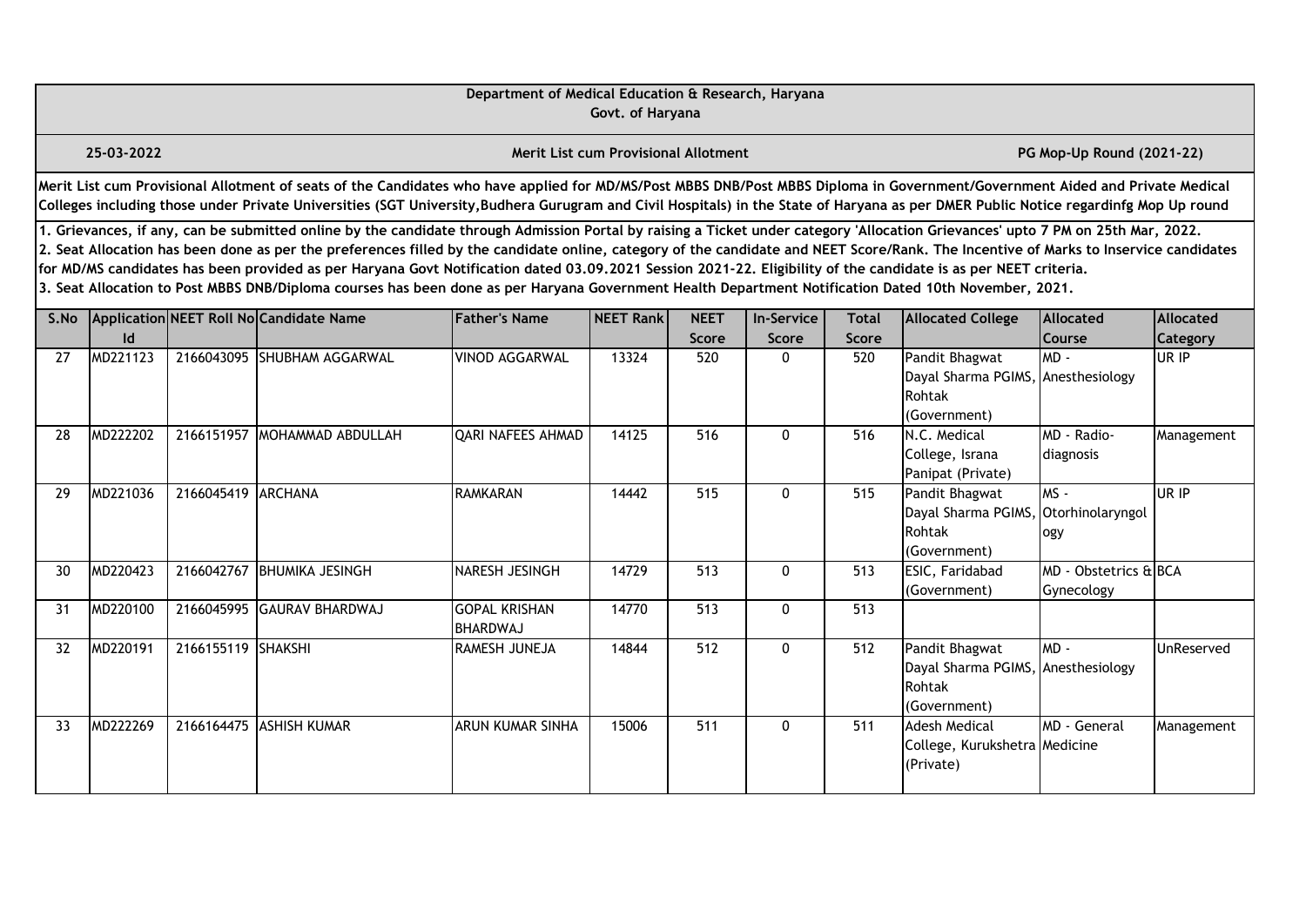**Department of Medical Education & Research, Haryana**
**Govt. of Haryana**

**25-03-2022** | **Merit List cum Provisional Allotment** | **PG Mop-Up Round (2021-22)**

**Merit List cum Provisional Allotment of seats of the Candidates who have applied for MD/MS/Post MBBS DNB/Post MBBS Diploma in Government/Government Aided and Private Medical Colleges including those under Private Universities (SGT University,Budhera Gurugram and Civil Hospitals) in the State of Haryana as per DMER Public Notice regardinfg Mop Up round**

**1. Grievances, if any, can be submitted online by the candidate through Admission Portal by raising a Ticket under category 'Allocation Grievances' upto 7 PM on 25th Mar, 2022.**
**2. Seat Allocation has been done as per the preferences filled by the candidate online, category of the candidate and NEET Score/Rank. The Incentive of Marks to Inservice candidates for MD/MS candidates has been provided as per Haryana Govt Notification dated 03.09.2021 Session 2021-22. Eligibility of the candidate is as per NEET criteria.**
**3. Seat Allocation to Post MBBS DNB/Diploma courses has been done as per Haryana Government Health Department Notification Dated 10th November, 2021.**

| S.No | Application Id | NEET Roll No | Candidate Name | Father's Name | NEET Rank | NEET Score | In-Service Score | Total Score | Allocated College | Allocated Course | Allocated Category |
|---|---|---|---|---|---|---|---|---|---|---|---|
| 27 | MD221123 | 2166043095 | SHUBHAM AGGARWAL | VINOD AGGARWAL | 13324 | 520 | 0 | 520 | Pandit Bhagwat Dayal Sharma PGIMS, Rohtak (Government) | MD - Anesthesiology | UR IP |
| 28 | MD222202 | 2166151957 | MOHAMMAD ABDULLAH | QARI NAFEES AHMAD | 14125 | 516 | 0 | 516 | N.C. Medical College, Israna Panipat (Private) | MD - Radio-diagnosis | Management |
| 29 | MD221036 | 2166045419 | ARCHANA | RAMKARAN | 14442 | 515 | 0 | 515 | Pandit Bhagwat Dayal Sharma PGIMS, Rohtak (Government) | MS - Otorhinolaryngology | UR IP |
| 30 | MD220423 | 2166042767 | BHUMIKA JESINGH | NARESH JESINGH | 14729 | 513 | 0 | 513 | ESIC, Faridabad (Government) | MD - Obstetrics & Gynecology | BCA |
| 31 | MD220100 | 2166045995 | GAURAV BHARDWAJ | GOPAL KRISHAN BHARDWAJ | 14770 | 513 | 0 | 513 | | | |
| 32 | MD220191 | 2166155119 | SHAKSHI | RAMESH JUNEJA | 14844 | 512 | 0 | 512 | Pandit Bhagwat Dayal Sharma PGIMS, Rohtak (Government) | MD - Anesthesiology | UnReserved |
| 33 | MD222269 | 2166164475 | ASHISH KUMAR | ARUN KUMAR SINHA | 15006 | 511 | 0 | 511 | Adesh Medical College, Kurukshetra (Private) | MD - General Medicine | Management |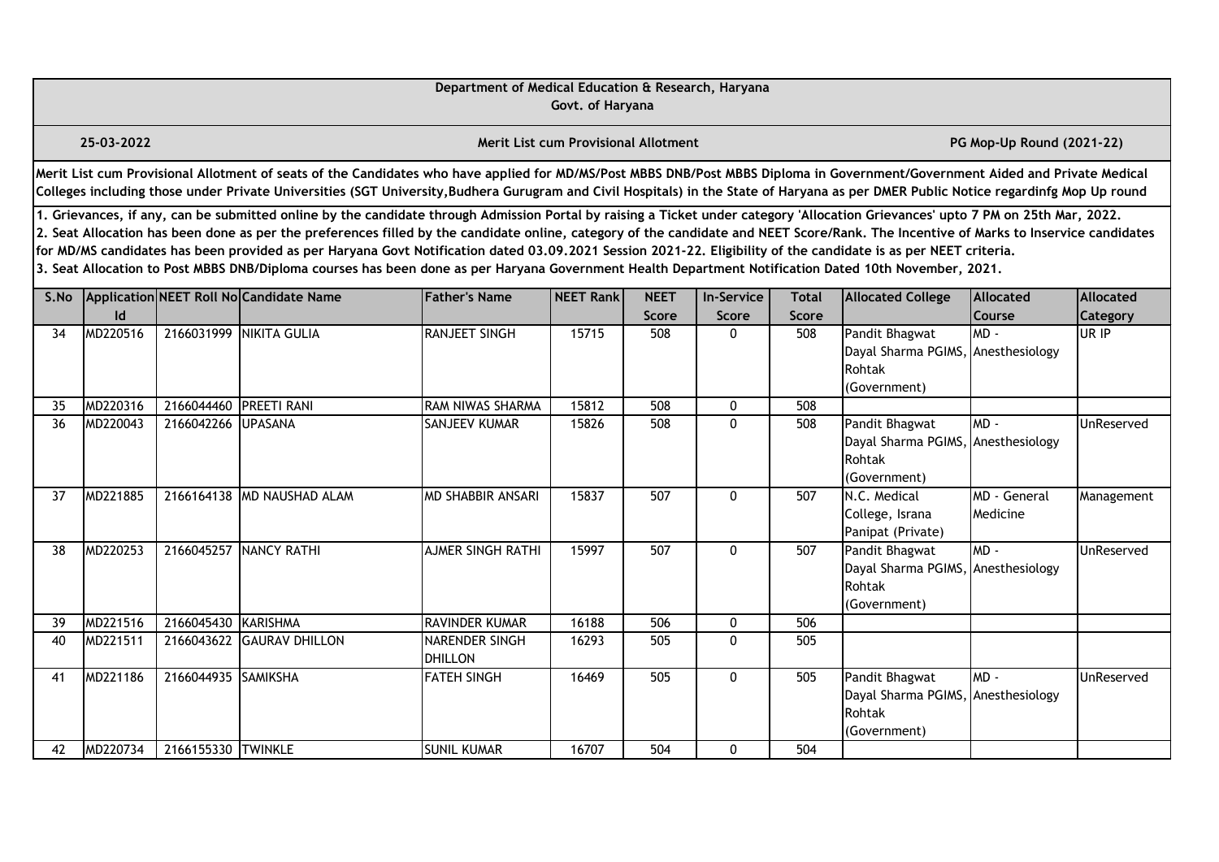Department of Medical Education & Research, Haryana
Govt. of Haryana

25-03-2022 | **Merit List cum Provisional Allotment** | **PG Mop-Up Round (2021-22)**

**Merit List cum Provisional Allotment of seats of the Candidates who have applied for MD/MS/Post MBBS DNB/Post MBBS Diploma in Government/Government Aided and Private Medical Colleges including those under Private Universities (SGT University,Budhera Gurugram and Civil Hospitals) in the State of Haryana as per DMER Public Notice regardinfg Mop Up round**

**1. Grievances, if any, can be submitted online by the candidate through Admission Portal by raising a Ticket under category 'Allocation Grievances' upto 7 PM on 25th Mar, 2022.**
**2. Seat Allocation has been done as per the preferences filled by the candidate online, category of the candidate and NEET Score/Rank. The Incentive of Marks to Inservice candidates for MD/MS candidates has been provided as per Haryana Govt Notification dated 03.09.2021 Session 2021-22. Eligibility of the candidate is as per NEET criteria.**
**3. Seat Allocation to Post MBBS DNB/Diploma courses has been done as per Haryana Government Health Department Notification Dated 10th November, 2021.**

| S.No | Application Id | NEET Roll No | Candidate Name | Father's Name | NEET Rank | NEET Score | In-Service Score | Total Score | Allocated College | Allocated Course | Allocated Category |
|---|---|---|---|---|---|---|---|---|---|---|---|
| 34 | MD220516 | 2166031999 | NIKITA GULIA | RANJEET SINGH | 15715 | 508 | 0 | 508 | Pandit Bhagwat Dayal Sharma PGIMS, Rohtak (Government) | MD - Anesthesiology | UR IP |
| 35 | MD220316 | 2166044460 | PREETI RANI | RAM NIWAS SHARMA | 15812 | 508 | 0 | 508 | | | |
| 36 | MD220043 | 2166042266 | UPASANA | SANJEEV KUMAR | 15826 | 508 | 0 | 508 | Pandit Bhagwat Dayal Sharma PGIMS, Rohtak (Government) | MD - Anesthesiology | UnReserved |
| 37 | MD221885 | 2166164138 | MD NAUSHAD ALAM | MD SHABBIR ANSARI | 15837 | 507 | 0 | 507 | N.C. Medical College, Israna Panipat (Private) | MD - General Medicine | Management |
| 38 | MD220253 | 2166045257 | NANCY RATHI | AJMER SINGH RATHI | 15997 | 507 | 0 | 507 | Pandit Bhagwat Dayal Sharma PGIMS, Rohtak (Government) | MD - Anesthesiology | UnReserved |
| 39 | MD221516 | 2166045430 | KARISHMA | RAVINDER KUMAR | 16188 | 506 | 0 | 506 | | | |
| 40 | MD221511 | 2166043622 | GAURAV DHILLON | NARENDER SINGH DHILLON | 16293 | 505 | 0 | 505 | | | |
| 41 | MD221186 | 2166044935 | SAMIKSHA | FATEH SINGH | 16469 | 505 | 0 | 505 | Pandit Bhagwat Dayal Sharma PGIMS, Rohtak (Government) | MD - Anesthesiology | UnReserved |
| 42 | MD220734 | 2166155330 | TWINKLE | SUNIL KUMAR | 16707 | 504 | 0 | 504 | | | |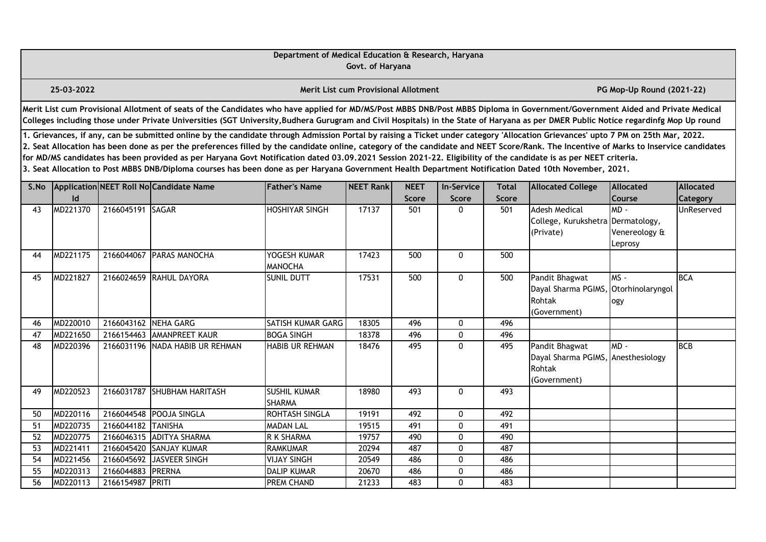**Department of Medical Education & Research, Haryana**
**Govt. of Haryana**

**25-03-2022** | **Merit List cum Provisional Allotment** | **PG Mop-Up Round (2021-22)**

**Merit List cum Provisional Allotment of seats of the Candidates who have applied for MD/MS/Post MBBS DNB/Post MBBS Diploma in Government/Government Aided and Private Medical Colleges including those under Private Universities (SGT University,Budhera Gurugram and Civil Hospitals) in the State of Haryana as per DMER Public Notice regardinfg Mop Up round**

**1. Grievances, if any, can be submitted online by the candidate through Admission Portal by raising a Ticket under category 'Allocation Grievances' upto 7 PM on 25th Mar, 2022.**
**2. Seat Allocation has been done as per the preferences filled by the candidate online, category of the candidate and NEET Score/Rank. The Incentive of Marks to Inservice candidates for MD/MS candidates has been provided as per Haryana Govt Notification dated 03.09.2021 Session 2021-22. Eligibility of the candidate is as per NEET criteria.**
**3. Seat Allocation to Post MBBS DNB/Diploma courses has been done as per Haryana Government Health Department Notification Dated 10th November, 2021.**

| S.No | Application Id | NEET Roll No | Candidate Name | Father's Name | NEET Rank | NEET Score | In-Service Score | Total Score | Allocated College | Allocated Course | Allocated Category |
|---|---|---|---|---|---|---|---|---|---|---|---|
| 43 | MD221370 | 2166045191 | SAGAR | HOSHIYAR SINGH | 17137 | 501 | 0 | 501 | Adesh Medical College, Kurukshetra (Private) | MD - Dermatology, Venereology & Leprosy | UnReserved |
| 44 | MD221175 | 2166044067 | PARAS MANOCHA | YOGESH KUMAR MANOCHA | 17423 | 500 | 0 | 500 | | | |
| 45 | MD221827 | 2166024659 | RAHUL DAYORA | SUNIL DUTT | 17531 | 500 | 0 | 500 | Pandit Bhagwat Dayal Sharma PGIMS, Rohtak (Government) | MS - Otorhinolaryngology | BCA |
| 46 | MD220010 | 2166043162 | NEHA GARG | SATISH KUMAR GARG | 18305 | 496 | 0 | 496 | | | |
| 47 | MD221650 | 2166154463 | AMANPREET KAUR | BOGA SINGH | 18378 | 496 | 0 | 496 | | | |
| 48 | MD220396 | 2166031196 | NADA HABIB UR REHMAN | HABIB UR REHMAN | 18476 | 495 | 0 | 495 | Pandit Bhagwat Dayal Sharma PGIMS, Rohtak (Government) | MD - Anesthesiology | BCB |
| 49 | MD220523 | 2166031787 | SHUBHAM HARITASH | SUSHIL KUMAR SHARMA | 18980 | 493 | 0 | 493 | | | |
| 50 | MD220116 | 2166044548 | POOJA SINGLA | ROHTASH SINGLA | 19191 | 492 | 0 | 492 | | | |
| 51 | MD220735 | 2166044182 | TANISHA | MADAN LAL | 19515 | 491 | 0 | 491 | | | |
| 52 | MD220775 | 2166046315 | ADITYA SHARMA | R K SHARMA | 19757 | 490 | 0 | 490 | | | |
| 53 | MD221411 | 2166045420 | SANJAY KUMAR | RAMKUMAR | 20294 | 487 | 0 | 487 | | | |
| 54 | MD221456 | 2166045692 | JASVEER SINGH | VIJAY SINGH | 20549 | 486 | 0 | 486 | | | |
| 55 | MD220313 | 2166044883 | PRERNA | DALIP KUMAR | 20670 | 486 | 0 | 486 | | | |
| 56 | MD220113 | 2166154987 | PRITI | PREM CHAND | 21233 | 483 | 0 | 483 | | | |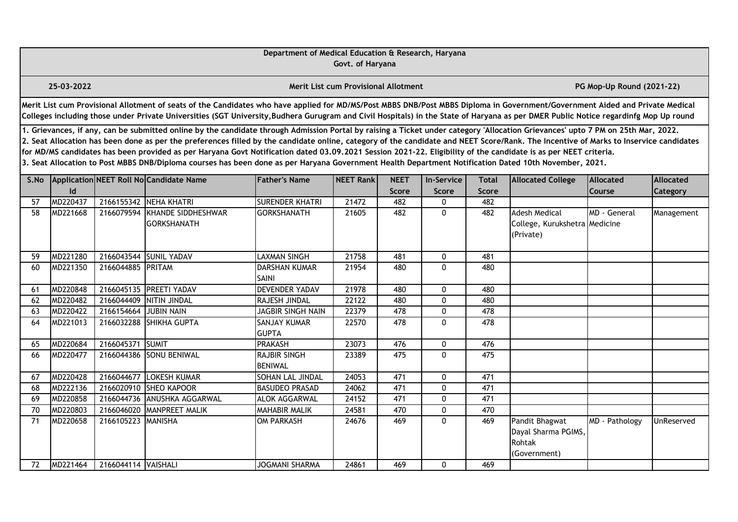Department of Medical Education & Research, Haryana
Govt. of Haryana

25-03-2022 | Merit List cum Provisional Allotment | PG Mop-Up Round (2021-22)

Merit List cum Provisional Allotment of seats of the Candidates who have applied for MD/MS/Post MBBS DNB/Post MBBS Diploma in Government/Government Aided and Private Medical Colleges including those under Private Universities (SGT University,Budhera Gurugram and Civil Hospitals) in the State of Haryana as per DMER Public Notice regardinfg Mop Up round

1. Grievances, if any, can be submitted online by the candidate through Admission Portal by raising a Ticket under category 'Allocation Grievances' upto 7 PM on 25th Mar, 2022.
2. Seat Allocation has been done as per the preferences filled by the candidate online, category of the candidate and NEET Score/Rank. The Incentive of Marks to Inservice candidates for MD/MS candidates has been provided as per Haryana Govt Notification dated 03.09.2021 Session 2021-22. Eligibility of the candidate is as per NEET criteria.
3. Seat Allocation to Post MBBS DNB/Diploma courses has been done as per Haryana Government Health Department Notification Dated 10th November, 2021.

| S.No | Application Id | NEET Roll No | Candidate Name | Father's Name | NEET Rank | NEET Score | In-Service Score | Total Score | Allocated College | Allocated Course | Allocated Category |
|---|---|---|---|---|---|---|---|---|---|---|---|
| 57 | MD220437 | 2166155342 | NEHA KHATRI | SURENDER KHATRI | 21472 | 482 | 0 | 482 | | | |
| 58 | MD221668 | 2166079594 | KHANDE SIDDHESHWAR GORKSHANATH | GORKSHANATH | 21605 | 482 | 0 | 482 | Adesh Medical College, Kurukshetra (Private) | MD - General Medicine | Management |
| 59 | MD221280 | 2166043544 | SUNIL YADAV | LAXMAN SINGH | 21758 | 481 | 0 | 481 | | | |
| 60 | MD221350 | 2166044885 | PRITAM | DARSHAN KUMAR SAINI | 21954 | 480 | 0 | 480 | | | |
| 61 | MD220848 | 2166045135 | PREETI YADAV | DEVENDER YADAV | 21978 | 480 | 0 | 480 | | | |
| 62 | MD220482 | 2166044409 | NITIN JINDAL | RAJESH JINDAL | 22122 | 480 | 0 | 480 | | | |
| 63 | MD220422 | 2166154664 | JUBIN NAIN | JAGBIR SINGH NAIN | 22379 | 478 | 0 | 478 | | | |
| 64 | MD221013 | 2166032288 | SHIKHA GUPTA | SANJAY KUMAR GUPTA | 22570 | 478 | 0 | 478 | | | |
| 65 | MD220684 | 2166045371 | SUMIT | PRAKASH | 23073 | 476 | 0 | 476 | | | |
| 66 | MD220477 | 2166044386 | SONU BENIWAL | RAJBIR SINGH BENIWAL | 23389 | 475 | 0 | 475 | | | |
| 67 | MD220428 | 2166044677 | LOKESH KUMAR | SOHAN LAL JINDAL | 24053 | 471 | 0 | 471 | | | |
| 68 | MD222136 | 2166020910 | SHEO KAPOOR | BASUDEO PRASAD | 24062 | 471 | 0 | 471 | | | |
| 69 | MD220858 | 2166044736 | ANUSHKA AGGARWAL | ALOK AGGARWAL | 24152 | 471 | 0 | 471 | | | |
| 70 | MD220803 | 2166046020 | MANPREET MALIK | MAHABIR MALIK | 24581 | 470 | 0 | 470 | | | |
| 71 | MD220658 | 2166105223 | MANISHA | OM PARKASH | 24676 | 469 | 0 | 469 | Pandit Bhagwat Dayal Sharma PGIMS, Rohtak (Government) | MD - Pathology | UnReserved |
| 72 | MD221464 | 2166044114 | VAISHALI | JOGMANI SHARMA | 24861 | 469 | 0 | 469 | | | |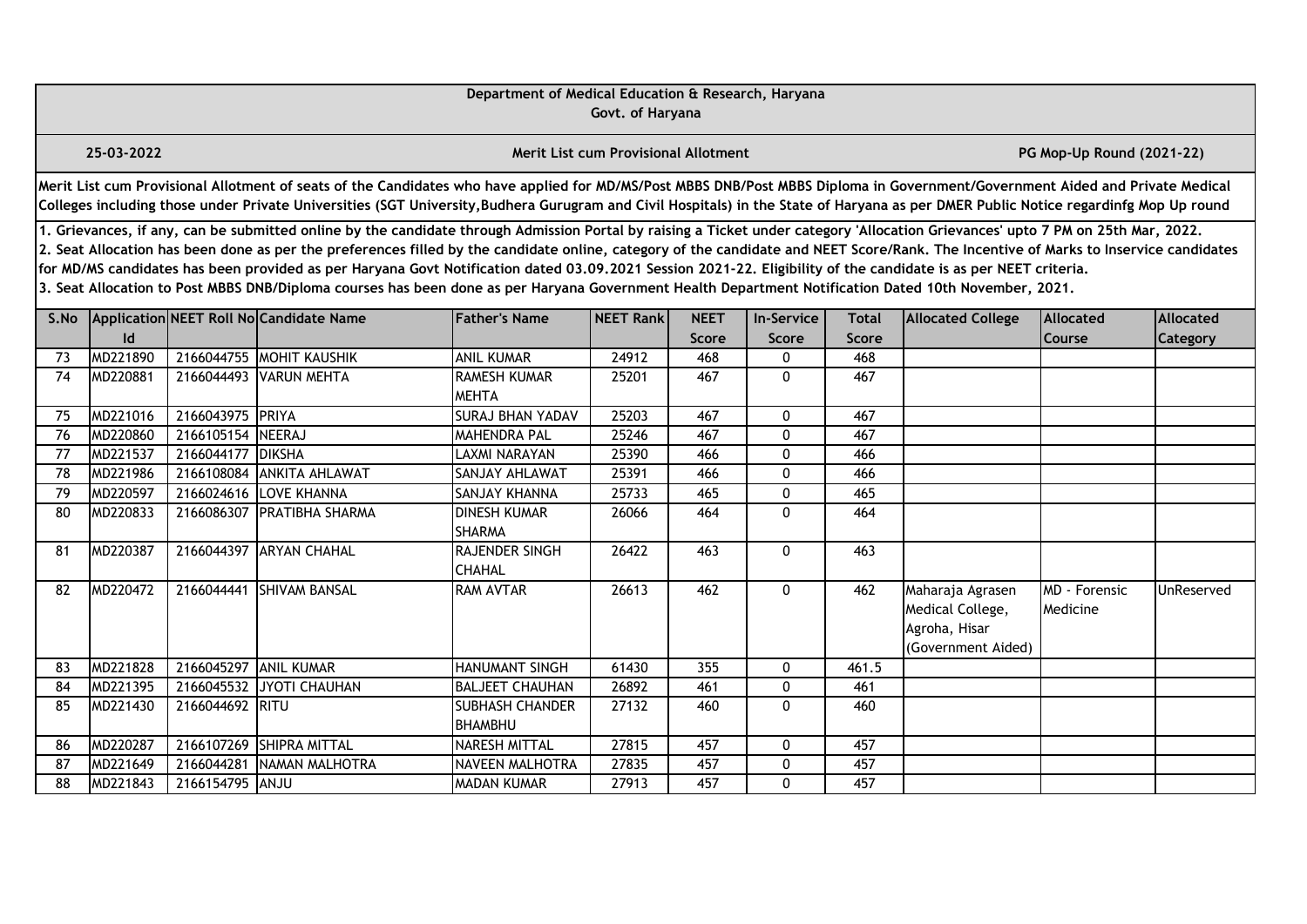**Department of Medical Education & Research, Haryana**
**Govt. of Haryana**

**25-03-2022** | **Merit List cum Provisional Allotment** | **PG Mop-Up Round (2021-22)**

**Merit List cum Provisional Allotment of seats of the Candidates who have applied for MD/MS/Post MBBS DNB/Post MBBS Diploma in Government/Government Aided and Private Medical Colleges including those under Private Universities (SGT University,Budhera Gurugram and Civil Hospitals) in the State of Haryana as per DMER Public Notice regardinfg Mop Up round**

**1. Grievances, if any, can be submitted online by the candidate through Admission Portal by raising a Ticket under category 'Allocation Grievances' upto 7 PM on 25th Mar, 2022.**
**2. Seat Allocation has been done as per the preferences filled by the candidate online, category of the candidate and NEET Score/Rank. The Incentive of Marks to Inservice candidates for MD/MS candidates has been provided as per Haryana Govt Notification dated 03.09.2021 Session 2021-22. Eligibility of the candidate is as per NEET criteria.**
**3. Seat Allocation to Post MBBS DNB/Diploma courses has been done as per Haryana Government Health Department Notification Dated 10th November, 2021.**

| S.No | Application Id | NEET Roll No | Candidate Name | Father's Name | NEET Rank | NEET Score | In-Service Score | Total Score | Allocated College | Allocated Course | Allocated Category |
|---|---|---|---|---|---|---|---|---|---|---|---|
| 73 | MD221890 | 2166044755 | MOHIT KAUSHIK | ANIL KUMAR | 24912 | 468 | 0 | 468 | | | |
| 74 | MD220881 | 2166044493 | VARUN MEHTA | RAMESH KUMAR MEHTA | 25201 | 467 | 0 | 467 | | | |
| 75 | MD221016 | 2166043975 | PRIYA | SURAJ BHAN YADAV | 25203 | 467 | 0 | 467 | | | |
| 76 | MD220860 | 2166105154 | NEERAJ | MAHENDRA PAL | 25246 | 467 | 0 | 467 | | | |
| 77 | MD221537 | 2166044177 | DIKSHA | LAXMI NARAYAN | 25390 | 466 | 0 | 466 | | | |
| 78 | MD221986 | 2166108084 | ANKITA AHLAWAT | SANJAY AHLAWAT | 25391 | 466 | 0 | 466 | | | |
| 79 | MD220597 | 2166024616 | LOVE KHANNA | SANJAY KHANNA | 25733 | 465 | 0 | 465 | | | |
| 80 | MD220833 | 2166086307 | PRATIBHA SHARMA | DINESH KUMAR SHARMA | 26066 | 464 | 0 | 464 | | | |
| 81 | MD220387 | 2166044397 | ARYAN CHAHAL | RAJENDER SINGH CHAHAL | 26422 | 463 | 0 | 463 | | | |
| 82 | MD220472 | 2166044441 | SHIVAM BANSAL | RAM AVTAR | 26613 | 462 | 0 | 462 | Maharaja Agrasen Medical College, Agroha, Hisar (Government Aided) | MD - Forensic Medicine | UnReserved |
| 83 | MD221828 | 2166045297 | ANIL KUMAR | HANUMANT SINGH | 61430 | 355 | 0 | 461.5 | | | |
| 84 | MD221395 | 2166045532 | JYOTI CHAUHAN | BALJEET CHAUHAN | 26892 | 461 | 0 | 461 | | | |
| 85 | MD221430 | 2166044692 | RITU | SUBHASH CHANDER BHAMBHU | 27132 | 460 | 0 | 460 | | | |
| 86 | MD220287 | 2166107269 | SHIPRA MITTAL | NARESH MITTAL | 27815 | 457 | 0 | 457 | | | |
| 87 | MD221649 | 2166044281 | NAMAN MALHOTRA | NAVEEN MALHOTRA | 27835 | 457 | 0 | 457 | | | |
| 88 | MD221843 | 2166154795 | ANJU | MADAN KUMAR | 27913 | 457 | 0 | 457 | | | |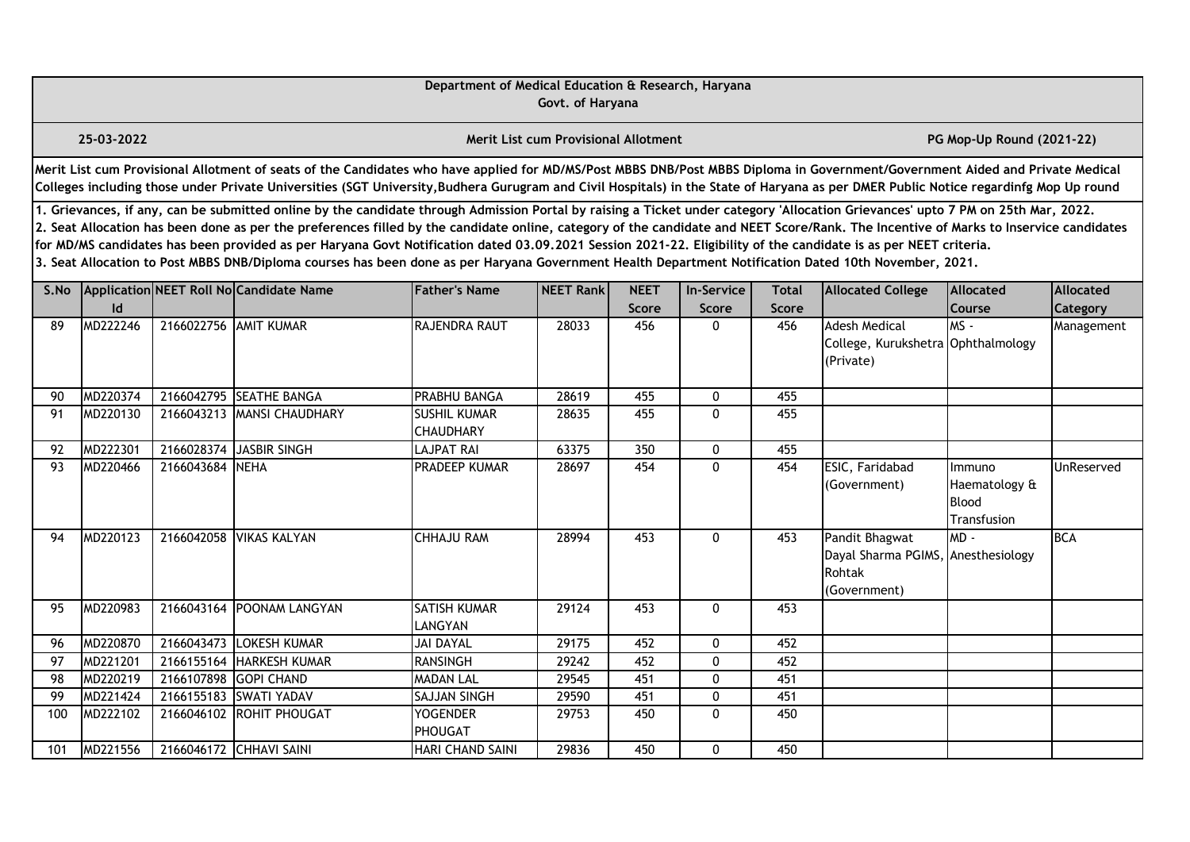Department of Medical Education & Research, Haryana
Govt. of Haryana

25-03-2022 | **Merit List cum Provisional Allotment** | PG Mop-Up Round (2021-22)

**Merit List cum Provisional Allotment of seats of the Candidates who have applied for MD/MS/Post MBBS DNB/Post MBBS Diploma in Government/Government Aided and Private Medical Colleges including those under Private Universities (SGT University,Budhera Gurugram and Civil Hospitals) in the State of Haryana as per DMER Public Notice regardinfg Mop Up round**

**1. Grievances, if any, can be submitted online by the candidate through Admission Portal by raising a Ticket under category 'Allocation Grievances' upto 7 PM on 25th Mar, 2022.**
**2. Seat Allocation has been done as per the preferences filled by the candidate online, category of the candidate and NEET Score/Rank. The Incentive of Marks to Inservice candidates for MD/MS candidates has been provided as per Haryana Govt Notification dated 03.09.2021 Session 2021-22. Eligibility of the candidate is as per NEET criteria.**
**3. Seat Allocation to Post MBBS DNB/Diploma courses has been done as per Haryana Government Health Department Notification Dated 10th November, 2021.**

| S.No | Application Id | NEET Roll No | Candidate Name | Father's Name | NEET Rank | NEET Score | In-Service Score | Total Score | Allocated College | Allocated Course | Allocated Category |
|---|---|---|---|---|---|---|---|---|---|---|---|
| 89 | MD222246 | 2166022756 | AMIT KUMAR | RAJENDRA RAUT | 28033 | 456 | 0 | 456 | Adesh Medical College, Kurukshetra (Private) | MS - Ophthalmology | Management |
| 90 | MD220374 | 2166042795 | SEATHE BANGA | PRABHU BANGA | 28619 | 455 | 0 | 455 | | | |
| 91 | MD220130 | 2166043213 | MANSI CHAUDHARY | SUSHIL KUMAR CHAUDHARY | 28635 | 455 | 0 | 455 | | | |
| 92 | MD222301 | 2166028374 | JASBIR SINGH | LAJPAT RAI | 63375 | 350 | 0 | 455 | | | |
| 93 | MD220466 | 2166043684 | NEHA | PRADEEP KUMAR | 28697 | 454 | 0 | 454 | ESIC, Faridabad (Government) | Immuno Haematology & Blood Transfusion | UnReserved |
| 94 | MD220123 | 2166042058 | VIKAS KALYAN | CHHAJU RAM | 28994 | 453 | 0 | 453 | Pandit Bhagwat Dayal Sharma PGIMS, Rohtak (Government) | MD - Anesthesiology | BCA |
| 95 | MD220983 | 2166043164 | POONAM LANGYAN | SATISH KUMAR LANGYAN | 29124 | 453 | 0 | 453 | | | |
| 96 | MD220870 | 2166043473 | LOKESH KUMAR | JAI DAYAL | 29175 | 452 | 0 | 452 | | | |
| 97 | MD221201 | 2166155164 | HARKESH KUMAR | RANSINGH | 29242 | 452 | 0 | 452 | | | |
| 98 | MD220219 | 2166107898 | GOPI CHAND | MADAN LAL | 29545 | 451 | 0 | 451 | | | |
| 99 | MD221424 | 2166155183 | SWATI YADAV | SAJJAN SINGH | 29590 | 451 | 0 | 451 | | | |
| 100 | MD222102 | 2166046102 | ROHIT PHOUGAT | YOGENDER PHOUGAT | 29753 | 450 | 0 | 450 | | | |
| 101 | MD221556 | 2166046172 | CHHAVI SAINI | HARI CHAND SAINI | 29836 | 450 | 0 | 450 | | | |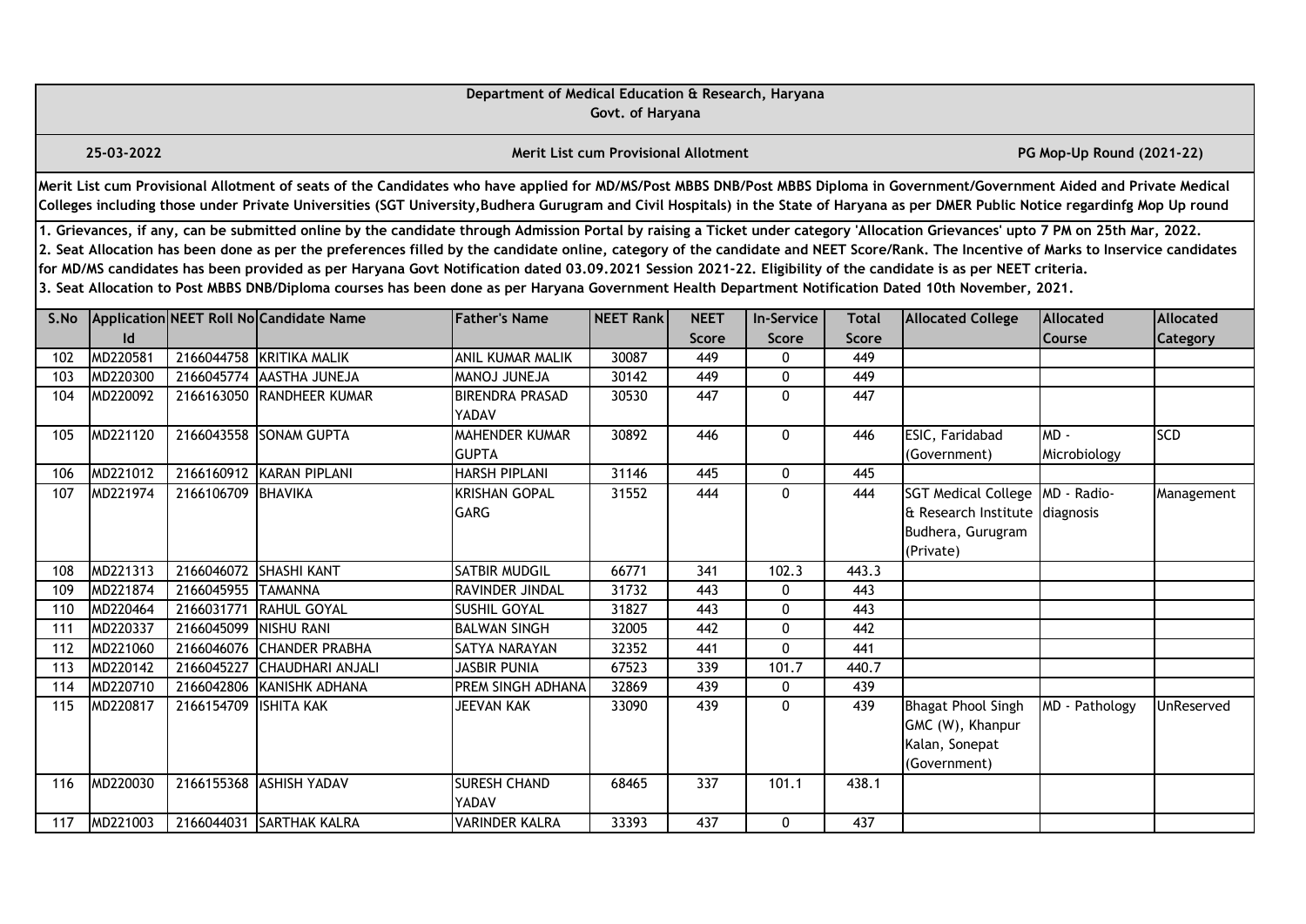Department of Medical Education & Research, Haryana
Govt. of Haryana

25-03-2022 | Merit List cum Provisional Allotment | PG Mop-Up Round (2021-22)

Merit List cum Provisional Allotment of seats of the Candidates who have applied for MD/MS/Post MBBS DNB/Post MBBS Diploma in Government/Government Aided and Private Medical Colleges including those under Private Universities (SGT University,Budhera Gurugram and Civil Hospitals) in the State of Haryana as per DMER Public Notice regardinfg Mop Up round

1. Grievances, if any, can be submitted online by the candidate through Admission Portal by raising a Ticket under category 'Allocation Grievances' upto 7 PM on 25th Mar, 2022.
2. Seat Allocation has been done as per the preferences filled by the candidate online, category of the candidate and NEET Score/Rank. The Incentive of Marks to Inservice candidates for MD/MS candidates has been provided as per Haryana Govt Notification dated 03.09.2021 Session 2021-22. Eligibility of the candidate is as per NEET criteria.
3. Seat Allocation to Post MBBS DNB/Diploma courses has been done as per Haryana Government Health Department Notification Dated 10th November, 2021.

| S.No | Application Id | NEET Roll No | Candidate Name | Father's Name | NEET Rank | NEET Score | In-Service Score | Total Score | Allocated College | Allocated Course | Allocated Category |
|---|---|---|---|---|---|---|---|---|---|---|---|
| 102 | MD220581 | 2166044758 | KRITIKA MALIK | ANIL KUMAR MALIK | 30087 | 449 | 0 | 449 | | | |
| 103 | MD220300 | 2166045774 | AASTHA JUNEJA | MANOJ JUNEJA | 30142 | 449 | 0 | 449 | | | |
| 104 | MD220092 | 2166163050 | RANDHEER KUMAR | BIRENDRA PRASAD YADAV | 30530 | 447 | 0 | 447 | | | |
| 105 | MD221120 | 2166043558 | SONAM GUPTA | MAHENDER KUMAR GUPTA | 30892 | 446 | 0 | 446 | ESIC, Faridabad (Government) | MD - Microbiology | SCD |
| 106 | MD221012 | 2166160912 | KARAN PIPLANI | HARSH PIPLANI | 31146 | 445 | 0 | 445 | | | |
| 107 | MD221974 | 2166106709 | BHAVIKA | KRISHAN GOPAL GARG | 31552 | 444 | 0 | 444 | SGT Medical College & Research Institute Budhera, Gurugram (Private) | MD - Radio-diagnosis | Management |
| 108 | MD221313 | 2166046072 | SHASHI KANT | SATBIR MUDGIL | 66771 | 341 | 102.3 | 443.3 | | | |
| 109 | MD221874 | 2166045955 | TAMANNA | RAVINDER JINDAL | 31732 | 443 | 0 | 443 | | | |
| 110 | MD220464 | 2166031771 | RAHUL GOYAL | SUSHIL GOYAL | 31827 | 443 | 0 | 443 | | | |
| 111 | MD220337 | 2166045099 | NISHU RANI | BALWAN SINGH | 32005 | 442 | 0 | 442 | | | |
| 112 | MD221060 | 2166046076 | CHANDER PRABHA | SATYA NARAYAN | 32352 | 441 | 0 | 441 | | | |
| 113 | MD220142 | 2166045227 | CHAUDHARI ANJALI | JASBIR PUNIA | 67523 | 339 | 101.7 | 440.7 | | | |
| 114 | MD220710 | 2166042806 | KANISHK ADHANA | PREM SINGH ADHANA | 32869 | 439 | 0 | 439 | | | |
| 115 | MD220817 | 2166154709 | ISHITA KAK | JEEVAN KAK | 33090 | 439 | 0 | 439 | Bhagat Phool Singh GMC (W), Khanpur Kalan, Sonepat (Government) | MD - Pathology | UnReserved |
| 116 | MD220030 | 2166155368 | ASHISH YADAV | SURESH CHAND YADAV | 68465 | 337 | 101.1 | 438.1 | | | |
| 117 | MD221003 | 2166044031 | SARTHAK KALRA | VARINDER KALRA | 33393 | 437 | 0 | 437 | | | |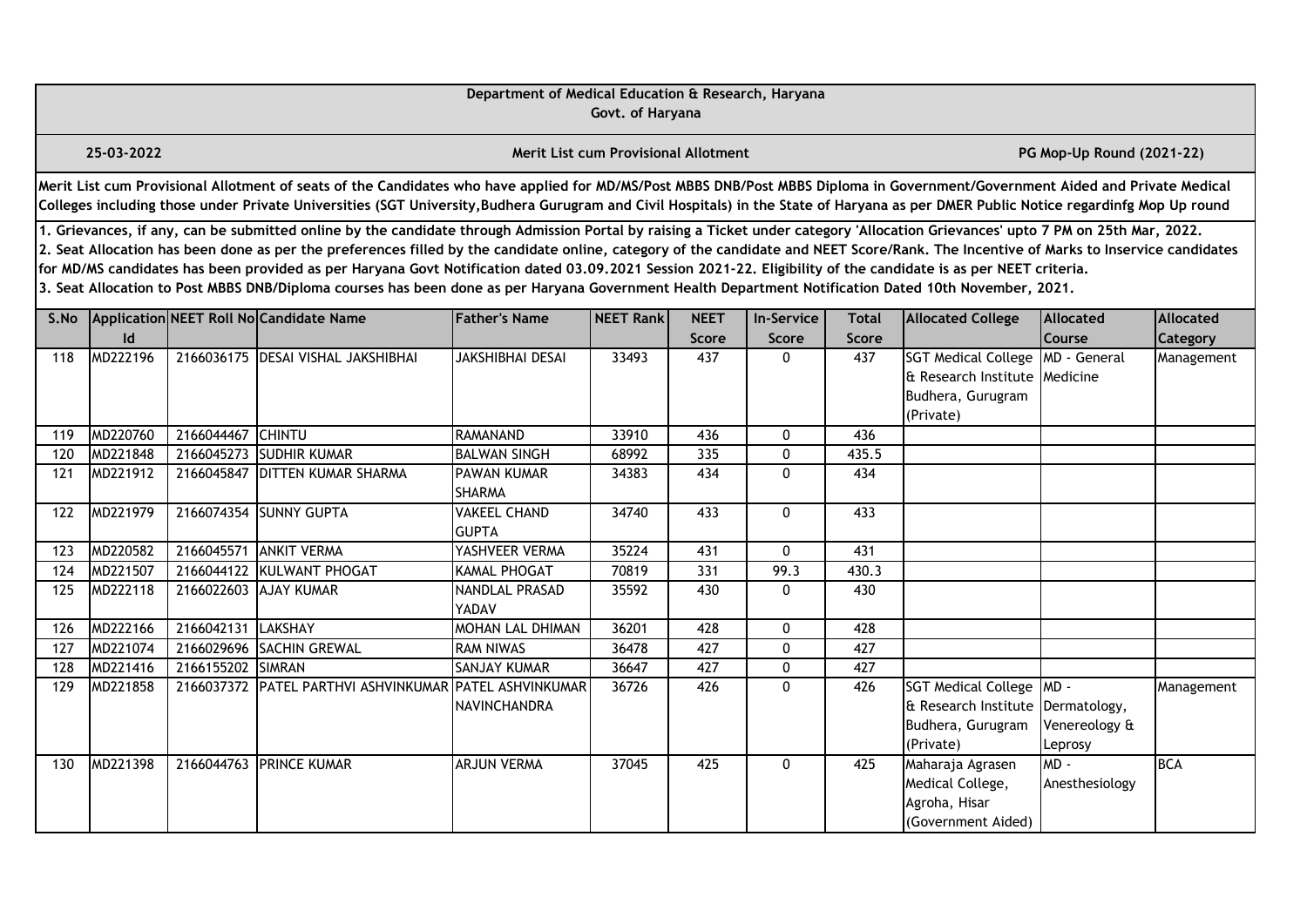Department of Medical Education & Research, Haryana
Govt. of Haryana

25-03-2022 | **Merit List cum Provisional Allotment** | PG Mop-Up Round (2021-22)

**Merit List cum Provisional Allotment of seats of the Candidates who have applied for MD/MS/Post MBBS DNB/Post MBBS Diploma in Government/Government Aided and Private Medical Colleges including those under Private Universities (SGT University,Budhera Gurugram and Civil Hospitals) in the State of Haryana as per DMER Public Notice regardinfg Mop Up round**

**1. Grievances, if any, can be submitted online by the candidate through Admission Portal by raising a Ticket under category 'Allocation Grievances' upto 7 PM on 25th Mar, 2022.**
**2. Seat Allocation has been done as per the preferences filled by the candidate online, category of the candidate and NEET Score/Rank. The Incentive of Marks to Inservice candidates for MD/MS candidates has been provided as per Haryana Govt Notification dated 03.09.2021 Session 2021-22. Eligibility of the candidate is as per NEET criteria.**
**3. Seat Allocation to Post MBBS DNB/Diploma courses has been done as per Haryana Government Health Department Notification Dated 10th November, 2021.**

| S.No | Application Id | NEET Roll No | Candidate Name | Father's Name | NEET Rank | NEET Score | In-Service Score | Total Score | Allocated College | Allocated Course | Allocated Category |
|---|---|---|---|---|---|---|---|---|---|---|---|
| 118 | MD222196 | 2166036175 | DESAI VISHAL JAKSHIBHAI | JAKSHIBHAI DESAI | 33493 | 437 | 0 | 437 | SGT Medical College & Research Institute Budhera, Gurugram (Private) | MD - General Medicine | Management |
| 119 | MD220760 | 2166044467 | CHINTU | RAMANAND | 33910 | 436 | 0 | 436 | | | |
| 120 | MD221848 | 2166045273 | SUDHIR KUMAR | BALWAN SINGH | 68992 | 335 | 0 | 435.5 | | | |
| 121 | MD221912 | 2166045847 | DITTEN KUMAR SHARMA | PAWAN KUMAR SHARMA | 34383 | 434 | 0 | 434 | | | |
| 122 | MD221979 | 2166074354 | SUNNY GUPTA | VAKEEL CHAND GUPTA | 34740 | 433 | 0 | 433 | | | |
| 123 | MD220582 | 2166045571 | ANKIT VERMA | YASHVEER VERMA | 35224 | 431 | 0 | 431 | | | |
| 124 | MD221507 | 2166044122 | KULWANT PHOGAT | KAMAL PHOGAT | 70819 | 331 | 99.3 | 430.3 | | | |
| 125 | MD222118 | 2166022603 | AJAY KUMAR | NANDLAL PRASAD YADAV | 35592 | 430 | 0 | 430 | | | |
| 126 | MD222166 | 2166042131 | LAKSHAY | MOHAN LAL DHIMAN | 36201 | 428 | 0 | 428 | | | |
| 127 | MD221074 | 2166029696 | SACHIN GREWAL | RAM NIWAS | 36478 | 427 | 0 | 427 | | | |
| 128 | MD221416 | 2166155202 | SIMRAN | SANJAY KUMAR | 36647 | 427 | 0 | 427 | | | |
| 129 | MD221858 | 2166037372 | PATEL PARTHVI ASHVINKUMAR | PATEL ASHVINKUMAR NAVINCHANDRA | 36726 | 426 | 0 | 426 | SGT Medical College & Research Institute Budhera, Gurugram (Private) | MD - Dermatology, Venereology & Leprosy | Management |
| 130 | MD221398 | 2166044763 | PRINCE KUMAR | ARJUN VERMA | 37045 | 425 | 0 | 425 | Maharaja Agrasen Medical College, Agroha, Hisar (Government Aided) | MD - Anesthesiology | BCA |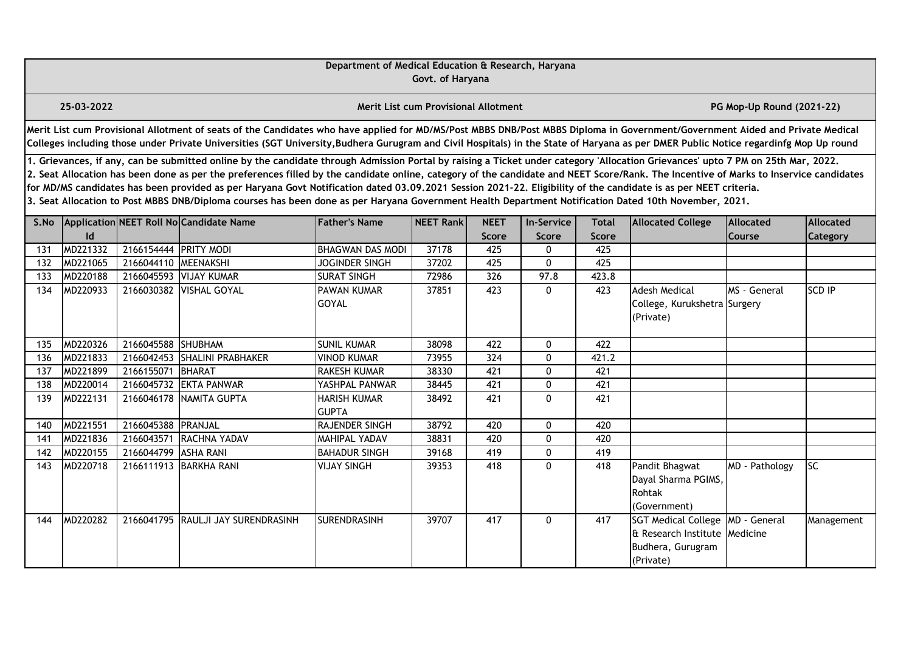Department of Medical Education & Research, Haryana

Govt. of Haryana

25-03-2022 **Merit List cum Provisional Allotment** PG Mop-Up Round (2021-22)

**Merit List cum Provisional Allotment of seats of the Candidates who have applied for MD/MS/Post MBBS DNB/Post MBBS Diploma in Government/Government Aided and Private Medical Colleges including those under Private Universities (SGT University,Budhera Gurugram and Civil Hospitals) in the State of Haryana as per DMER Public Notice regardinfg Mop Up round**

**1. Grievances, if any, can be submitted online by the candidate through Admission Portal by raising a Ticket under category 'Allocation Grievances' upto 7 PM on 25th Mar, 2022.**
**2. Seat Allocation has been done as per the preferences filled by the candidate online, category of the candidate and NEET Score/Rank. The Incentive of Marks to Inservice candidates for MD/MS candidates has been provided as per Haryana Govt Notification dated 03.09.2021 Session 2021-22. Eligibility of the candidate is as per NEET criteria.**
**3. Seat Allocation to Post MBBS DNB/Diploma courses has been done as per Haryana Government Health Department Notification Dated 10th November, 2021.**

| S.No | Application Id | NEET Roll No | Candidate Name | Father's Name | NEET Rank | NEET Score | In-Service Score | Total Score | Allocated College | Allocated Course | Allocated Category |
|---|---|---|---|---|---|---|---|---|---|---|---|
| 131 | MD221332 | 2166154444 | PRITY MODI | BHAGWAN DAS MODI | 37178 | 425 | 0 | 425 | | | |
| 132 | MD221065 | 2166044110 | MEENAKSHI | JOGINDER SINGH | 37202 | 425 | 0 | 425 | | | |
| 133 | MD220188 | 2166045593 | VIJAY KUMAR | SURAT SINGH | 72986 | 326 | 97.8 | 423.8 | | | |
| 134 | MD220933 | 2166030382 | VISHAL GOYAL | PAWAN KUMAR GOYAL | 37851 | 423 | 0 | 423 | Adesh Medical College, Kurukshetra (Private) | MS - General Surgery | SCD IP |
| 135 | MD220326 | 2166045588 | SHUBHAM | SUNIL KUMAR | 38098 | 422 | 0 | 422 | | | |
| 136 | MD221833 | 2166042453 | SHALINI PRABHAKER | VINOD KUMAR | 73955 | 324 | 0 | 421.2 | | | |
| 137 | MD221899 | 2166155071 | BHARAT | RAKESH KUMAR | 38330 | 421 | 0 | 421 | | | |
| 138 | MD220014 | 2166045732 | EKTA PANWAR | YASHPAL PANWAR | 38445 | 421 | 0 | 421 | | | |
| 139 | MD222131 | 2166046178 | NAMITA GUPTA | HARISH KUMAR GUPTA | 38492 | 421 | 0 | 421 | | | |
| 140 | MD221551 | 2166045388 | PRANJAL | RAJENDER SINGH | 38792 | 420 | 0 | 420 | | | |
| 141 | MD221836 | 2166043571 | RACHNA YADAV | MAHIPAL YADAV | 38831 | 420 | 0 | 420 | | | |
| 142 | MD220155 | 2166044799 | ASHA RANI | BAHADUR SINGH | 39168 | 419 | 0 | 419 | | | |
| 143 | MD220718 | 2166111913 | BARKHA RANI | VIJAY SINGH | 39353 | 418 | 0 | 418 | Pandit Bhagwat Dayal Sharma PGIMS, Rohtak (Government) | MD - Pathology | SC |
| 144 | MD220282 | 2166041795 | RAULJI JAY SURENDRASINH | SURENDRASINH | 39707 | 417 | 0 | 417 | SGT Medical College & Research Institute Budhera, Gurugram (Private) | MD - General Medicine | Management |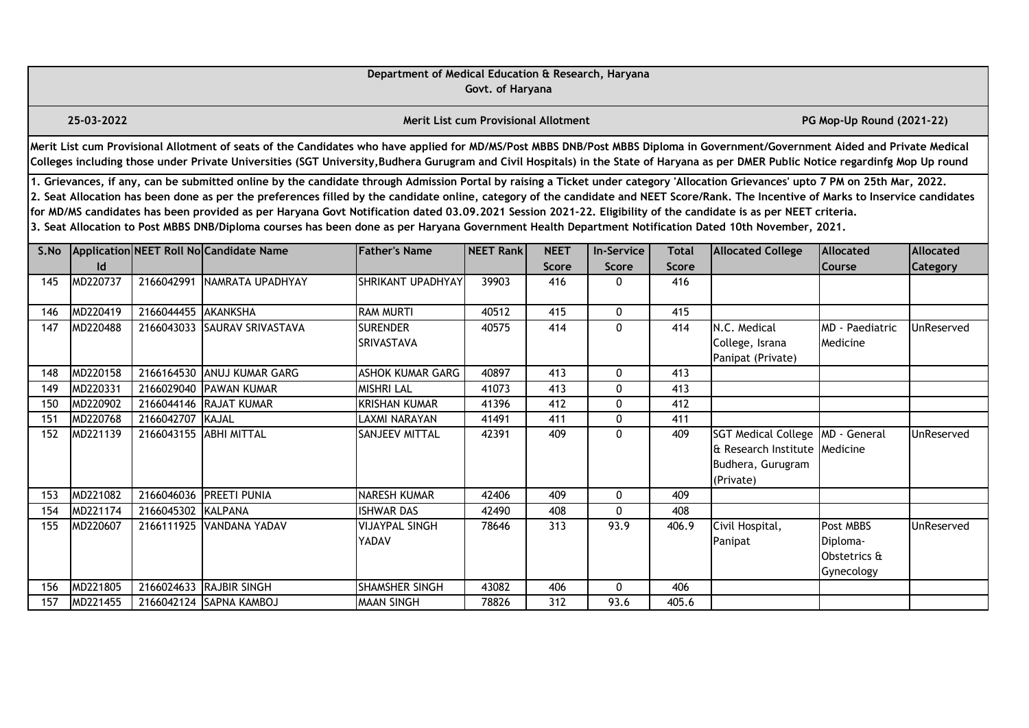Department of Medical Education & Research, Haryana
Govt. of Haryana

25-03-2022 | Merit List cum Provisional Allotment | PG Mop-Up Round (2021-22)

**Merit List cum Provisional Allotment of seats of the Candidates who have applied for MD/MS/Post MBBS DNB/Post MBBS Diploma in Government/Government Aided and Private Medical Colleges including those under Private Universities (SGT University,Budhera Gurugram and Civil Hospitals) in the State of Haryana as per DMER Public Notice regardinfg Mop Up round**

**1. Grievances, if any, can be submitted online by the candidate through Admission Portal by raising a Ticket under category 'Allocation Grievances' upto 7 PM on 25th Mar, 2022.**
**2. Seat Allocation has been done as per the preferences filled by the candidate online, category of the candidate and NEET Score/Rank. The Incentive of Marks to Inservice candidates for MD/MS candidates has been provided as per Haryana Govt Notification dated 03.09.2021 Session 2021-22. Eligibility of the candidate is as per NEET criteria.**
**3. Seat Allocation to Post MBBS DNB/Diploma courses has been done as per Haryana Government Health Department Notification Dated 10th November, 2021.**

| S.No | Application Id | NEET Roll No | Candidate Name | Father's Name | NEET Rank | NEET Score | In-Service Score | Total Score | Allocated College | Allocated Course | Allocated Category |
|---|---|---|---|---|---|---|---|---|---|---|---|
| 145 | MD220737 | 2166042991 | NAMRATA UPADHYAY | SHRIKANT UPADHYAY | 39903 | 416 | 0 | 416 | | | |
| 146 | MD220419 | 2166044455 | AKANKSHA | RAM MURTI | 40512 | 415 | 0 | 415 | | | |
| 147 | MD220488 | 2166043033 | SAURAV SRIVASTAVA | SURENDER SRIVASTAVA | 40575 | 414 | 0 | 414 | N.C. Medical College, Israna Panipat (Private) | MD - Paediatric Medicine | UnReserved |
| 148 | MD220158 | 2166164530 | ANUJ KUMAR GARG | ASHOK KUMAR GARG | 40897 | 413 | 0 | 413 | | | |
| 149 | MD220331 | 2166029040 | PAWAN KUMAR | MISHRI LAL | 41073 | 413 | 0 | 413 | | | |
| 150 | MD220902 | 2166044146 | RAJAT KUMAR | KRISHAN KUMAR | 41396 | 412 | 0 | 412 | | | |
| 151 | MD220768 | 2166042707 | KAJAL | LAXMI NARAYAN | 41491 | 411 | 0 | 411 | | | |
| 152 | MD221139 | 2166043155 | ABHI MITTAL | SANJEEV MITTAL | 42391 | 409 | 0 | 409 | SGT Medical College & Research Institute Budhera, Gurugram (Private) | MD - General Medicine | UnReserved |
| 153 | MD221082 | 2166046036 | PREETI PUNIA | NARESH KUMAR | 42406 | 409 | 0 | 409 | | | |
| 154 | MD221174 | 2166045302 | KALPANA | ISHWAR DAS | 42490 | 408 | 0 | 408 | | | |
| 155 | MD220607 | 2166111925 | VANDANA YADAV | VIJAYPAL SINGH YADAV | 78646 | 313 | 93.9 | 406.9 | Civil Hospital, Panipat | Post MBBS Diploma-Obstetrics & Gynecology | UnReserved |
| 156 | MD221805 | 2166024633 | RAJBIR SINGH | SHAMSHER SINGH | 43082 | 406 | 0 | 406 | | | |
| 157 | MD221455 | 2166042124 | SAPNA KAMBOJ | MAAN SINGH | 78826 | 312 | 93.6 | 405.6 | | | |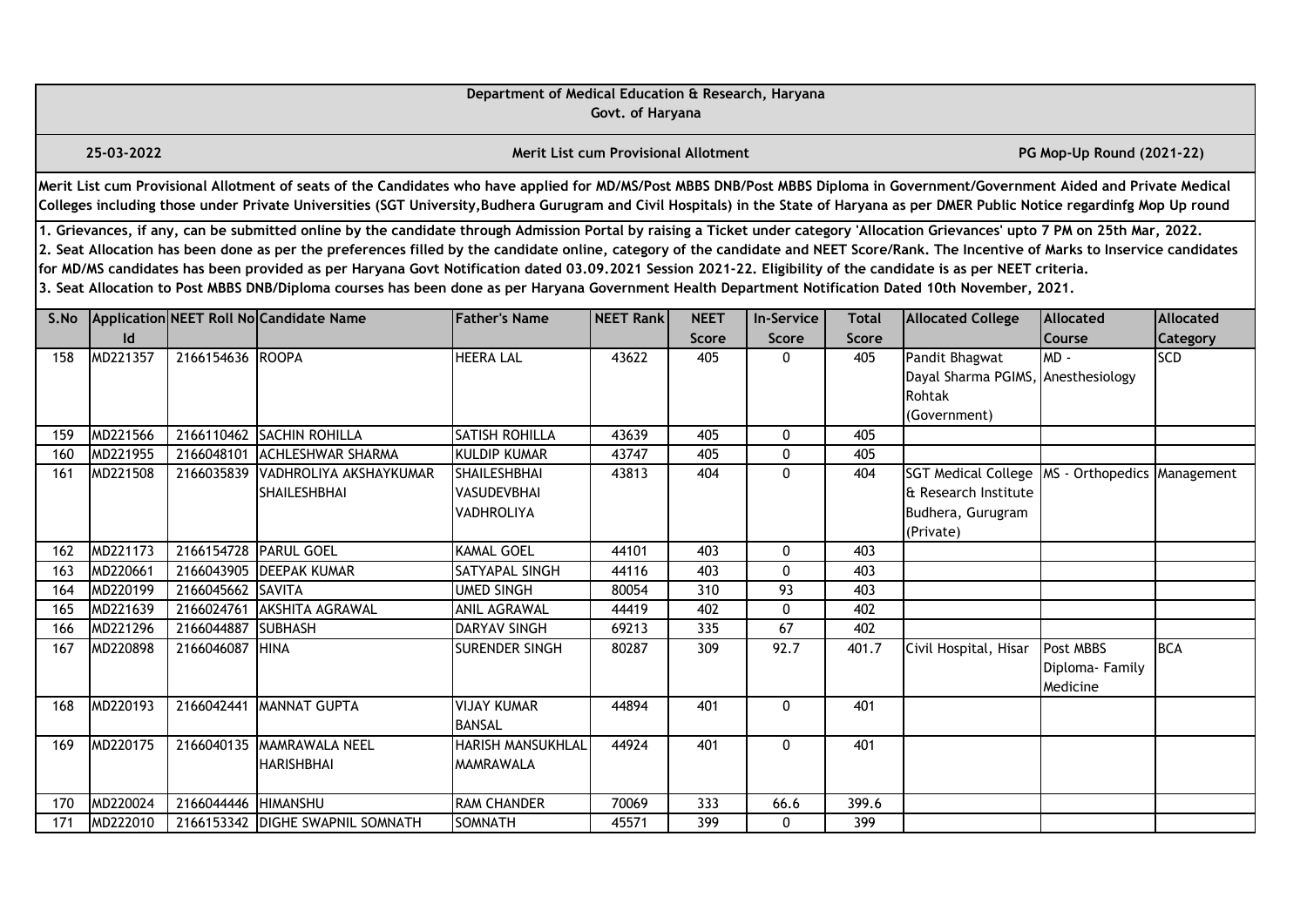Department of Medical Education & Research, Haryana
Govt. of Haryana

25-03-2022 | **Merit List cum Provisional Allotment** | **PG Mop-Up Round (2021-22)**

**Merit List cum Provisional Allotment of seats of the Candidates who have applied for MD/MS/Post MBBS DNB/Post MBBS Diploma in Government/Government Aided and Private Medical Colleges including those under Private Universities (SGT University,Budhera Gurugram and Civil Hospitals) in the State of Haryana as per DMER Public Notice regardinfg Mop Up round**

**1. Grievances, if any, can be submitted online by the candidate through Admission Portal by raising a Ticket under category 'Allocation Grievances' upto 7 PM on 25th Mar, 2022.**
**2. Seat Allocation has been done as per the preferences filled by the candidate online, category of the candidate and NEET Score/Rank. The Incentive of Marks to Inservice candidates for MD/MS candidates has been provided as per Haryana Govt Notification dated 03.09.2021 Session 2021-22. Eligibility of the candidate is as per NEET criteria.**
**3. Seat Allocation to Post MBBS DNB/Diploma courses has been done as per Haryana Government Health Department Notification Dated 10th November, 2021.**

| S.No | Application Id | NEET Roll No | Candidate Name | Father's Name | NEET Rank | NEET Score | In-Service Score | Total Score | Allocated College | Allocated Course | Allocated Category |
|---|---|---|---|---|---|---|---|---|---|---|---|
| 158 | MD221357 | 2166154636 | ROOPA | HEERA LAL | 43622 | 405 | 0 | 405 | Pandit Bhagwat Dayal Sharma PGIMS, Rohtak (Government) | MD - Anesthesiology | SCD |
| 159 | MD221566 | 2166110462 | SACHIN ROHILLA | SATISH ROHILLA | 43639 | 405 | 0 | 405 | | | |
| 160 | MD221955 | 2166048101 | ACHLESHWAR SHARMA | KULDIP KUMAR | 43747 | 405 | 0 | 405 | | | |
| 161 | MD221508 | 2166035839 | VADHROLIYA AKSHAYKUMAR SHAILESHBHAI | SHAILESHBHAI VASUDEVBHAI VADHROLIYA | 43813 | 404 | 0 | 404 | SGT Medical College & Research Institute Budhera, Gurugram (Private) | MS - Orthopedics | Management |
| 162 | MD221173 | 2166154728 | PARUL GOEL | KAMAL GOEL | 44101 | 403 | 0 | 403 | | | |
| 163 | MD220661 | 2166043905 | DEEPAK KUMAR | SATYAPAL SINGH | 44116 | 403 | 0 | 403 | | | |
| 164 | MD220199 | 2166045662 | SAVITA | UMED SINGH | 80054 | 310 | 93 | 403 | | | |
| 165 | MD221639 | 2166024761 | AKSHITA AGRAWAL | ANIL AGRAWAL | 44419 | 402 | 0 | 402 | | | |
| 166 | MD221296 | 2166044887 | SUBHASH | DARYAV SINGH | 69213 | 335 | 67 | 402 | | | |
| 167 | MD220898 | 2166046087 | HINA | SURENDER SINGH | 80287 | 309 | 92.7 | 401.7 | Civil Hospital, Hisar | Post MBBS Diploma- Family Medicine | BCA |
| 168 | MD220193 | 2166042441 | MANNAT GUPTA | VIJAY KUMAR BANSAL | 44894 | 401 | 0 | 401 | | | |
| 169 | MD220175 | 2166040135 | MAMRAWALA NEEL HARISHBHAI | HARISH MANSUKHLAL MAMRAWALA | 44924 | 401 | 0 | 401 | | | |
| 170 | MD220024 | 2166044446 | HIMANSHU | RAM CHANDER | 70069 | 333 | 66.6 | 399.6 | | | |
| 171 | MD222010 | 2166153342 | DIGHE SWAPNIL SOMNATH | SOMNATH | 45571 | 399 | 0 | 399 | | | |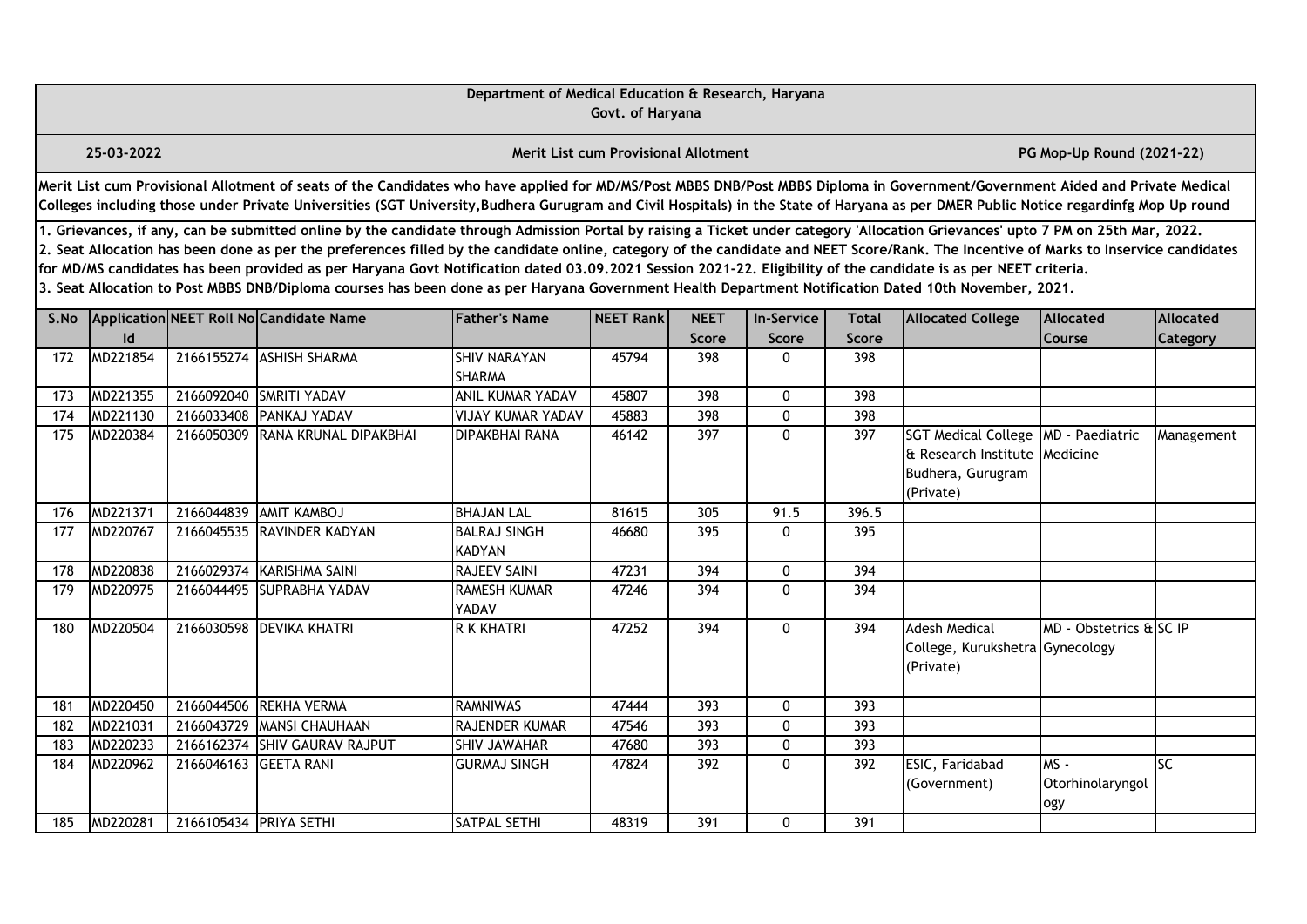Department of Medical Education & Research, Haryana
Govt. of Haryana

25-03-2022 | Merit List cum Provisional Allotment | PG Mop-Up Round (2021-22)

**Merit List cum Provisional Allotment of seats of the Candidates who have applied for MD/MS/Post MBBS DNB/Post MBBS Diploma in Government/Government Aided and Private Medical Colleges including those under Private Universities (SGT University,Budhera Gurugram and Civil Hospitals) in the State of Haryana as per DMER Public Notice regardinfg Mop Up round**

**1. Grievances, if any, can be submitted online by the candidate through Admission Portal by raising a Ticket under category 'Allocation Grievances' upto 7 PM on 25th Mar, 2022.**
**2. Seat Allocation has been done as per the preferences filled by the candidate online, category of the candidate and NEET Score/Rank. The Incentive of Marks to Inservice candidates for MD/MS candidates has been provided as per Haryana Govt Notification dated 03.09.2021 Session 2021-22. Eligibility of the candidate is as per NEET criteria.**
**3. Seat Allocation to Post MBBS DNB/Diploma courses has been done as per Haryana Government Health Department Notification Dated 10th November, 2021.**

| S.No | Application Id | NEET Roll No | Candidate Name | Father's Name | NEET Rank | NEET Score | In-Service Score | Total Score | Allocated College | Allocated Course | Allocated Category |
|---|---|---|---|---|---|---|---|---|---|---|---|
| 172 | MD221854 | 2166155274 | ASHISH SHARMA | SHIV NARAYAN SHARMA | 45794 | 398 | 0 | 398 | | | |
| 173 | MD221355 | 2166092040 | SMRITI YADAV | ANIL KUMAR YADAV | 45807 | 398 | 0 | 398 | | | |
| 174 | MD221130 | 2166033408 | PANKAJ YADAV | VIJAY KUMAR YADAV | 45883 | 398 | 0 | 398 | | | |
| 175 | MD220384 | 2166050309 | RANA KRUNAL DIPAKBHAI | DIPAKBHAI RANA | 46142 | 397 | 0 | 397 | SGT Medical College & Research Institute Budhera, Gurugram (Private) | MD - Paediatric Medicine | Management |
| 176 | MD221371 | 2166044839 | AMIT KAMBOJ | BHAJAN LAL | 81615 | 305 | 91.5 | 396.5 | | | |
| 177 | MD220767 | 2166045535 | RAVINDER KADYAN | BALRAJ SINGH KADYAN | 46680 | 395 | 0 | 395 | | | |
| 178 | MD220838 | 2166029374 | KARISHMA SAINI | RAJEEV SAINI | 47231 | 394 | 0 | 394 | | | |
| 179 | MD220975 | 2166044495 | SUPRABHA YADAV | RAMESH KUMAR YADAV | 47246 | 394 | 0 | 394 | | | |
| 180 | MD220504 | 2166030598 | DEVIKA KHATRI | R K KHATRI | 47252 | 394 | 0 | 394 | Adesh Medical College, Kurukshetra (Private) | MD - Obstetrics & Gynecology | SC IP |
| 181 | MD220450 | 2166044506 | REKHA VERMA | RAMNIWAS | 47444 | 393 | 0 | 393 | | | |
| 182 | MD221031 | 2166043729 | MANSI CHAUHAAN | RAJENDER KUMAR | 47546 | 393 | 0 | 393 | | | |
| 183 | MD220233 | 2166162374 | SHIV GAURAV RAJPUT | SHIV JAWAHAR | 47680 | 393 | 0 | 393 | | | |
| 184 | MD220962 | 2166046163 | GEETA RANI | GURMAJ SINGH | 47824 | 392 | 0 | 392 | ESIC, Faridabad (Government) | MS - Otorhinolaryngology | SC |
| 185 | MD220281 | 2166105434 | PRIYA SETHI | SATPAL SETHI | 48319 | 391 | 0 | 391 | | | |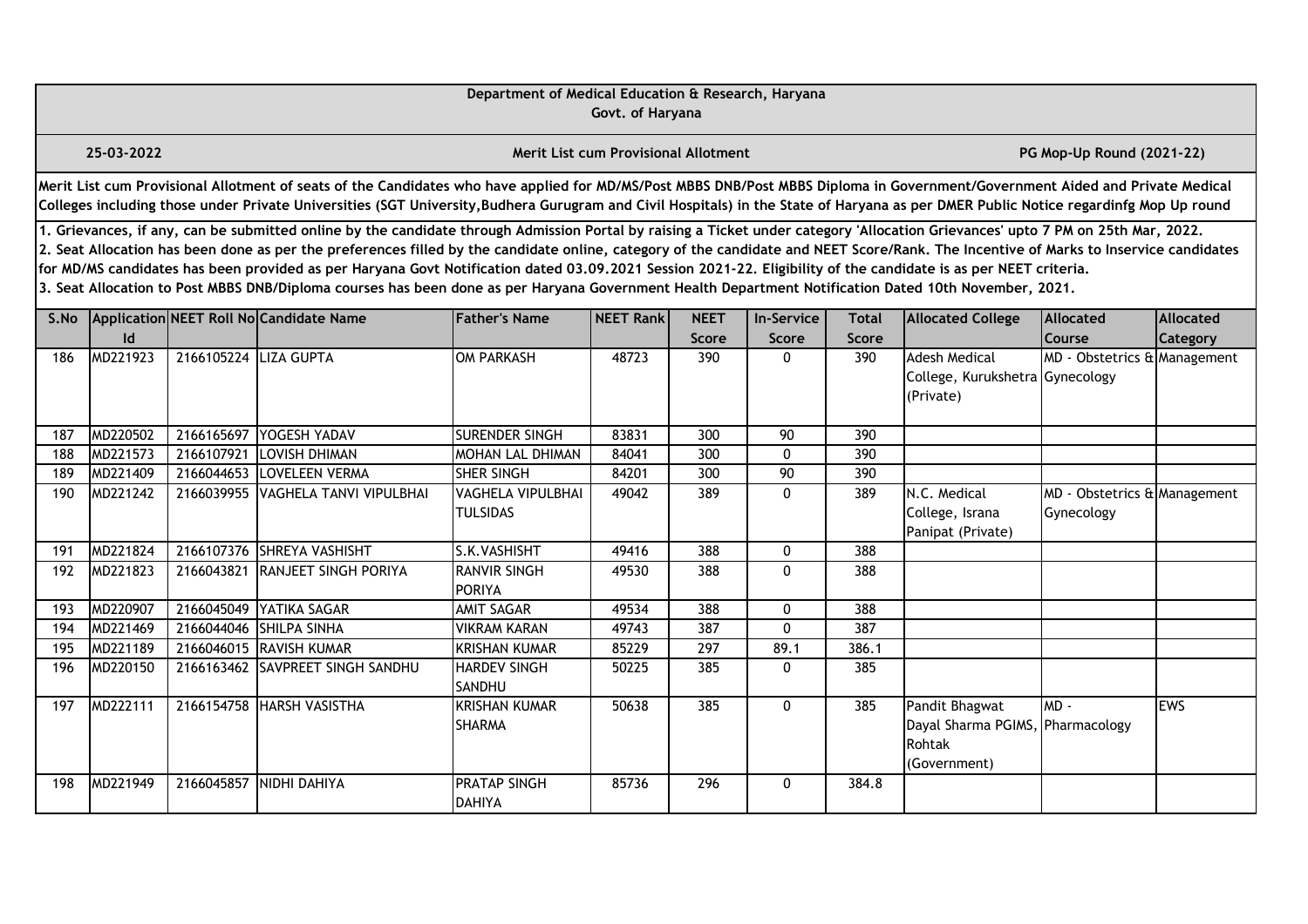**Department of Medical Education & Research, Haryana**
**Govt. of Haryana**

**25-03-2022** | **Merit List cum Provisional Allotment** | **PG Mop-Up Round (2021-22)**

**Merit List cum Provisional Allotment of seats of the Candidates who have applied for MD/MS/Post MBBS DNB/Post MBBS Diploma in Government/Government Aided and Private Medical Colleges including those under Private Universities (SGT University,Budhera Gurugram and Civil Hospitals) in the State of Haryana as per DMER Public Notice regardinfg Mop Up round**

**1. Grievances, if any, can be submitted online by the candidate through Admission Portal by raising a Ticket under category 'Allocation Grievances' upto 7 PM on 25th Mar, 2022.**
**2. Seat Allocation has been done as per the preferences filled by the candidate online, category of the candidate and NEET Score/Rank. The Incentive of Marks to Inservice candidates for MD/MS candidates has been provided as per Haryana Govt Notification dated 03.09.2021 Session 2021-22. Eligibility of the candidate is as per NEET criteria.**
**3. Seat Allocation to Post MBBS DNB/Diploma courses has been done as per Haryana Government Health Department Notification Dated 10th November, 2021.**

| S.No | Application Id | NEET Roll No | Candidate Name | Father's Name | NEET Rank | NEET Score | In-Service Score | Total Score | Allocated College | Allocated Course | Allocated Category |
|---|---|---|---|---|---|---|---|---|---|---|---|
| 186 | MD221923 | 2166105224 | LIZA GUPTA | OM PARKASH | 48723 | 390 | 0 | 390 | Adesh Medical College, Kurukshetra (Private) | MD - Obstetrics & Gynecology | Management |
| 187 | MD220502 | 2166165697 | YOGESH YADAV | SURENDER SINGH | 83831 | 300 | 90 | 390 | | | |
| 188 | MD221573 | 2166107921 | LOVISH DHIMAN | MOHAN LAL DHIMAN | 84041 | 300 | 0 | 390 | | | |
| 189 | MD221409 | 2166044653 | LOVELEEN VERMA | SHER SINGH | 84201 | 300 | 90 | 390 | | | |
| 190 | MD221242 | 2166039955 | VAGHELA TANVI VIPULBHAI | VAGHELA VIPULBHAI TULSIDAS | 49042 | 389 | 0 | 389 | N.C. Medical College, Israna Panipat (Private) | MD - Obstetrics & Gynecology | Management |
| 191 | MD221824 | 2166107376 | SHREYA VASHISHT | S.K.VASHISHT | 49416 | 388 | 0 | 388 | | | |
| 192 | MD221823 | 2166043821 | RANJEET SINGH PORIYA | RANVIR SINGH PORIYA | 49530 | 388 | 0 | 388 | | | |
| 193 | MD220907 | 2166045049 | YATIKA SAGAR | AMIT SAGAR | 49534 | 388 | 0 | 388 | | | |
| 194 | MD221469 | 2166044046 | SHILPA SINHA | VIKRAM KARAN | 49743 | 387 | 0 | 387 | | | |
| 195 | MD221189 | 2166046015 | RAVISH KUMAR | KRISHAN KUMAR | 85229 | 297 | 89.1 | 386.1 | | | |
| 196 | MD220150 | 2166163462 | SAVPREET SINGH SANDHU | HARDEV SINGH SANDHU | 50225 | 385 | 0 | 385 | | | |
| 197 | MD222111 | 2166154758 | HARSH VASISTHA | KRISHAN KUMAR SHARMA | 50638 | 385 | 0 | 385 | Pandit Bhagwat Dayal Sharma PGIMS, Rohtak (Government) | MD - Pharmacology | EWS |
| 198 | MD221949 | 2166045857 | NIDHI DAHIYA | PRATAP SINGH DAHIYA | 85736 | 296 | 0 | 384.8 | | | |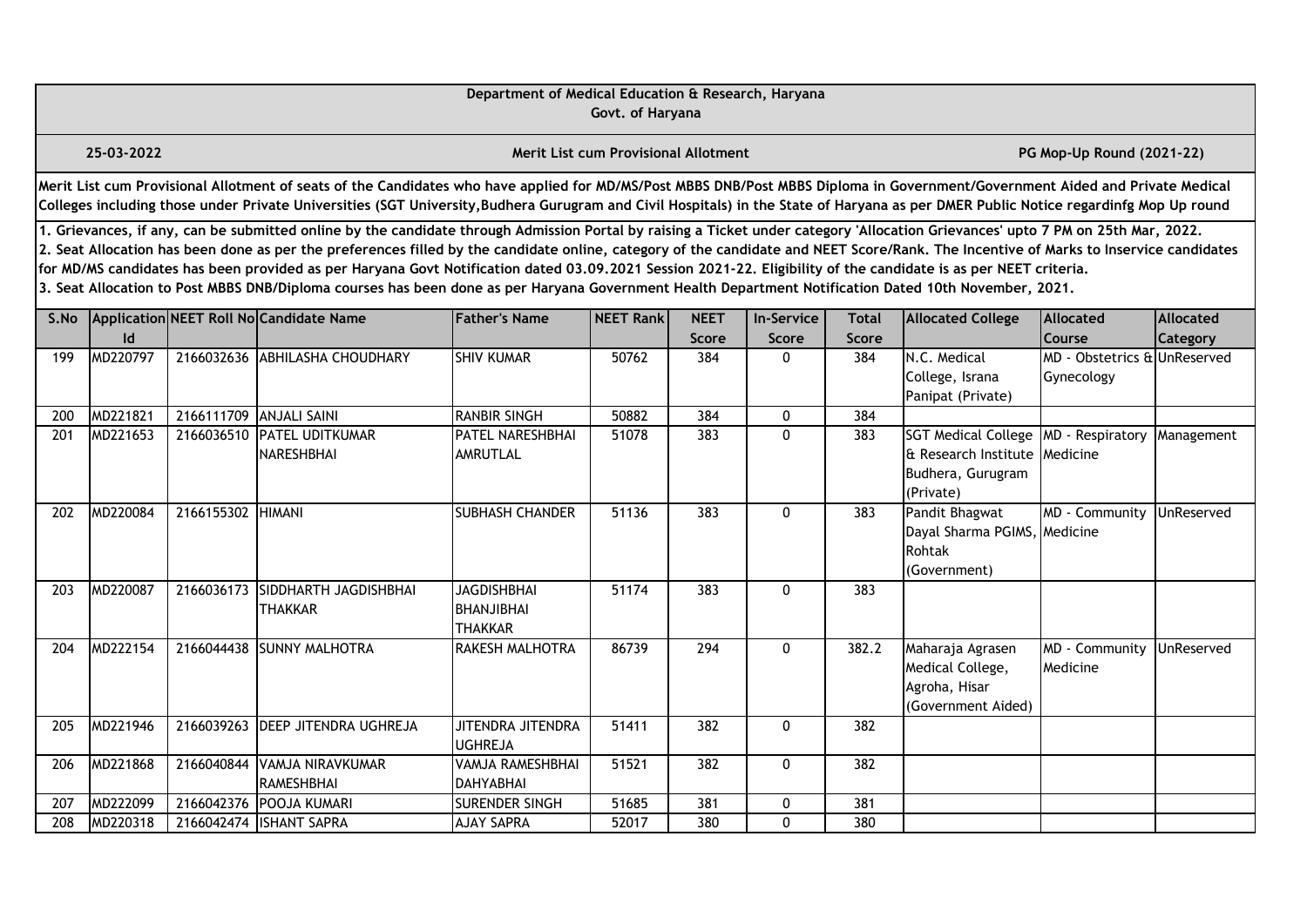Department of Medical Education & Research, Haryana
Govt. of Haryana

25-03-2022 | Merit List cum Provisional Allotment | PG Mop-Up Round (2021-22)

Merit List cum Provisional Allotment of seats of the Candidates who have applied for MD/MS/Post MBBS DNB/Post MBBS Diploma in Government/Government Aided and Private Medical Colleges including those under Private Universities (SGT University,Budhera Gurugram and Civil Hospitals) in the State of Haryana as per DMER Public Notice regardinfg Mop Up round

1. Grievances, if any, can be submitted online by the candidate through Admission Portal by raising a Ticket under category 'Allocation Grievances' upto 7 PM on 25th Mar, 2022.
2. Seat Allocation has been done as per the preferences filled by the candidate online, category of the candidate and NEET Score/Rank. The Incentive of Marks to Inservice candidates for MD/MS candidates has been provided as per Haryana Govt Notification dated 03.09.2021 Session 2021-22. Eligibility of the candidate is as per NEET criteria.
3. Seat Allocation to Post MBBS DNB/Diploma courses has been done as per Haryana Government Health Department Notification Dated 10th November, 2021.

| S.No | Application Id | NEET Roll No | Candidate Name | Father's Name | NEET Rank | NEET Score | In-Service Score | Total Score | Allocated College | Allocated Course | Allocated Category |
|---|---|---|---|---|---|---|---|---|---|---|---|
| 199 | MD220797 | 2166032636 | ABHILASHA CHOUDHARY | SHIV KUMAR | 50762 | 384 | 0 | 384 | N.C. Medical College, Israna Panipat (Private) | MD - Obstetrics & Gynecology | UnReserved |
| 200 | MD221821 | 2166111709 | ANJALI SAINI | RANBIR SINGH | 50882 | 384 | 0 | 384 | | | |
| 201 | MD221653 | 2166036510 | PATEL UDITKUMAR NARESHBHAI | PATEL NARESHBHAI AMRUTLAL | 51078 | 383 | 0 | 383 | SGT Medical College & Research Institute Budhera, Gurugram (Private) | MD - Respiratory Medicine | Management |
| 202 | MD220084 | 2166155302 | HIMANI | SUBHASH CHANDER | 51136 | 383 | 0 | 383 | Pandit Bhagwat Dayal Sharma PGIMS, Rohtak (Government) | MD - Community Medicine | UnReserved |
| 203 | MD220087 | 2166036173 | SIDDHARTH JAGDISHBHAI THAKKAR | JAGDISHBHAI BHANJIBHAI THAKKAR | 51174 | 383 | 0 | 383 | | | |
| 204 | MD222154 | 2166044438 | SUNNY MALHOTRA | RAKESH MALHOTRA | 86739 | 294 | 0 | 382.2 | Maharaja Agrasen Medical College, Agroha, Hisar (Government Aided) | MD - Community Medicine | UnReserved |
| 205 | MD221946 | 2166039263 | DEEP JITENDRA UGHREJA | JITENDRA JITENDRA UGHREJA | 51411 | 382 | 0 | 382 | | | |
| 206 | MD221868 | 2166040844 | VAMJA NIRAVKUMAR RAMESHBHAI | VAMJA RAMESHBHAI DAHYABHAI | 51521 | 382 | 0 | 382 | | | |
| 207 | MD222099 | 2166042376 | POOJA KUMARI | SURENDER SINGH | 51685 | 381 | 0 | 381 | | | |
| 208 | MD220318 | 2166042474 | ISHANT SAPRA | AJAY SAPRA | 52017 | 380 | 0 | 380 | | | |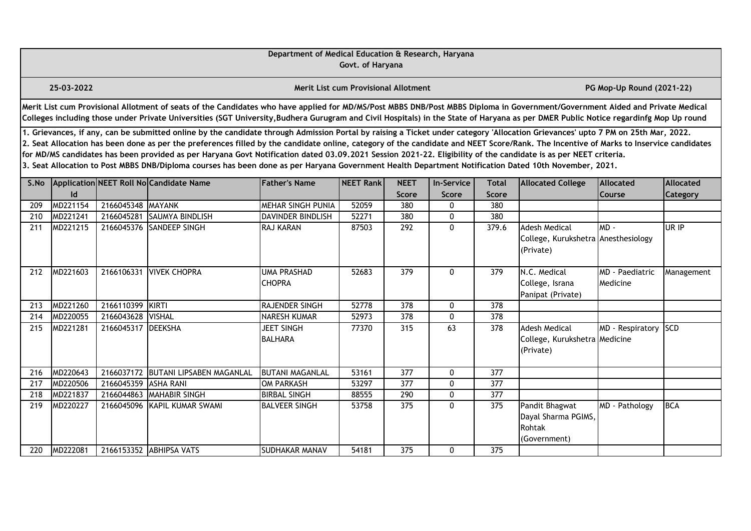**Department of Medical Education & Research, Haryana**
**Govt. of Haryana**

**25-03-2022** | **Merit List cum Provisional Allotment** | **PG Mop-Up Round (2021-22)**

**Merit List cum Provisional Allotment of seats of the Candidates who have applied for MD/MS/Post MBBS DNB/Post MBBS Diploma in Government/Government Aided and Private Medical Colleges including those under Private Universities (SGT University,Budhera Gurugram and Civil Hospitals) in the State of Haryana as per DMER Public Notice regardinfg Mop Up round**

**1. Grievances, if any, can be submitted online by the candidate through Admission Portal by raising a Ticket under category 'Allocation Grievances' upto 7 PM on 25th Mar, 2022.**
**2. Seat Allocation has been done as per the preferences filled by the candidate online, category of the candidate and NEET Score/Rank. The Incentive of Marks to Inservice candidates for MD/MS candidates has been provided as per Haryana Govt Notification dated 03.09.2021 Session 2021-22. Eligibility of the candidate is as per NEET criteria.**
**3. Seat Allocation to Post MBBS DNB/Diploma courses has been done as per Haryana Government Health Department Notification Dated 10th November, 2021.**

| S.No | Application Id | NEET Roll No | Candidate Name | Father's Name | NEET Rank | NEET Score | In-Service Score | Total Score | Allocated College | Allocated Course | Allocated Category |
|---|---|---|---|---|---|---|---|---|---|---|---|
| 209 | MD221154 | 2166045348 | MAYANK | MEHAR SINGH PUNIA | 52059 | 380 | 0 | 380 | | | |
| 210 | MD221241 | 2166045281 | SAUMYA BINDLISH | DAVINDER BINDLISH | 52271 | 380 | 0 | 380 | | | |
| 211 | MD221215 | 2166045376 | SANDEEP SINGH | RAJ KARAN | 87503 | 292 | 0 | 379.6 | Adesh Medical College, Kurukshetra (Private) | MD - Anesthesiology | UR IP |
| 212 | MD221603 | 2166106331 | VIVEK CHOPRA | UMA PRASHAD CHOPRA | 52683 | 379 | 0 | 379 | N.C. Medical College, Israna Panipat (Private) | MD - Paediatric Medicine | Management |
| 213 | MD221260 | 2166110399 | KIRTI | RAJENDER SINGH | 52778 | 378 | 0 | 378 | | | |
| 214 | MD220055 | 2166043628 | VISHAL | NARESH KUMAR | 52973 | 378 | 0 | 378 | | | |
| 215 | MD221281 | 2166045317 | DEEKSHA | JEET SINGH BALHARA | 77370 | 315 | 63 | 378 | Adesh Medical College, Kurukshetra (Private) | MD - Respiratory Medicine | SCD |
| 216 | MD220643 | 2166037172 | BUTANI LIPSABEN MAGANLAL | BUTANI MAGANLAL | 53161 | 377 | 0 | 377 | | | |
| 217 | MD220506 | 2166045359 | ASHA RANI | OM PARKASH | 53297 | 377 | 0 | 377 | | | |
| 218 | MD221837 | 2166044863 | MAHABIR SINGH | BIRBAL SINGH | 88555 | 290 | 0 | 377 | | | |
| 219 | MD220227 | 2166045096 | KAPIL KUMAR SWAMI | BALVEER SINGH | 53758 | 375 | 0 | 375 | Pandit Bhagwat Dayal Sharma PGIMS, Rohtak (Government) | MD - Pathology | BCA |
| 220 | MD222081 | 2166153352 | ABHIPSA VATS | SUDHAKAR MANAV | 54181 | 375 | 0 | 375 | | | |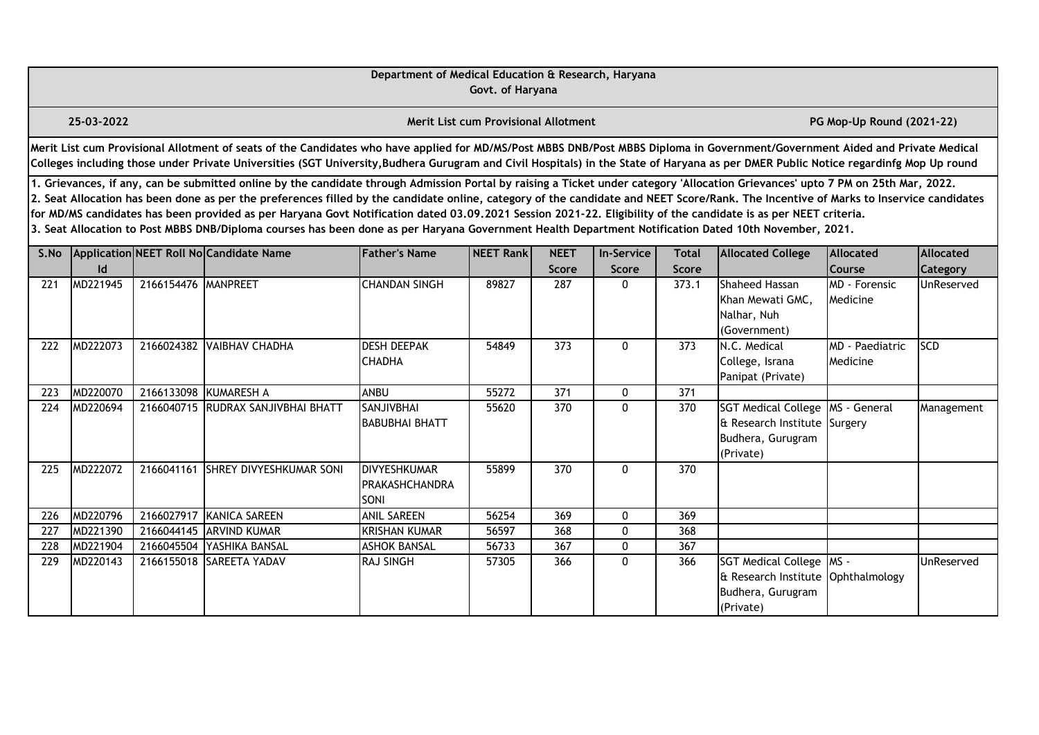**Department of Medical Education & Research, Haryana**
**Govt. of Haryana**

**25-03-2022** | **Merit List cum Provisional Allotment** | **PG Mop-Up Round (2021-22)**

**Merit List cum Provisional Allotment of seats of the Candidates who have applied for MD/MS/Post MBBS DNB/Post MBBS Diploma in Government/Government Aided and Private Medical Colleges including those under Private Universities (SGT University,Budhera Gurugram and Civil Hospitals) in the State of Haryana as per DMER Public Notice regardinfg Mop Up round**

**1. Grievances, if any, can be submitted online by the candidate through Admission Portal by raising a Ticket under category 'Allocation Grievances' upto 7 PM on 25th Mar, 2022.**
**2. Seat Allocation has been done as per the preferences filled by the candidate online, category of the candidate and NEET Score/Rank. The Incentive of Marks to Inservice candidates for MD/MS candidates has been provided as per Haryana Govt Notification dated 03.09.2021 Session 2021-22. Eligibility of the candidate is as per NEET criteria.**
**3. Seat Allocation to Post MBBS DNB/Diploma courses has been done as per Haryana Government Health Department Notification Dated 10th November, 2021.**

| S.No | Application Id | NEET Roll No | Candidate Name | Father's Name | NEET Rank | NEET Score | In-Service Score | Total Score | Allocated College | Allocated Course | Allocated Category |
|---|---|---|---|---|---|---|---|---|---|---|---|
| 221 | MD221945 | 2166154476 | MANPREET | CHANDAN SINGH | 89827 | 287 | 0 | 373.1 | Shaheed Hassan Khan Mewati GMC, Nalhar, Nuh (Government) | MD - Forensic Medicine | UnReserved |
| 222 | MD222073 | 2166024382 | VAIBHAV CHADHA | DESH DEEPAK CHADHA | 54849 | 373 | 0 | 373 | N.C. Medical College, Israna Panipat (Private) | MD - Paediatric Medicine | SCD |
| 223 | MD220070 | 2166133098 | KUMARESH A | ANBU | 55272 | 371 | 0 | 371 | | | |
| 224 | MD220694 | 2166040715 | RUDRAX SANJIVBHAI BHATT | SANJIVBHAI BABUBHAI BHATT | 55620 | 370 | 0 | 370 | SGT Medical College & Research Institute Budhera, Gurugram (Private) | MS - General Surgery | Management |
| 225 | MD222072 | 2166041161 | SHREY DIVYESHKUMAR SONI | DIVYESHKUMAR PRAKASHCHANDRA SONI | 55899 | 370 | 0 | 370 | | | |
| 226 | MD220796 | 2166027917 | KANICA SAREEN | ANIL SAREEN | 56254 | 369 | 0 | 369 | | | |
| 227 | MD221390 | 2166044145 | ARVIND KUMAR | KRISHAN KUMAR | 56597 | 368 | 0 | 368 | | | |
| 228 | MD221904 | 2166045504 | YASHIKA BANSAL | ASHOK BANSAL | 56733 | 367 | 0 | 367 | | | |
| 229 | MD220143 | 2166155018 | SAREETA YADAV | RAJ SINGH | 57305 | 366 | 0 | 366 | SGT Medical College & Research Institute Budhera, Gurugram (Private) | MS - Ophthalmology | UnReserved |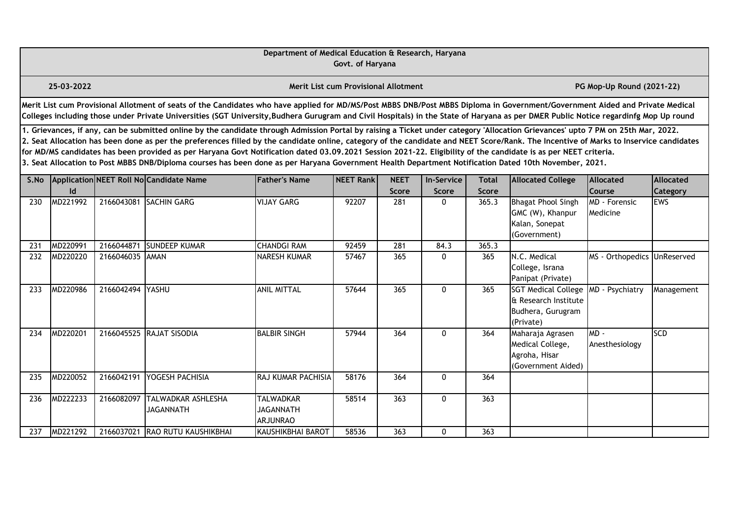**Department of Medical Education & Research, Haryana**
**Govt. of Haryana**

**25-03-2022** | **Merit List cum Provisional Allotment** | **PG Mop-Up Round (2021-22)**

**Merit List cum Provisional Allotment of seats of the Candidates who have applied for MD/MS/Post MBBS DNB/Post MBBS Diploma in Government/Government Aided and Private Medical Colleges including those under Private Universities (SGT University,Budhera Gurugram and Civil Hospitals) in the State of Haryana as per DMER Public Notice regardinfg Mop Up round**

**1. Grievances, if any, can be submitted online by the candidate through Admission Portal by raising a Ticket under category 'Allocation Grievances' upto 7 PM on 25th Mar, 2022.**
**2. Seat Allocation has been done as per the preferences filled by the candidate online, category of the candidate and NEET Score/Rank. The Incentive of Marks to Inservice candidates for MD/MS candidates has been provided as per Haryana Govt Notification dated 03.09.2021 Session 2021-22. Eligibility of the candidate is as per NEET criteria.**
**3. Seat Allocation to Post MBBS DNB/Diploma courses has been done as per Haryana Government Health Department Notification Dated 10th November, 2021.**

| S.No | Application Id | NEET Roll No | Candidate Name | Father's Name | NEET Rank | NEET Score | In-Service Score | Total Score | Allocated College | Allocated Course | Allocated Category |
|---|---|---|---|---|---|---|---|---|---|---|---|
| 230 | MD221992 | 2166043081 | SACHIN GARG | VIJAY GARG | 92207 | 281 | 0 | 365.3 | Bhagat Phool Singh GMC (W), Khanpur Kalan, Sonepat (Government) | MD - Forensic Medicine | EWS |
| 231 | MD220991 | 2166044871 | SUNDEEP KUMAR | CHANDGI RAM | 92459 | 281 | 84.3 | 365.3 | | | |
| 232 | MD220220 | 2166046035 | AMAN | NARESH KUMAR | 57467 | 365 | 0 | 365 | N.C. Medical College, Israna Panipat (Private) | MS - Orthopedics | UnReserved |
| 233 | MD220986 | 2166042494 | YASHU | ANIL MITTAL | 57644 | 365 | 0 | 365 | SGT Medical College & Research Institute Budhera, Gurugram (Private) | MD - Psychiatry | Management |
| 234 | MD220201 | 2166045525 | RAJAT SISODIA | BALBIR SINGH | 57944 | 364 | 0 | 364 | Maharaja Agrasen Medical College, Agroha, Hisar (Government Aided) | MD - Anesthesiology | SCD |
| 235 | MD220052 | 2166042191 | YOGESH PACHISIA | RAJ KUMAR PACHISIA | 58176 | 364 | 0 | 364 | | | |
| 236 | MD222233 | 2166082097 | TALWADKAR ASHLESHA JAGANNATH | TALWADKAR JAGANNATH ARJUNRAO | 58514 | 363 | 0 | 363 | | | |
| 237 | MD221292 | 2166037021 | RAO RUTU KAUSHIKBHAI | KAUSHIKBHAI BAROT | 58536 | 363 | 0 | 363 | | | |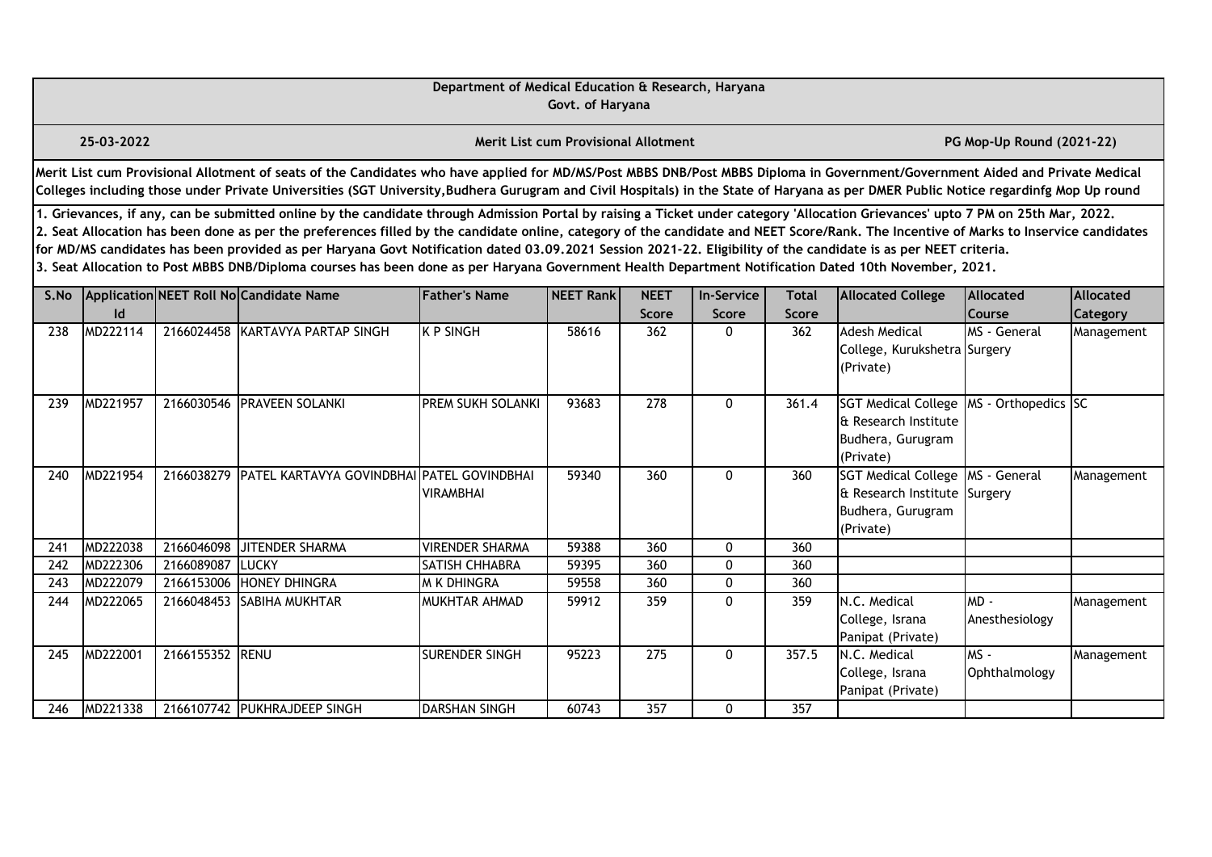**Department of Medical Education & Research, Haryana**
**Govt. of Haryana**

**25-03-2022** | **Merit List cum Provisional Allotment** | **PG Mop-Up Round (2021-22)**

**Merit List cum Provisional Allotment of seats of the Candidates who have applied for MD/MS/Post MBBS DNB/Post MBBS Diploma in Government/Government Aided and Private Medical Colleges including those under Private Universities (SGT University,Budhera Gurugram and Civil Hospitals) in the State of Haryana as per DMER Public Notice regardinfg Mop Up round**

**1. Grievances, if any, can be submitted online by the candidate through Admission Portal by raising a Ticket under category 'Allocation Grievances' upto 7 PM on 25th Mar, 2022.**
**2. Seat Allocation has been done as per the preferences filled by the candidate online, category of the candidate and NEET Score/Rank. The Incentive of Marks to Inservice candidates for MD/MS candidates has been provided as per Haryana Govt Notification dated 03.09.2021 Session 2021-22. Eligibility of the candidate is as per NEET criteria.**
**3. Seat Allocation to Post MBBS DNB/Diploma courses has been done as per Haryana Government Health Department Notification Dated 10th November, 2021.**

| S.No | Application Id | NEET Roll No | Candidate Name | Father's Name | NEET Rank | NEET Score | In-Service Score | Total Score | Allocated College | Allocated Course | Allocated Category |
|---|---|---|---|---|---|---|---|---|---|---|---|
| 238 | MD222114 | 2166024458 | KARTAVYA PARTAP SINGH | K P SINGH | 58616 | 362 | 0 | 362 | Adesh Medical College, Kurukshetra (Private) | MS - General Surgery | Management |
| 239 | MD221957 | 2166030546 | PRAVEEN SOLANKI | PREM SUKH SOLANKI | 93683 | 278 | 0 | 361.4 | SGT Medical College & Research Institute Budhera, Gurugram (Private) | MS - Orthopedics | SC |
| 240 | MD221954 | 2166038279 | PATEL KARTAVYA GOVINDBHAI | PATEL GOVINDBHAI VIRAMBHAI | 59340 | 360 | 0 | 360 | SGT Medical College & Research Institute Budhera, Gurugram (Private) | MS - General Surgery | Management |
| 241 | MD222038 | 2166046098 | JITENDER SHARMA | VIRENDER SHARMA | 59388 | 360 | 0 | 360 | | | |
| 242 | MD222306 | 2166089087 | LUCKY | SATISH CHHABRA | 59395 | 360 | 0 | 360 | | | |
| 243 | MD222079 | 2166153006 | HONEY DHINGRA | M K DHINGRA | 59558 | 360 | 0 | 360 | | | |
| 244 | MD222065 | 2166048453 | SABIHA MUKHTAR | MUKHTAR AHMAD | 59912 | 359 | 0 | 359 | N.C. Medical College, Israna Panipat (Private) | MD - Anesthesiology | Management |
| 245 | MD222001 | 2166155352 | RENU | SURENDER SINGH | 95223 | 275 | 0 | 357.5 | N.C. Medical College, Israna Panipat (Private) | MS - Ophthalmology | Management |
| 246 | MD221338 | 2166107742 | PUKHRAJDEEP SINGH | DARSHAN SINGH | 60743 | 357 | 0 | 357 | | | |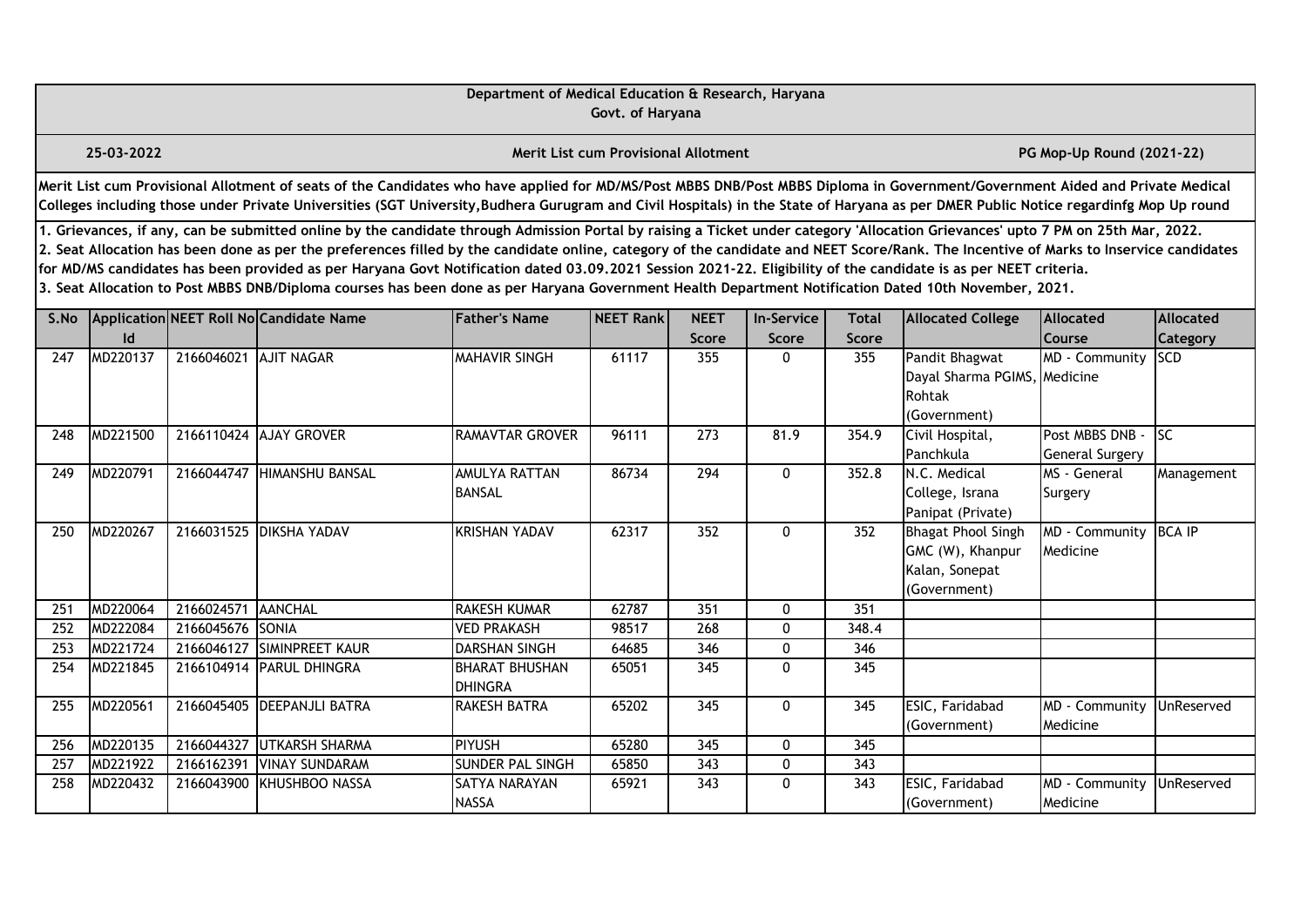**Department of Medical Education & Research, Haryana**
**Govt. of Haryana**

**25-03-2022** | **Merit List cum Provisional Allotment** | **PG Mop-Up Round (2021-22)**

**Merit List cum Provisional Allotment of seats of the Candidates who have applied for MD/MS/Post MBBS DNB/Post MBBS Diploma in Government/Government Aided and Private Medical Colleges including those under Private Universities (SGT University,Budhera Gurugram and Civil Hospitals) in the State of Haryana as per DMER Public Notice regardinfg Mop Up round**

**1. Grievances, if any, can be submitted online by the candidate through Admission Portal by raising a Ticket under category 'Allocation Grievances' upto 7 PM on 25th Mar, 2022.**
**2. Seat Allocation has been done as per the preferences filled by the candidate online, category of the candidate and NEET Score/Rank. The Incentive of Marks to Inservice candidates for MD/MS candidates has been provided as per Haryana Govt Notification dated 03.09.2021 Session 2021-22. Eligibility of the candidate is as per NEET criteria.**
**3. Seat Allocation to Post MBBS DNB/Diploma courses has been done as per Haryana Government Health Department Notification Dated 10th November, 2021.**

| S.No | Application Id | NEET Roll No | Candidate Name | Father's Name | NEET Rank | NEET Score | In-Service Score | Total Score | Allocated College | Allocated Course | Allocated Category |
|---|---|---|---|---|---|---|---|---|---|---|---|
| 247 | MD220137 | 2166046021 | AJIT NAGAR | MAHAVIR SINGH | 61117 | 355 | 0 | 355 | Pandit Bhagwat Dayal Sharma PGIMS, Rohtak (Government) | MD - Community Medicine | SCD |
| 248 | MD221500 | 2166110424 | AJAY GROVER | RAMAVTAR GROVER | 96111 | 273 | 81.9 | 354.9 | Civil Hospital, Panchkula | Post MBBS DNB - General Surgery | SC |
| 249 | MD220791 | 2166044747 | HIMANSHU BANSAL | AMULYA RATTAN BANSAL | 86734 | 294 | 0 | 352.8 | N.C. Medical College, Israna Panipat (Private) | MS - General Surgery | Management |
| 250 | MD220267 | 2166031525 | DIKSHA YADAV | KRISHAN YADAV | 62317 | 352 | 0 | 352 | Bhagat Phool Singh GMC (W), Khanpur Kalan, Sonepat (Government) | MD - Community Medicine | BCA IP |
| 251 | MD220064 | 2166024571 | AANCHAL | RAKESH KUMAR | 62787 | 351 | 0 | 351 | | | |
| 252 | MD222084 | 2166045676 | SONIA | VED PRAKASH | 98517 | 268 | 0 | 348.4 | | | |
| 253 | MD221724 | 2166046127 | SIMINPREET KAUR | DARSHAN SINGH | 64685 | 346 | 0 | 346 | | | |
| 254 | MD221845 | 2166104914 | PARUL DHINGRA | BHARAT BHUSHAN DHINGRA | 65051 | 345 | 0 | 345 | | | |
| 255 | MD220561 | 2166045405 | DEEPANJLI BATRA | RAKESH BATRA | 65202 | 345 | 0 | 345 | ESIC, Faridabad (Government) | MD - Community Medicine | UnReserved |
| 256 | MD220135 | 2166044327 | UTKARSH SHARMA | PIYUSH | 65280 | 345 | 0 | 345 | | | |
| 257 | MD221922 | 2166162391 | VINAY SUNDARAM | SUNDER PAL SINGH | 65850 | 343 | 0 | 343 | | | |
| 258 | MD220432 | 2166043900 | KHUSHBOO NASSA | SATYA NARAYAN NASSA | 65921 | 343 | 0 | 343 | ESIC, Faridabad (Government) | MD - Community Medicine | UnReserved |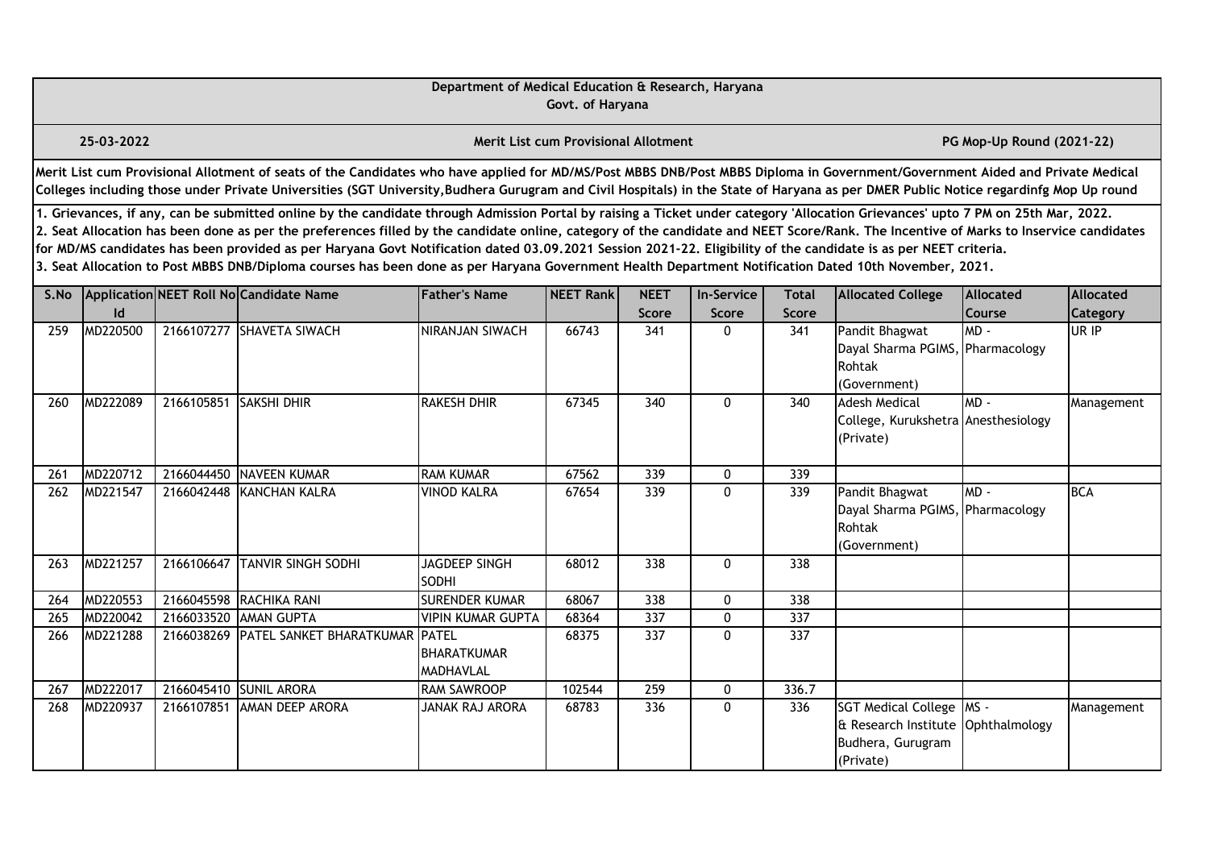Department of Medical Education & Research, Haryana
Govt. of Haryana

25-03-2022 | **Merit List cum Provisional Allotment** | **PG Mop-Up Round (2021-22)**

**Merit List cum Provisional Allotment of seats of the Candidates who have applied for MD/MS/Post MBBS DNB/Post MBBS Diploma in Government/Government Aided and Private Medical Colleges including those under Private Universities (SGT University,Budhera Gurugram and Civil Hospitals) in the State of Haryana as per DMER Public Notice regardinfg Mop Up round**

1. Grievances, if any, can be submitted online by the candidate through Admission Portal by raising a Ticket under category 'Allocation Grievances' upto 7 PM on 25th Mar, 2022.
2. Seat Allocation has been done as per the preferences filled by the candidate online, category of the candidate and NEET Score/Rank. The Incentive of Marks to Inservice candidates for MD/MS candidates has been provided as per Haryana Govt Notification dated 03.09.2021 Session 2021-22. Eligibility of the candidate is as per NEET criteria.
3. Seat Allocation to Post MBBS DNB/Diploma courses has been done as per Haryana Government Health Department Notification Dated 10th November, 2021.

| S.No | Application Id | NEET Roll No | Candidate Name | Father's Name | NEET Rank | NEET Score | In-Service Score | Total Score | Allocated College | Allocated Course | Allocated Category |
|---|---|---|---|---|---|---|---|---|---|---|---|
| 259 | MD220500 | 2166107277 | SHAVETA SIWACH | NIRANJAN SIWACH | 66743 | 341 | 0 | 341 | Pandit Bhagwat Dayal Sharma PGIMS, Rohtak (Government) | MD - Pharmacology | UR IP |
| 260 | MD222089 | 2166105851 | SAKSHI DHIR | RAKESH DHIR | 67345 | 340 | 0 | 340 | Adesh Medical College, Kurukshetra (Private) | MD - Anesthesiology | Management |
| 261 | MD220712 | 2166044450 | NAVEEN KUMAR | RAM KUMAR | 67562 | 339 | 0 | 339 | | | |
| 262 | MD221547 | 2166042448 | KANCHAN KALRA | VINOD KALRA | 67654 | 339 | 0 | 339 | Pandit Bhagwat Dayal Sharma PGIMS, Rohtak (Government) | MD - Pharmacology | BCA |
| 263 | MD221257 | 2166106647 | TANVIR SINGH SODHI | JAGDEEP SINGH SODHI | 68012 | 338 | 0 | 338 | | | |
| 264 | MD220553 | 2166045598 | RACHIKA RANI | SURENDER KUMAR | 68067 | 338 | 0 | 338 | | | |
| 265 | MD220042 | 2166033520 | AMAN GUPTA | VIPIN KUMAR GUPTA | 68364 | 337 | 0 | 337 | | | |
| 266 | MD221288 | 2166038269 | PATEL SANKET BHARATKUMAR | PATEL BHARATKUMAR MADHAVLAL | 68375 | 337 | 0 | 337 | | | |
| 267 | MD222017 | 2166045410 | SUNIL ARORA | RAM SAWROOP | 102544 | 259 | 0 | 336.7 | | | |
| 268 | MD220937 | 2166107851 | AMAN DEEP ARORA | JANAK RAJ ARORA | 68783 | 336 | 0 | 336 | SGT Medical College & Research Institute Budhera, Gurugram (Private) | MS - Ophthalmology | Management |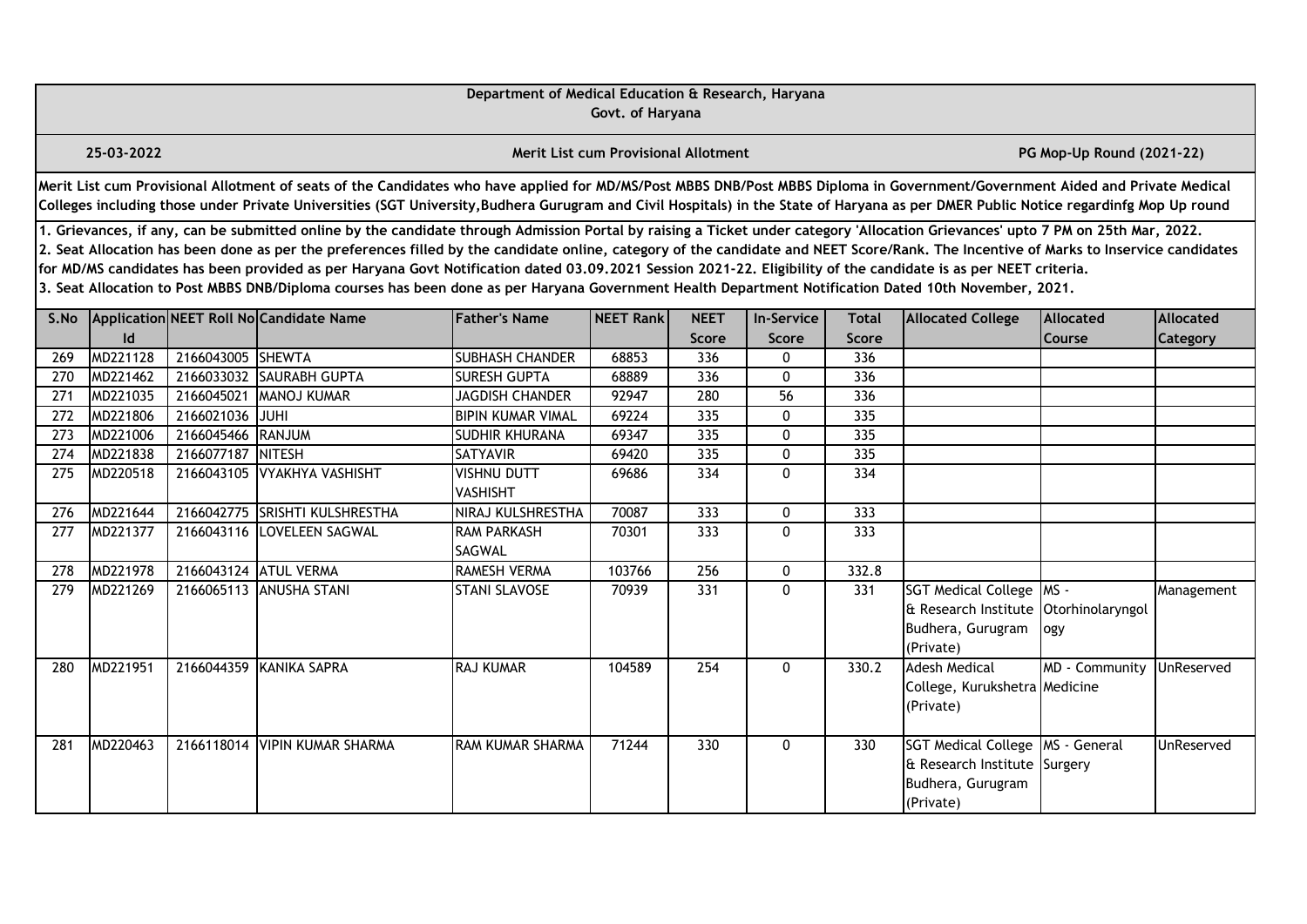# Department of Medical Education & Research, Haryana

Govt. of Haryana

**25-03-2022** | **Merit List cum Provisional Allotment** | **PG Mop-Up Round (2021-22)**

**Merit List cum Provisional Allotment of seats of the Candidates who have applied for MD/MS/Post MBBS DNB/Post MBBS Diploma in Government/Government Aided and Private Medical Colleges including those under Private Universities (SGT University,Budhera Gurugram and Civil Hospitals) in the State of Haryana as per DMER Public Notice regardinfg Mop Up round**

**1. Grievances, if any, can be submitted online by the candidate through Admission Portal by raising a Ticket under category 'Allocation Grievances' upto 7 PM on 25th Mar, 2022.**
**2. Seat Allocation has been done as per the preferences filled by the candidate online, category of the candidate and NEET Score/Rank. The Incentive of Marks to Inservice candidates for MD/MS candidates has been provided as per Haryana Govt Notification dated 03.09.2021 Session 2021-22. Eligibility of the candidate is as per NEET criteria.**
**3. Seat Allocation to Post MBBS DNB/Diploma courses has been done as per Haryana Government Health Department Notification Dated 10th November, 2021.**

| S.No | Application Id | NEET Roll No | Candidate Name | Father's Name | NEET Rank | NEET Score | In-Service Score | Total Score | Allocated College | Allocated Course | Allocated Category |
|---|---|---|---|---|---|---|---|---|---|---|---|
| 269 | MD221128 | 2166043005 | SHEWTA | SUBHASH CHANDER | 68853 | 336 | 0 | 336 | | | |
| 270 | MD221462 | 2166033032 | SAURABH GUPTA | SURESH GUPTA | 68889 | 336 | 0 | 336 | | | |
| 271 | MD221035 | 2166045021 | MANOJ KUMAR | JAGDISH CHANDER | 92947 | 280 | 56 | 336 | | | |
| 272 | MD221806 | 2166021036 | JUHI | BIPIN KUMAR VIMAL | 69224 | 335 | 0 | 335 | | | |
| 273 | MD221006 | 2166045466 | RANJUM | SUDHIR KHURANA | 69347 | 335 | 0 | 335 | | | |
| 274 | MD221838 | 2166077187 | NITESH | SATYAVIR | 69420 | 335 | 0 | 335 | | | |
| 275 | MD220518 | 2166043105 | VYAKHYA VASHISHT | VISHNU DUTT VASHISHT | 69686 | 334 | 0 | 334 | | | |
| 276 | MD221644 | 2166042775 | SRISHTI KULSHRESTHA | NIRAJ KULSHRESTHA | 70087 | 333 | 0 | 333 | | | |
| 277 | MD221377 | 2166043116 | LOVELEEN SAGWAL | RAM PARKASH SAGWAL | 70301 | 333 | 0 | 333 | | | |
| 278 | MD221978 | 2166043124 | ATUL VERMA | RAMESH VERMA | 103766 | 256 | 0 | 332.8 | | | |
| 279 | MD221269 | 2166065113 | ANUSHA STANI | STANI SLAVOSE | 70939 | 331 | 0 | 331 | SGT Medical College & Research Institute Budhera, Gurugram (Private) | MS - Otorhinolaryngology | Management |
| 280 | MD221951 | 2166044359 | KANIKA SAPRA | RAJ KUMAR | 104589 | 254 | 0 | 330.2 | Adesh Medical College, Kurukshetra (Private) | MD - Community Medicine | UnReserved |
| 281 | MD220463 | 2166118014 | VIPIN KUMAR SHARMA | RAM KUMAR SHARMA | 71244 | 330 | 0 | 330 | SGT Medical College & Research Institute Budhera, Gurugram (Private) | MS - General Surgery | UnReserved |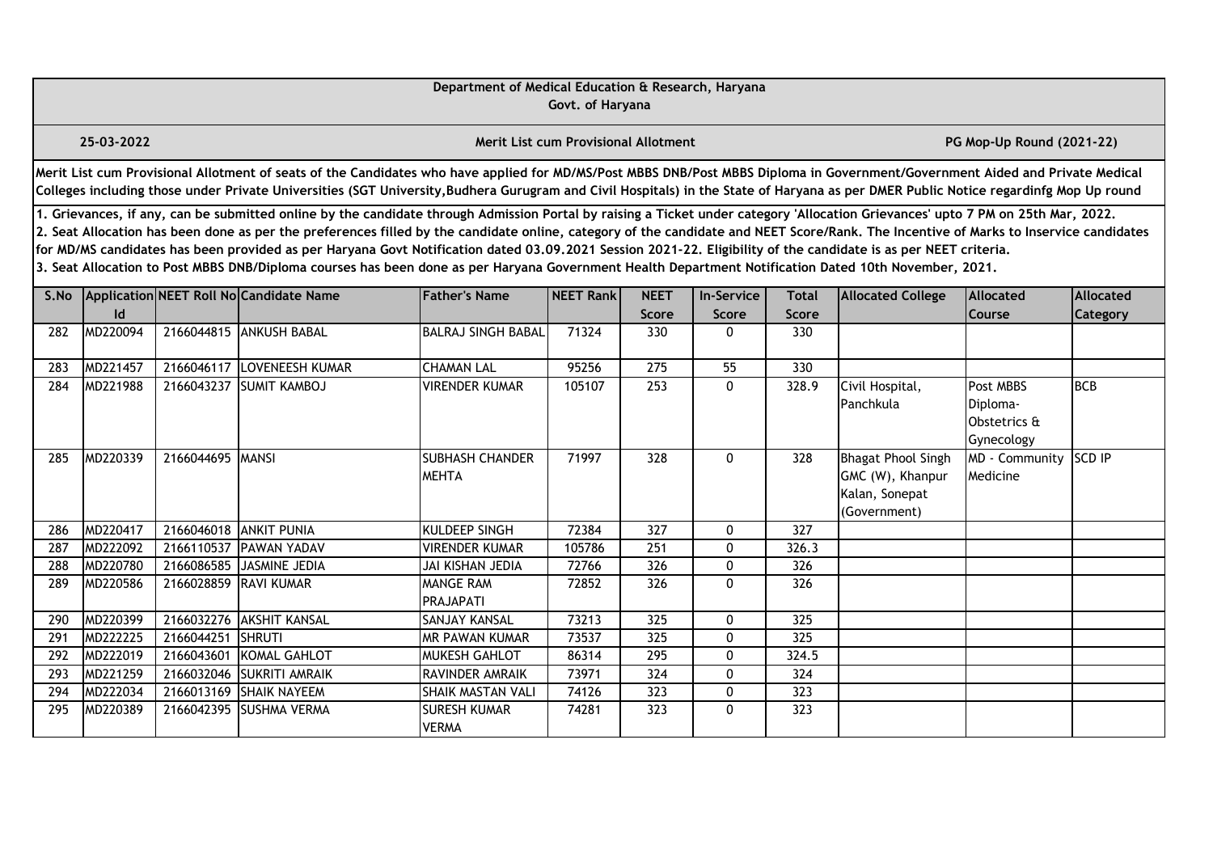**Department of Medical Education & Research, Haryana**
**Govt. of Haryana**

**25-03-2022** | **Merit List cum Provisional Allotment** | **PG Mop-Up Round (2021-22)**

**Merit List cum Provisional Allotment of seats of the Candidates who have applied for MD/MS/Post MBBS DNB/Post MBBS Diploma in Government/Government Aided and Private Medical Colleges including those under Private Universities (SGT University,Budhera Gurugram and Civil Hospitals) in the State of Haryana as per DMER Public Notice regardinfg Mop Up round**

**1. Grievances, if any, can be submitted online by the candidate through Admission Portal by raising a Ticket under category 'Allocation Grievances' upto 7 PM on 25th Mar, 2022.**
**2. Seat Allocation has been done as per the preferences filled by the candidate online, category of the candidate and NEET Score/Rank. The Incentive of Marks to Inservice candidates for MD/MS candidates has been provided as per Haryana Govt Notification dated 03.09.2021 Session 2021-22. Eligibility of the candidate is as per NEET criteria.**
**3. Seat Allocation to Post MBBS DNB/Diploma courses has been done as per Haryana Government Health Department Notification Dated 10th November, 2021.**

| S.No | Application Id | NEET Roll No | Candidate Name | Father's Name | NEET Rank | NEET Score | In-Service Score | Total Score | Allocated College | Allocated Course | Allocated Category |
|---|---|---|---|---|---|---|---|---|---|---|---|
| 282 | MD220094 | 2166044815 | ANKUSH BABAL | BALRAJ SINGH BABAL | 71324 | 330 | 0 | 330 | | | |
| 283 | MD221457 | 2166046117 | LOVENEESH KUMAR | CHAMAN LAL | 95256 | 275 | 55 | 330 | | | |
| 284 | MD221988 | 2166043237 | SUMIT KAMBOJ | VIRENDER KUMAR | 105107 | 253 | 0 | 328.9 | Civil Hospital, Panchkula | Post MBBS Diploma- Obstetrics & Gynecology | BCB |
| 285 | MD220339 | 2166044695 | MANSI | SUBHASH CHANDER MEHTA | 71997 | 328 | 0 | 328 | Bhagat Phool Singh GMC (W), Khanpur Kalan, Sonepat (Government) | MD - Community Medicine | SCD IP |
| 286 | MD220417 | 2166046018 | ANKIT PUNIA | KULDEEP SINGH | 72384 | 327 | 0 | 327 | | | |
| 287 | MD222092 | 2166110537 | PAWAN YADAV | VIRENDER KUMAR | 105786 | 251 | 0 | 326.3 | | | |
| 288 | MD220780 | 2166086585 | JASMINE JEDIA | JAI KISHAN JEDIA | 72766 | 326 | 0 | 326 | | | |
| 289 | MD220586 | 2166028859 | RAVI KUMAR | MANGE RAM PRAJAPATI | 72852 | 326 | 0 | 326 | | | |
| 290 | MD220399 | 2166032276 | AKSHIT KANSAL | SANJAY KANSAL | 73213 | 325 | 0 | 325 | | | |
| 291 | MD222225 | 2166044251 | SHRUTI | MR PAWAN KUMAR | 73537 | 325 | 0 | 325 | | | |
| 292 | MD222019 | 2166043601 | KOMAL GAHLOT | MUKESH GAHLOT | 86314 | 295 | 0 | 324.5 | | | |
| 293 | MD221259 | 2166032046 | SUKRITI AMRAIK | RAVINDER AMRAIK | 73971 | 324 | 0 | 324 | | | |
| 294 | MD222034 | 2166013169 | SHAIK NAYEEM | SHAIK MASTAN VALI | 74126 | 323 | 0 | 323 | | | |
| 295 | MD220389 | 2166042395 | SUSHMA VERMA | SURESH KUMAR VERMA | 74281 | 323 | 0 | 323 | | | |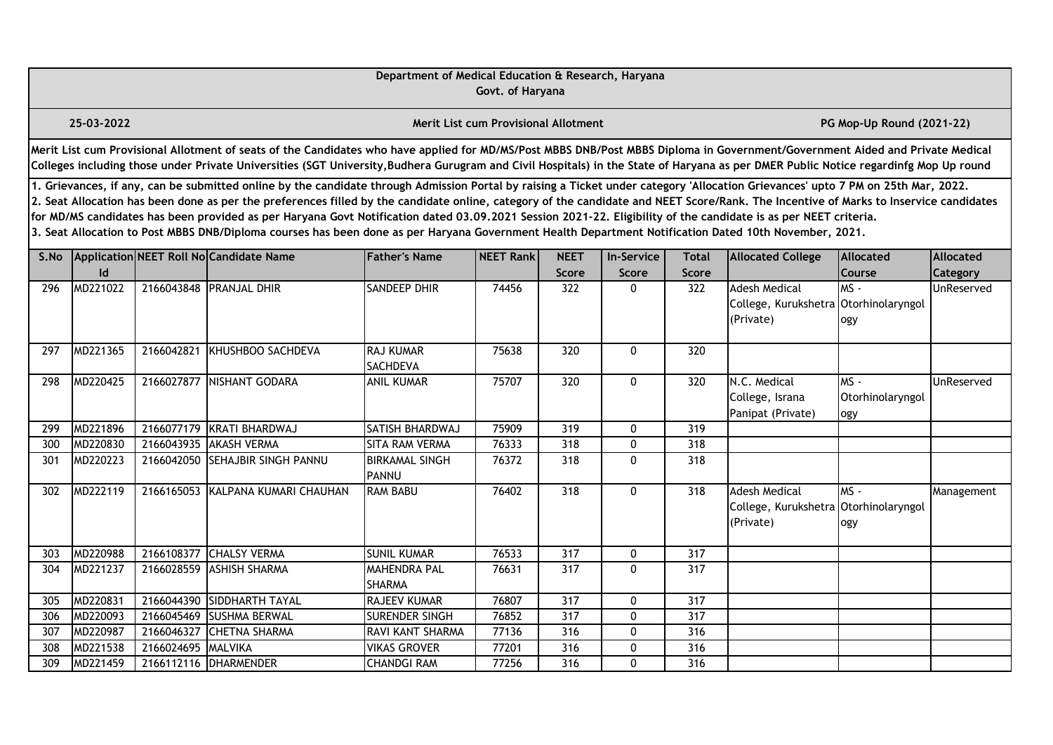Department of Medical Education & Research, Haryana
Govt. of Haryana

25-03-2022 | **Merit List cum Provisional Allotment** | **PG Mop-Up Round (2021-22)**

**Merit List cum Provisional Allotment of seats of the Candidates who have applied for MD/MS/Post MBBS DNB/Post MBBS Diploma in Government/Government Aided and Private Medical Colleges including those under Private Universities (SGT University,Budhera Gurugram and Civil Hospitals) in the State of Haryana as per DMER Public Notice regardinfg Mop Up round**

**1. Grievances, if any, can be submitted online by the candidate through Admission Portal by raising a Ticket under category 'Allocation Grievances' upto 7 PM on 25th Mar, 2022.**
**2. Seat Allocation has been done as per the preferences filled by the candidate online, category of the candidate and NEET Score/Rank. The Incentive of Marks to Inservice candidates for MD/MS candidates has been provided as per Haryana Govt Notification dated 03.09.2021 Session 2021-22. Eligibility of the candidate is as per NEET criteria.**
**3. Seat Allocation to Post MBBS DNB/Diploma courses has been done as per Haryana Government Health Department Notification Dated 10th November, 2021.**

| S.No | Application Id | NEET Roll No | Candidate Name | Father's Name | NEET Rank | NEET Score | In-Service Score | Total Score | Allocated College | Allocated Course | Allocated Category |
|---|---|---|---|---|---|---|---|---|---|---|---|
| 296 | MD221022 | 2166043848 | PRANJAL DHIR | SANDEEP DHIR | 74456 | 322 | 0 | 322 | Adesh Medical College, Kurukshetra (Private) | MS - Otorhinolaryngology | UnReserved |
| 297 | MD221365 | 2166042821 | KHUSHBOO SACHDEVA | RAJ KUMAR SACHDEVA | 75638 | 320 | 0 | 320 | | | |
| 298 | MD220425 | 2166027877 | NISHANT GODARA | ANIL KUMAR | 75707 | 320 | 0 | 320 | N.C. Medical College, Israna Panipat (Private) | MS - Otorhinolaryngology | UnReserved |
| 299 | MD221896 | 2166077179 | KRATI BHARDWAJ | SATISH BHARDWAJ | 75909 | 319 | 0 | 319 | | | |
| 300 | MD220830 | 2166043935 | AKASH VERMA | SITA RAM VERMA | 76333 | 318 | 0 | 318 | | | |
| 301 | MD220223 | 2166042050 | SEHAJBIR SINGH PANNU | BIRKAMAL SINGH PANNU | 76372 | 318 | 0 | 318 | | | |
| 302 | MD222119 | 2166165053 | KALPANA KUMARI CHAUHAN | RAM BABU | 76402 | 318 | 0 | 318 | Adesh Medical College, Kurukshetra (Private) | MS - Otorhinolaryngology | Management |
| 303 | MD220988 | 2166108377 | CHALSY VERMA | SUNIL KUMAR | 76533 | 317 | 0 | 317 | | | |
| 304 | MD221237 | 2166028559 | ASHISH SHARMA | MAHENDRA PAL SHARMA | 76631 | 317 | 0 | 317 | | | |
| 305 | MD220831 | 2166044390 | SIDDHARTH TAYAL | RAJEEV KUMAR | 76807 | 317 | 0 | 317 | | | |
| 306 | MD220093 | 2166045469 | SUSHMA BERWAL | SURENDER SINGH | 76852 | 317 | 0 | 317 | | | |
| 307 | MD220987 | 2166046327 | CHETNA SHARMA | RAVI KANT SHARMA | 77136 | 316 | 0 | 316 | | | |
| 308 | MD221538 | 2166024695 | MALVIKA | VIKAS GROVER | 77201 | 316 | 0 | 316 | | | |
| 309 | MD221459 | 2166112116 | DHARMENDER | CHANDGI RAM | 77256 | 316 | 0 | 316 | | | |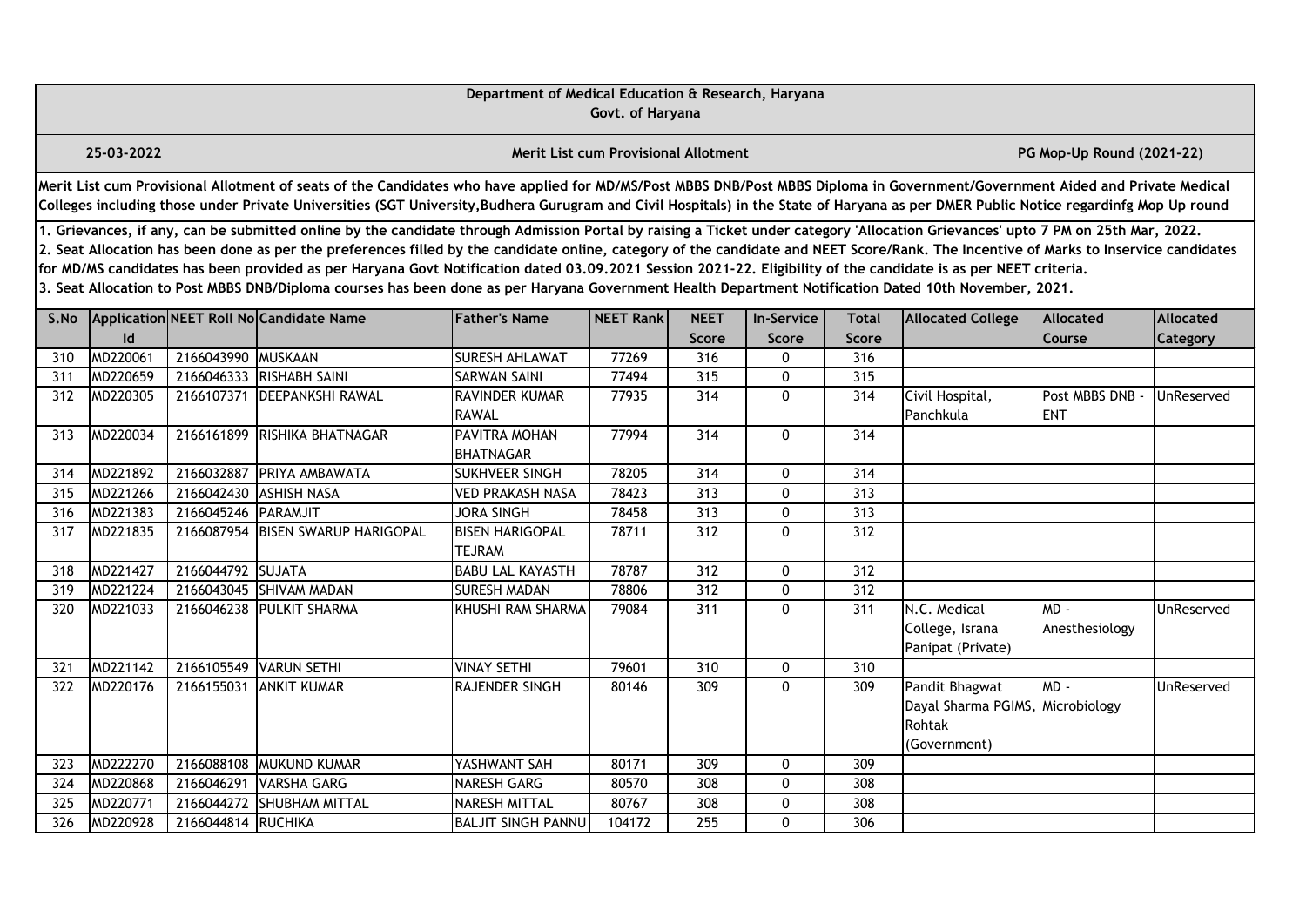**Department of Medical Education & Research, Haryana**
**Govt. of Haryana**

**25-03-2022** | **Merit List cum Provisional Allotment** | **PG Mop-Up Round (2021-22)**

**Merit List cum Provisional Allotment of seats of the Candidates who have applied for MD/MS/Post MBBS DNB/Post MBBS Diploma in Government/Government Aided and Private Medical Colleges including those under Private Universities (SGT University,Budhera Gurugram and Civil Hospitals) in the State of Haryana as per DMER Public Notice regardinfg Mop Up round**

**1. Grievances, if any, can be submitted online by the candidate through Admission Portal by raising a Ticket under category 'Allocation Grievances' upto 7 PM on 25th Mar, 2022.**
**2. Seat Allocation has been done as per the preferences filled by the candidate online, category of the candidate and NEET Score/Rank. The Incentive of Marks to Inservice candidates for MD/MS candidates has been provided as per Haryana Govt Notification dated 03.09.2021 Session 2021-22. Eligibility of the candidate is as per NEET criteria.**
**3. Seat Allocation to Post MBBS DNB/Diploma courses has been done as per Haryana Government Health Department Notification Dated 10th November, 2021.**

| S.No | Application Id | NEET Roll No | Candidate Name | Father's Name | NEET Rank | NEET Score | In-Service Score | Total Score | Allocated College | Allocated Course | Allocated Category |
|---|---|---|---|---|---|---|---|---|---|---|---|
| 310 | MD220061 | 2166043990 | MUSKAAN | SURESH AHLAWAT | 77269 | 316 | 0 | 316 | | | |
| 311 | MD220659 | 2166046333 | RISHABH SAINI | SARWAN SAINI | 77494 | 315 | 0 | 315 | | | |
| 312 | MD220305 | 2166107371 | DEEPANKSHI RAWAL | RAVINDER KUMAR RAWAL | 77935 | 314 | 0 | 314 | Civil Hospital, Panchkula | Post MBBS DNB - ENT | UnReserved |
| 313 | MD220034 | 2166161899 | RISHIKA BHATNAGAR | PAVITRA MOHAN BHATNAGAR | 77994 | 314 | 0 | 314 | | | |
| 314 | MD221892 | 2166032887 | PRIYA AMBAWATA | SUKHVEER SINGH | 78205 | 314 | 0 | 314 | | | |
| 315 | MD221266 | 2166042430 | ASHISH NASA | VED PRAKASH NASA | 78423 | 313 | 0 | 313 | | | |
| 316 | MD221383 | 2166045246 | PARAMJIT | JORA SINGH | 78458 | 313 | 0 | 313 | | | |
| 317 | MD221835 | 2166087954 | BISEN SWARUP HARIGOPAL | BISEN HARIGOPAL TEJRAM | 78711 | 312 | 0 | 312 | | | |
| 318 | MD221427 | 2166044792 | SUJATA | BABU LAL KAYASTH | 78787 | 312 | 0 | 312 | | | |
| 319 | MD221224 | 2166043045 | SHIVAM MADAN | SURESH MADAN | 78806 | 312 | 0 | 312 | | | |
| 320 | MD221033 | 2166046238 | PULKIT SHARMA | KHUSHI RAM SHARMA | 79084 | 311 | 0 | 311 | N.C. Medical College, Israna Panipat (Private) | MD - Anesthesiology | UnReserved |
| 321 | MD221142 | 2166105549 | VARUN SETHI | VINAY SETHI | 79601 | 310 | 0 | 310 | | | |
| 322 | MD220176 | 2166155031 | ANKIT KUMAR | RAJENDER SINGH | 80146 | 309 | 0 | 309 | Pandit Bhagwat Dayal Sharma PGIMS, Rohtak (Government) | MD - Microbiology | UnReserved |
| 323 | MD222270 | 2166088108 | MUKUND KUMAR | YASHWANT SAH | 80171 | 309 | 0 | 309 | | | |
| 324 | MD220868 | 2166046291 | VARSHA GARG | NARESH GARG | 80570 | 308 | 0 | 308 | | | |
| 325 | MD220771 | 2166044272 | SHUBHAM MITTAL | NARESH MITTAL | 80767 | 308 | 0 | 308 | | | |
| 326 | MD220928 | 2166044814 | RUCHIKA | BALJIT SINGH PANNU | 104172 | 255 | 0 | 306 | | | |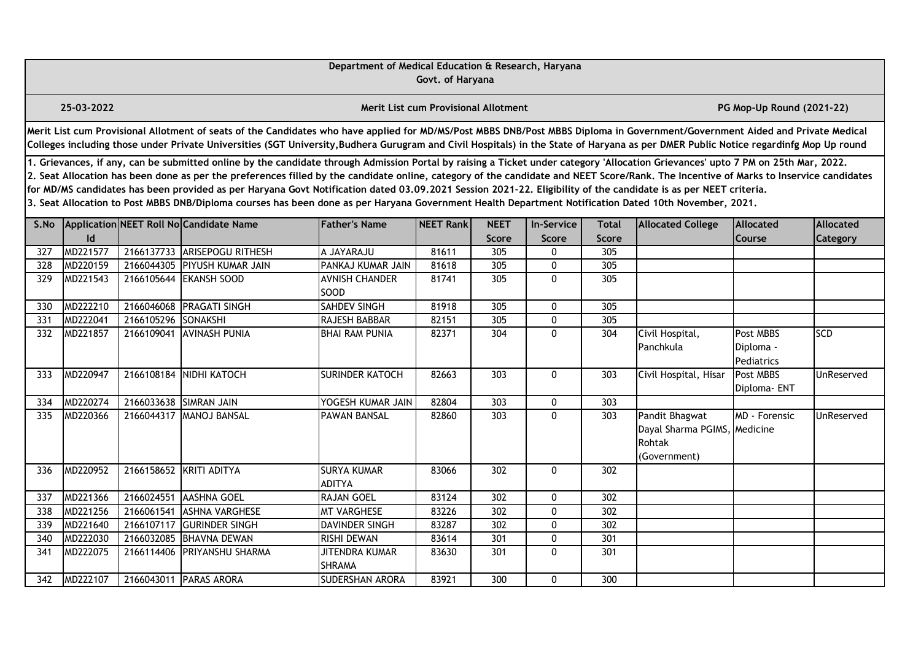**Department of Medical Education & Research, Haryana**
**Govt. of Haryana**

**25-03-2022** **Merit List cum Provisional Allotment** **PG Mop-Up Round (2021-22)**

**Merit List cum Provisional Allotment of seats of the Candidates who have applied for MD/MS/Post MBBS DNB/Post MBBS Diploma in Government/Government Aided and Private Medical Colleges including those under Private Universities (SGT University,Budhera Gurugram and Civil Hospitals) in the State of Haryana as per DMER Public Notice regardinfg Mop Up round**

**1. Grievances, if any, can be submitted online by the candidate through Admission Portal by raising a Ticket under category 'Allocation Grievances' upto 7 PM on 25th Mar, 2022.**
**2. Seat Allocation has been done as per the preferences filled by the candidate online, category of the candidate and NEET Score/Rank. The Incentive of Marks to Inservice candidates for MD/MS candidates has been provided as per Haryana Govt Notification dated 03.09.2021 Session 2021-22. Eligibility of the candidate is as per NEET criteria.**
**3. Seat Allocation to Post MBBS DNB/Diploma courses has been done as per Haryana Government Health Department Notification Dated 10th November, 2021.**

| S.No | Application Id | NEET Roll No | Candidate Name | Father's Name | NEET Rank | NEET Score | In-Service Score | Total Score | Allocated College | Allocated Course | Allocated Category |
|---|---|---|---|---|---|---|---|---|---|---|---|
| 327 | MD221577 | 2166137733 | ARISEPOGU RITHESH | A JAYARAJU | 81611 | 305 | 0 | 305 | | | |
| 328 | MD220159 | 2166044305 | PIYUSH KUMAR JAIN | PANKAJ KUMAR JAIN | 81618 | 305 | 0 | 305 | | | |
| 329 | MD221543 | 2166105644 | EKANSH SOOD | AVNISH CHANDER SOOD | 81741 | 305 | 0 | 305 | | | |
| 330 | MD222210 | 2166046068 | PRAGATI SINGH | SAHDEV SINGH | 81918 | 305 | 0 | 305 | | | |
| 331 | MD222041 | 2166105296 | SONAKSHI | RAJESH BABBAR | 82151 | 305 | 0 | 305 | | | |
| 332 | MD221857 | 2166109041 | AVINASH PUNIA | BHAI RAM PUNIA | 82371 | 304 | 0 | 304 | Civil Hospital, Panchkula | Post MBBS Diploma - Pediatrics | SCD |
| 333 | MD220947 | 2166108184 | NIDHI KATOCH | SURINDER KATOCH | 82663 | 303 | 0 | 303 | Civil Hospital, Hisar | Post MBBS Diploma- ENT | UnReserved |
| 334 | MD220274 | 2166033638 | SIMRAN JAIN | YOGESH KUMAR JAIN | 82804 | 303 | 0 | 303 | | | |
| 335 | MD220366 | 2166044317 | MANOJ BANSAL | PAWAN BANSAL | 82860 | 303 | 0 | 303 | Pandit Bhagwat Dayal Sharma PGIMS, Rohtak (Government) | MD - Forensic Medicine | UnReserved |
| 336 | MD220952 | 2166158652 | KRITI ADITYA | SURYA KUMAR ADITYA | 83066 | 302 | 0 | 302 | | | |
| 337 | MD221366 | 2166024551 | AASHNA GOEL | RAJAN GOEL | 83124 | 302 | 0 | 302 | | | |
| 338 | MD221256 | 2166061541 | ASHNA VARGHESE | MT VARGHESE | 83226 | 302 | 0 | 302 | | | |
| 339 | MD221640 | 2166107117 | GURINDER SINGH | DAVINDER SINGH | 83287 | 302 | 0 | 302 | | | |
| 340 | MD222030 | 2166032085 | BHAVNA DEWAN | RISHI DEWAN | 83614 | 301 | 0 | 301 | | | |
| 341 | MD222075 | 2166114406 | PRIYANSHU SHARMA | JITENDRA KUMAR SHRAMA | 83630 | 301 | 0 | 301 | | | |
| 342 | MD222107 | 2166043011 | PARAS ARORA | SUDERSHAN ARORA | 83921 | 300 | 0 | 300 | | | |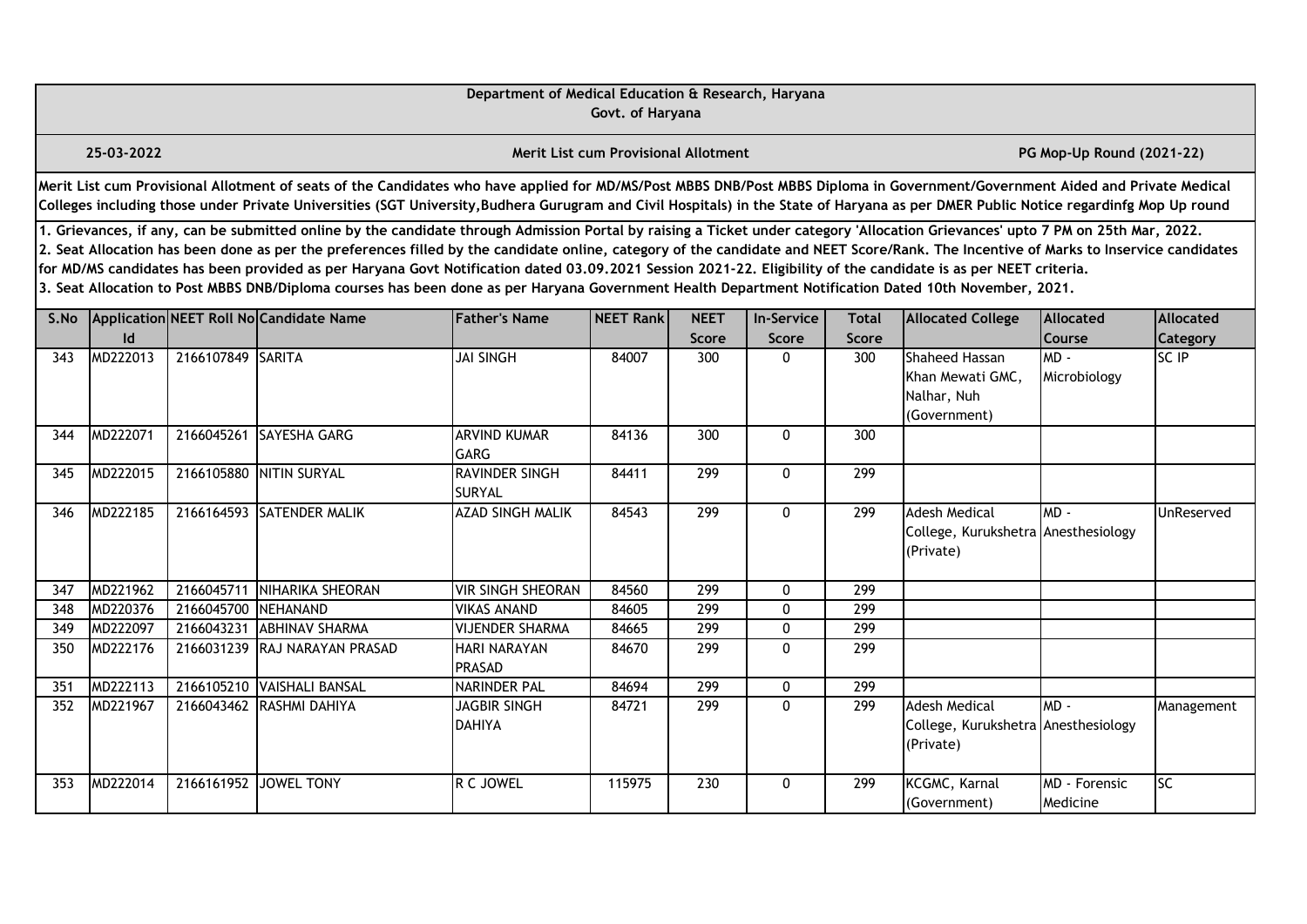Department of Medical Education & Research, Haryana
Govt. of Haryana

25-03-2022 | **Merit List cum Provisional Allotment** | **PG Mop-Up Round (2021-22)**

**Merit List cum Provisional Allotment of seats of the Candidates who have applied for MD/MS/Post MBBS DNB/Post MBBS Diploma in Government/Government Aided and Private Medical Colleges including those under Private Universities (SGT University,Budhera Gurugram and Civil Hospitals) in the State of Haryana as per DMER Public Notice regardinfg Mop Up round**

**1. Grievances, if any, can be submitted online by the candidate through Admission Portal by raising a Ticket under category 'Allocation Grievances' upto 7 PM on 25th Mar, 2022.**
**2. Seat Allocation has been done as per the preferences filled by the candidate online, category of the candidate and NEET Score/Rank. The Incentive of Marks to Inservice candidates for MD/MS candidates has been provided as per Haryana Govt Notification dated 03.09.2021 Session 2021-22. Eligibility of the candidate is as per NEET criteria.**
**3. Seat Allocation to Post MBBS DNB/Diploma courses has been done as per Haryana Government Health Department Notification Dated 10th November, 2021.**

| S.No | Application Id | NEET Roll No | Candidate Name | Father's Name | NEET Rank | NEET Score | In-Service Score | Total Score | Allocated College | Allocated Course | Allocated Category |
|---|---|---|---|---|---|---|---|---|---|---|---|
| 343 | MD222013 | 2166107849 | SARITA | JAI SINGH | 84007 | 300 | 0 | 300 | Shaheed Hassan Khan Mewati GMC, Nalhar, Nuh (Government) | MD - Microbiology | SC IP |
| 344 | MD222071 | 2166045261 | SAYESHA GARG | ARVIND KUMAR GARG | 84136 | 300 | 0 | 300 | | | |
| 345 | MD222015 | 2166105880 | NITIN SURYAL | RAVINDER SINGH SURYAL | 84411 | 299 | 0 | 299 | | | |
| 346 | MD222185 | 2166164593 | SATENDER MALIK | AZAD SINGH MALIK | 84543 | 299 | 0 | 299 | Adesh Medical College, Kurukshetra (Private) | MD - Anesthesiology | UnReserved |
| 347 | MD221962 | 2166045711 | NIHARIKA SHEORAN | VIR SINGH SHEORAN | 84560 | 299 | 0 | 299 | | | |
| 348 | MD220376 | 2166045700 | NEHANAND | VIKAS ANAND | 84605 | 299 | 0 | 299 | | | |
| 349 | MD222097 | 2166043231 | ABHINAV SHARMA | VIJENDER SHARMA | 84665 | 299 | 0 | 299 | | | |
| 350 | MD222176 | 2166031239 | RAJ NARAYAN PRASAD | HARI NARAYAN PRASAD | 84670 | 299 | 0 | 299 | | | |
| 351 | MD222113 | 2166105210 | VAISHALI BANSAL | NARINDER PAL | 84694 | 299 | 0 | 299 | | | |
| 352 | MD221967 | 2166043462 | RASHMI DAHIYA | JAGBIR SINGH DAHIYA | 84721 | 299 | 0 | 299 | Adesh Medical College, Kurukshetra (Private) | MD - Anesthesiology | Management |
| 353 | MD222014 | 2166161952 | JOWEL TONY | R C JOWEL | 115975 | 230 | 0 | 299 | KCGMC, Karnal (Government) | MD - Forensic Medicine | SC |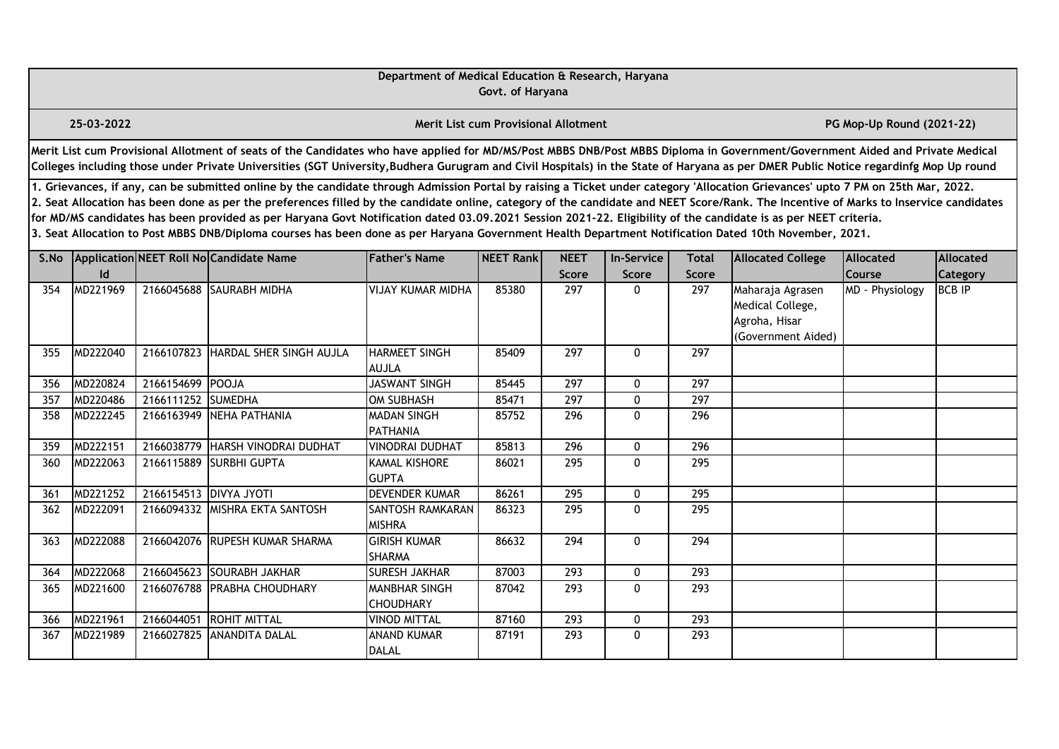Department of Medical Education & Research, Haryana
Govt. of Haryana

25-03-2022 | Merit List cum Provisional Allotment | PG Mop-Up Round (2021-22)

Merit List cum Provisional Allotment of seats of the Candidates who have applied for MD/MS/Post MBBS DNB/Post MBBS Diploma in Government/Government Aided and Private Medical Colleges including those under Private Universities (SGT University,Budhera Gurugram and Civil Hospitals) in the State of Haryana as per DMER Public Notice regardinfg Mop Up round

1. Grievances, if any, can be submitted online by the candidate through Admission Portal by raising a Ticket under category 'Allocation Grievances' upto 7 PM on 25th Mar, 2022.
2. Seat Allocation has been done as per the preferences filled by the candidate online, category of the candidate and NEET Score/Rank. The Incentive of Marks to Inservice candidates for MD/MS candidates has been provided as per Haryana Govt Notification dated 03.09.2021 Session 2021-22. Eligibility of the candidate is as per NEET criteria.
3. Seat Allocation to Post MBBS DNB/Diploma courses has been done as per Haryana Government Health Department Notification Dated 10th November, 2021.

| S.No | Application Id | NEET Roll No | Candidate Name | Father's Name | NEET Rank | NEET Score | In-Service Score | Total Score | Allocated College | Allocated Course | Allocated Category |
|---|---|---|---|---|---|---|---|---|---|---|---|
| 354 | MD221969 | 2166045688 | SAURABH MIDHA | VIJAY KUMAR MIDHA | 85380 | 297 | 0 | 297 | Maharaja Agrasen Medical College, Agroha, Hisar (Government Aided) | MD - Physiology | BCB IP |
| 355 | MD222040 | 2166107823 | HARDAL SHER SINGH AUJLA | HARMEET SINGH AUJLA | 85409 | 297 | 0 | 297 | | | |
| 356 | MD220824 | 2166154699 | POOJA | JASWANT SINGH | 85445 | 297 | 0 | 297 | | | |
| 357 | MD220486 | 2166111252 | SUMEDHA | OM SUBHASH | 85471 | 297 | 0 | 297 | | | |
| 358 | MD222245 | 2166163949 | NEHA PATHANIA | MADAN SINGH PATHANIA | 85752 | 296 | 0 | 296 | | | |
| 359 | MD222151 | 2166038779 | HARSH VINODRAI DUDHAT | VINODRAI DUDHAT | 85813 | 296 | 0 | 296 | | | |
| 360 | MD222063 | 2166115889 | SURBHI GUPTA | KAMAL KISHORE GUPTA | 86021 | 295 | 0 | 295 | | | |
| 361 | MD221252 | 2166154513 | DIVYA JYOTI | DEVENDER KUMAR | 86261 | 295 | 0 | 295 | | | |
| 362 | MD222091 | 2166094332 | MISHRA EKTA SANTOSH | SANTOSH RAMKARAN MISHRA | 86323 | 295 | 0 | 295 | | | |
| 363 | MD222088 | 2166042076 | RUPESH KUMAR SHARMA | GIRISH KUMAR SHARMA | 86632 | 294 | 0 | 294 | | | |
| 364 | MD222068 | 2166045623 | SOURABH JAKHAR | SURESH JAKHAR | 87003 | 293 | 0 | 293 | | | |
| 365 | MD221600 | 2166076788 | PRABHA CHOUDHARY | MANBHAR SINGH CHOUDHARY | 87042 | 293 | 0 | 293 | | | |
| 366 | MD221961 | 2166044051 | ROHIT MITTAL | VINOD MITTAL | 87160 | 293 | 0 | 293 | | | |
| 367 | MD221989 | 2166027825 | ANANDITA DALAL | ANAND KUMAR DALAL | 87191 | 293 | 0 | 293 | | | |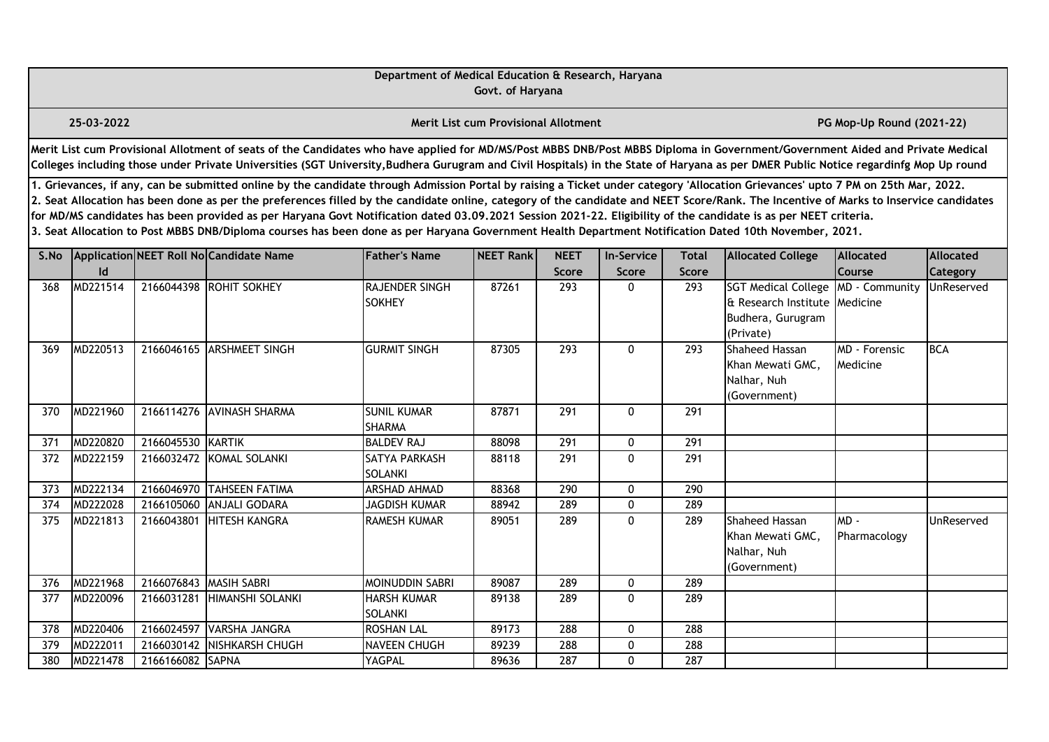**Department of Medical Education & Research, Haryana**
**Govt. of Haryana**

**25-03-2022** | **Merit List cum Provisional Allotment** | **PG Mop-Up Round (2021-22)**

**Merit List cum Provisional Allotment of seats of the Candidates who have applied for MD/MS/Post MBBS DNB/Post MBBS Diploma in Government/Government Aided and Private Medical Colleges including those under Private Universities (SGT University,Budhera Gurugram and Civil Hospitals) in the State of Haryana as per DMER Public Notice regardinfg Mop Up round**

**1. Grievances, if any, can be submitted online by the candidate through Admission Portal by raising a Ticket under category 'Allocation Grievances' upto 7 PM on 25th Mar, 2022.**
**2. Seat Allocation has been done as per the preferences filled by the candidate online, category of the candidate and NEET Score/Rank. The Incentive of Marks to Inservice candidates for MD/MS candidates has been provided as per Haryana Govt Notification dated 03.09.2021 Session 2021-22. Eligibility of the candidate is as per NEET criteria.**
**3. Seat Allocation to Post MBBS DNB/Diploma courses has been done as per Haryana Government Health Department Notification Dated 10th November, 2021.**

| S.No | Application Id | NEET Roll No | Candidate Name | Father's Name | NEET Rank | NEET Score | In-Service Score | Total Score | Allocated College | Allocated Course | Allocated Category |
|---|---|---|---|---|---|---|---|---|---|---|---|
| 368 | MD221514 | 2166044398 | ROHIT SOKHEY | RAJENDER SINGH SOKHEY | 87261 | 293 | 0 | 293 | SGT Medical College & Research Institute Budhera, Gurugram (Private) | MD - Community Medicine | UnReserved |
| 369 | MD220513 | 2166046165 | ARSHMEET SINGH | GURMIT SINGH | 87305 | 293 | 0 | 293 | Shaheed Hassan Khan Mewati GMC, Nalhar, Nuh (Government) | MD - Forensic Medicine | BCA |
| 370 | MD221960 | 2166114276 | AVINASH SHARMA | SUNIL KUMAR SHARMA | 87871 | 291 | 0 | 291 | | | |
| 371 | MD220820 | 2166045530 | KARTIK | BALDEV RAJ | 88098 | 291 | 0 | 291 | | | |
| 372 | MD222159 | 2166032472 | KOMAL SOLANKI | SATYA PARKASH SOLANKI | 88118 | 291 | 0 | 291 | | | |
| 373 | MD222134 | 2166046970 | TAHSEEN FATIMA | ARSHAD AHMAD | 88368 | 290 | 0 | 290 | | | |
| 374 | MD222028 | 2166105060 | ANJALI GODARA | JAGDISH KUMAR | 88942 | 289 | 0 | 289 | | | |
| 375 | MD221813 | 2166043801 | HITESH KANGRA | RAMESH KUMAR | 89051 | 289 | 0 | 289 | Shaheed Hassan Khan Mewati GMC, Nalhar, Nuh (Government) | MD - Pharmacology | UnReserved |
| 376 | MD221968 | 2166076843 | MASIH SABRI | MOINUDDIN SABRI | 89087 | 289 | 0 | 289 | | | |
| 377 | MD220096 | 2166031281 | HIMANSHI SOLANKI | HARSH KUMAR SOLANKI | 89138 | 289 | 0 | 289 | | | |
| 378 | MD220406 | 2166024597 | VARSHA JANGRA | ROSHAN LAL | 89173 | 288 | 0 | 288 | | | |
| 379 | MD222011 | 2166030142 | NISHKARSH CHUGH | NAVEEN CHUGH | 89239 | 288 | 0 | 288 | | | |
| 380 | MD221478 | 2166166082 | SAPNA | YAGPAL | 89636 | 287 | 0 | 287 | | | |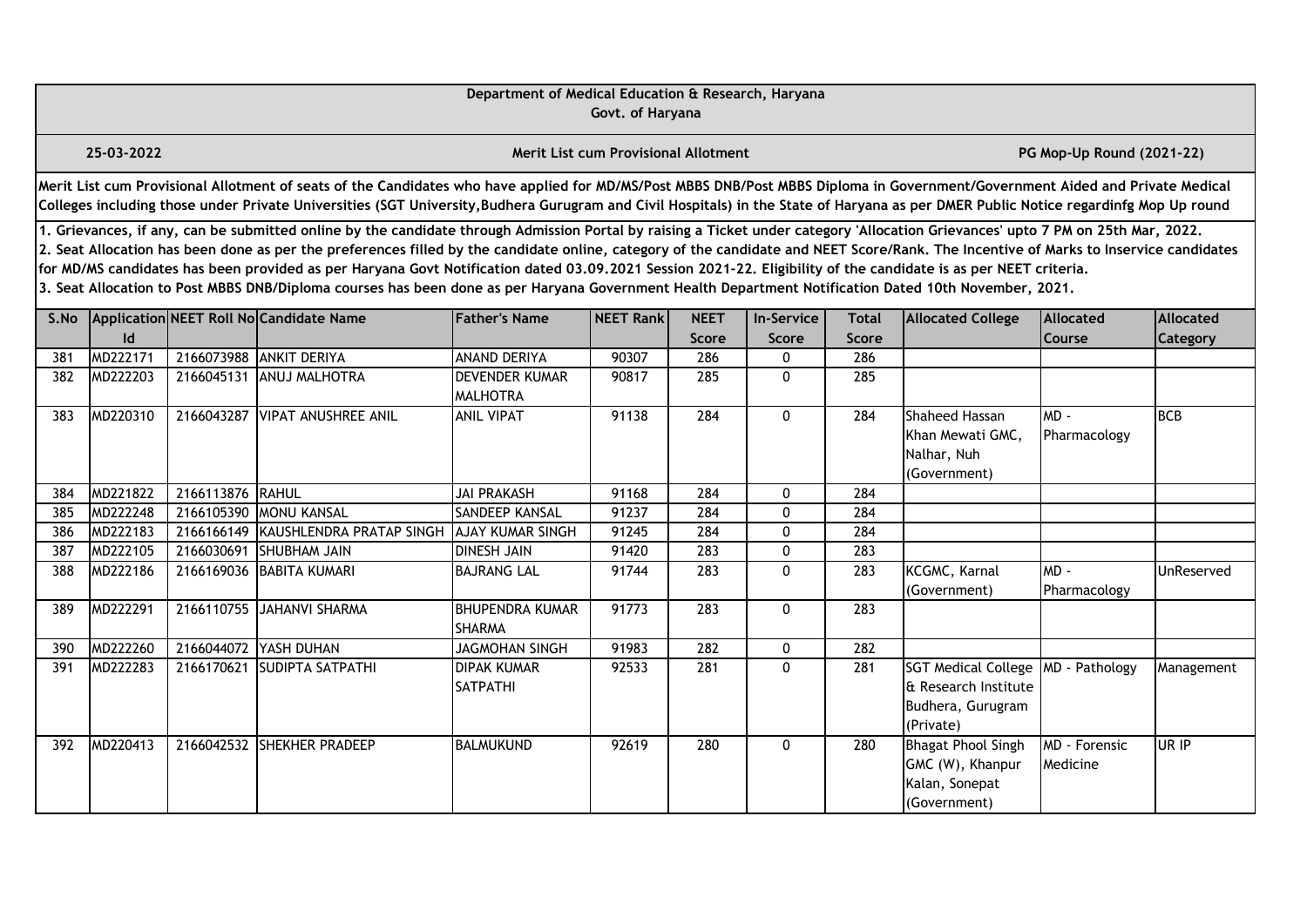**Department of Medical Education & Research, Haryana**
**Govt. of Haryana**

**25-03-2022** | **Merit List cum Provisional Allotment** | **PG Mop-Up Round (2021-22)**

**Merit List cum Provisional Allotment of seats of the Candidates who have applied for MD/MS/Post MBBS DNB/Post MBBS Diploma in Government/Government Aided and Private Medical Colleges including those under Private Universities (SGT University,Budhera Gurugram and Civil Hospitals) in the State of Haryana as per DMER Public Notice regardinfg Mop Up round**

**1. Grievances, if any, can be submitted online by the candidate through Admission Portal by raising a Ticket under category 'Allocation Grievances' upto 7 PM on 25th Mar, 2022.**
**2. Seat Allocation has been done as per the preferences filled by the candidate online, category of the candidate and NEET Score/Rank. The Incentive of Marks to Inservice candidates for MD/MS candidates has been provided as per Haryana Govt Notification dated 03.09.2021 Session 2021-22. Eligibility of the candidate is as per NEET criteria.**
**3. Seat Allocation to Post MBBS DNB/Diploma courses has been done as per Haryana Government Health Department Notification Dated 10th November, 2021.**

| S.No | Application Id | NEET Roll No | Candidate Name | Father's Name | NEET Rank | NEET Score | In-Service Score | Total Score | Allocated College | Allocated Course | Allocated Category |
|---|---|---|---|---|---|---|---|---|---|---|---|
| 381 | MD222171 | 2166073988 | ANKIT DERIYA | ANAND DERIYA | 90307 | 286 | 0 | 286 | | | |
| 382 | MD222203 | 2166045131 | ANUJ MALHOTRA | DEVENDER KUMAR MALHOTRA | 90817 | 285 | 0 | 285 | | | |
| 383 | MD220310 | 2166043287 | VIPAT ANUSHREE ANIL | ANIL VIPAT | 91138 | 284 | 0 | 284 | Shaheed Hassan Khan Mewati GMC, Nalhar, Nuh (Government) | MD - Pharmacology | BCB |
| 384 | MD221822 | 2166113876 | RAHUL | JAI PRAKASH | 91168 | 284 | 0 | 284 | | | |
| 385 | MD222248 | 2166105390 | MONU KANSAL | SANDEEP KANSAL | 91237 | 284 | 0 | 284 | | | |
| 386 | MD222183 | 2166166149 | KAUSHLENDRA PRATAP SINGH | AJAY KUMAR SINGH | 91245 | 284 | 0 | 284 | | | |
| 387 | MD222105 | 2166030691 | SHUBHAM JAIN | DINESH JAIN | 91420 | 283 | 0 | 283 | | | |
| 388 | MD222186 | 2166169036 | BABITA KUMARI | BAJRANG LAL | 91744 | 283 | 0 | 283 | KCGMC, Karnal (Government) | MD - Pharmacology | UnReserved |
| 389 | MD222291 | 2166110755 | JAHANVI SHARMA | BHUPENDRA KUMAR SHARMA | 91773 | 283 | 0 | 283 | | | |
| 390 | MD222260 | 2166044072 | YASH DUHAN | JAGMOHAN SINGH | 91983 | 282 | 0 | 282 | | | |
| 391 | MD222283 | 2166170621 | SUDIPTA SATPATHI | DIPAK KUMAR SATPATHI | 92533 | 281 | 0 | 281 | SGT Medical College & Research Institute Budhera, Gurugram (Private) | MD - Pathology | Management |
| 392 | MD220413 | 2166042532 | SHEKHER PRADEEP | BALMUKUND | 92619 | 280 | 0 | 280 | Bhagat Phool Singh GMC (W), Khanpur Kalan, Sonepat (Government) | MD - Forensic Medicine | UR IP |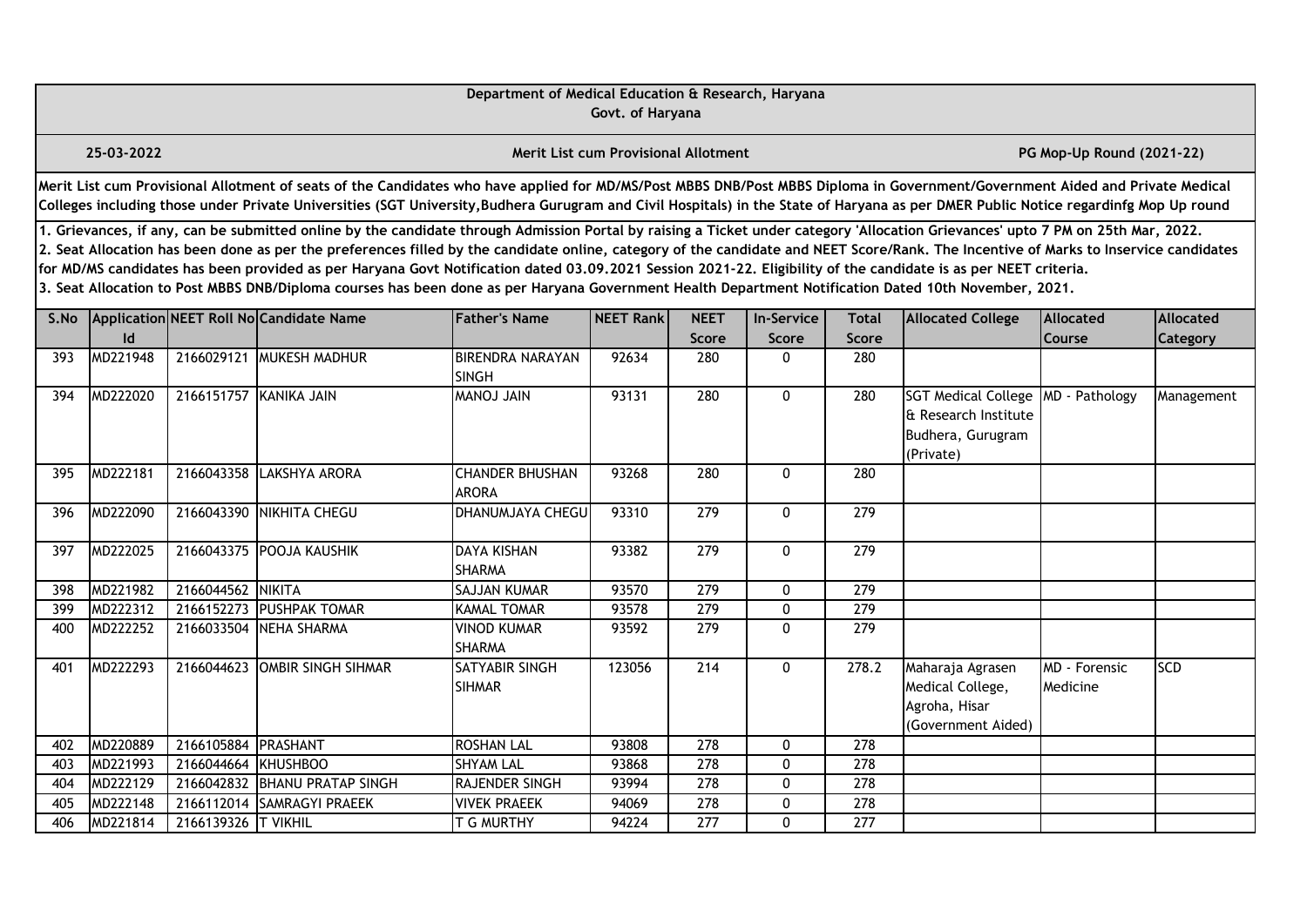# Department of Medical Education & Research, Haryana

Govt. of Haryana

**25-03-2022** | **Merit List cum Provisional Allotment** | **PG Mop-Up Round (2021-22)**

**Merit List cum Provisional Allotment of seats of the Candidates who have applied for MD/MS/Post MBBS DNB/Post MBBS Diploma in Government/Government Aided and Private Medical Colleges including those under Private Universities (SGT University,Budhera Gurugram and Civil Hospitals) in the State of Haryana as per DMER Public Notice regardinfg Mop Up round**

**1. Grievances, if any, can be submitted online by the candidate through Admission Portal by raising a Ticket under category 'Allocation Grievances' upto 7 PM on 25th Mar, 2022.**
**2. Seat Allocation has been done as per the preferences filled by the candidate online, category of the candidate and NEET Score/Rank. The Incentive of Marks to Inservice candidates for MD/MS candidates has been provided as per Haryana Govt Notification dated 03.09.2021 Session 2021-22. Eligibility of the candidate is as per NEET criteria.**
**3. Seat Allocation to Post MBBS DNB/Diploma courses has been done as per Haryana Government Health Department Notification Dated 10th November, 2021.**

| S.No | Application Id | NEET Roll No | Candidate Name | Father's Name | NEET Rank | NEET Score | In-Service Score | Total Score | Allocated College | Allocated Course | Allocated Category |
|---|---|---|---|---|---|---|---|---|---|---|---|
| 393 | MD221948 | 2166029121 | MUKESH MADHUR | BIRENDRA NARAYAN SINGH | 92634 | 280 | 0 | 280 | | | |
| 394 | MD222020 | 2166151757 | KANIKA JAIN | MANOJ JAIN | 93131 | 280 | 0 | 280 | SGT Medical College & Research Institute Budhera, Gurugram (Private) | MD - Pathology | Management |
| 395 | MD222181 | 2166043358 | LAKSHYA ARORA | CHANDER BHUSHAN ARORA | 93268 | 280 | 0 | 280 | | | |
| 396 | MD222090 | 2166043390 | NIKHITA CHEGU | DHANUMJAYA CHEGU | 93310 | 279 | 0 | 279 | | | |
| 397 | MD222025 | 2166043375 | POOJA KAUSHIK | DAYA KISHAN SHARMA | 93382 | 279 | 0 | 279 | | | |
| 398 | MD221982 | 2166044562 | NIKITA | SAJJAN KUMAR | 93570 | 279 | 0 | 279 | | | |
| 399 | MD222312 | 2166152273 | PUSHPAK TOMAR | KAMAL TOMAR | 93578 | 279 | 0 | 279 | | | |
| 400 | MD222252 | 2166033504 | NEHA SHARMA | VINOD KUMAR SHARMA | 93592 | 279 | 0 | 279 | | | |
| 401 | MD222293 | 2166044623 | OMBIR SINGH SIHMAR | SATYABIR SINGH SIHMAR | 123056 | 214 | 0 | 278.2 | Maharaja Agrasen Medical College, Agroha, Hisar (Government Aided) | MD - Forensic Medicine | SCD |
| 402 | MD220889 | 2166105884 | PRASHANT | ROSHAN LAL | 93808 | 278 | 0 | 278 | | | |
| 403 | MD221993 | 2166044664 | KHUSHBOO | SHYAM LAL | 93868 | 278 | 0 | 278 | | | |
| 404 | MD222129 | 2166042832 | BHANU PRATAP SINGH | RAJENDER SINGH | 93994 | 278 | 0 | 278 | | | |
| 405 | MD222148 | 2166112014 | SAMRAGYI PRAEEK | VIVEK PRAEEK | 94069 | 278 | 0 | 278 | | | |
| 406 | MD221814 | 2166139326 | T VIKHIL | T G MURTHY | 94224 | 277 | 0 | 277 | | | |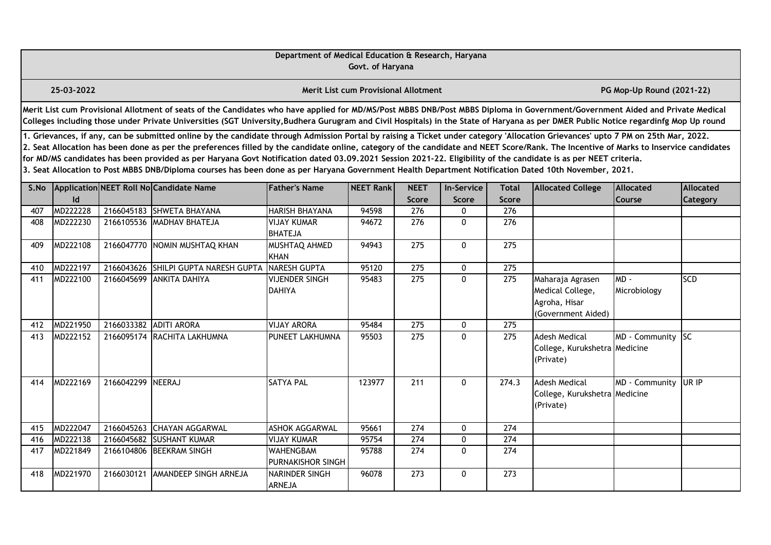**Department of Medical Education & Research, Haryana**
**Govt. of Haryana**

**25-03-2022** | **Merit List cum Provisional Allotment** | **PG Mop-Up Round (2021-22)**

**Merit List cum Provisional Allotment of seats of the Candidates who have applied for MD/MS/Post MBBS DNB/Post MBBS Diploma in Government/Government Aided and Private Medical Colleges including those under Private Universities (SGT University,Budhera Gurugram and Civil Hospitals) in the State of Haryana as per DMER Public Notice regardinfg Mop Up round**

**1. Grievances, if any, can be submitted online by the candidate through Admission Portal by raising a Ticket under category 'Allocation Grievances' upto 7 PM on 25th Mar, 2022.**
**2. Seat Allocation has been done as per the preferences filled by the candidate online, category of the candidate and NEET Score/Rank. The Incentive of Marks to Inservice candidates for MD/MS candidates has been provided as per Haryana Govt Notification dated 03.09.2021 Session 2021-22. Eligibility of the candidate is as per NEET criteria.**
**3. Seat Allocation to Post MBBS DNB/Diploma courses has been done as per Haryana Government Health Department Notification Dated 10th November, 2021.**

| S.No | Application Id | NEET Roll No | Candidate Name | Father's Name | NEET Rank | NEET Score | In-Service Score | Total Score | Allocated College | Allocated Course | Allocated Category |
|---|---|---|---|---|---|---|---|---|---|---|---|
| 407 | MD222228 | 2166045183 | SHWETA BHAYANA | HARISH BHAYANA | 94598 | 276 | 0 | 276 | | | |
| 408 | MD222230 | 2166105536 | MADHAV BHATEJA | VIJAY KUMAR BHATEJA | 94672 | 276 | 0 | 276 | | | |
| 409 | MD222108 | 2166047770 | NOMIN MUSHTAQ KHAN | MUSHTAQ AHMED KHAN | 94943 | 275 | 0 | 275 | | | |
| 410 | MD222197 | 2166043626 | SHILPI GUPTA NARESH GUPTA | NARESH GUPTA | 95120 | 275 | 0 | 275 | | | |
| 411 | MD222100 | 2166045699 | ANKITA DAHIYA | VIJENDER SINGH DAHIYA | 95483 | 275 | 0 | 275 | Maharaja Agrasen Medical College, Agroha, Hisar (Government Aided) | MD - Microbiology | SCD |
| 412 | MD221950 | 2166033382 | ADITI ARORA | VIJAY ARORA | 95484 | 275 | 0 | 275 | | | |
| 413 | MD222152 | 2166095174 | RACHITA LAKHUMNA | PUNEET LAKHUMNA | 95503 | 275 | 0 | 275 | Adesh Medical College, Kurukshetra (Private) | MD - Community Medicine | SC |
| 414 | MD222169 | 2166042299 | NEERAJ | SATYA PAL | 123977 | 211 | 0 | 274.3 | Adesh Medical College, Kurukshetra (Private) | MD - Community Medicine | UR IP |
| 415 | MD222047 | 2166045263 | CHAYAN AGGARWAL | ASHOK AGGARWAL | 95661 | 274 | 0 | 274 | | | |
| 416 | MD222138 | 2166045682 | SUSHANT KUMAR | VIJAY KUMAR | 95754 | 274 | 0 | 274 | | | |
| 417 | MD221849 | 2166104806 | BEEKRAM SINGH | WAHENGBAM PURNAKISHOR SINGH | 95788 | 274 | 0 | 274 | | | |
| 418 | MD221970 | 2166030121 | AMANDEEP SINGH ARNEJA | NARINDER SINGH ARNEJA | 96078 | 273 | 0 | 273 | | | |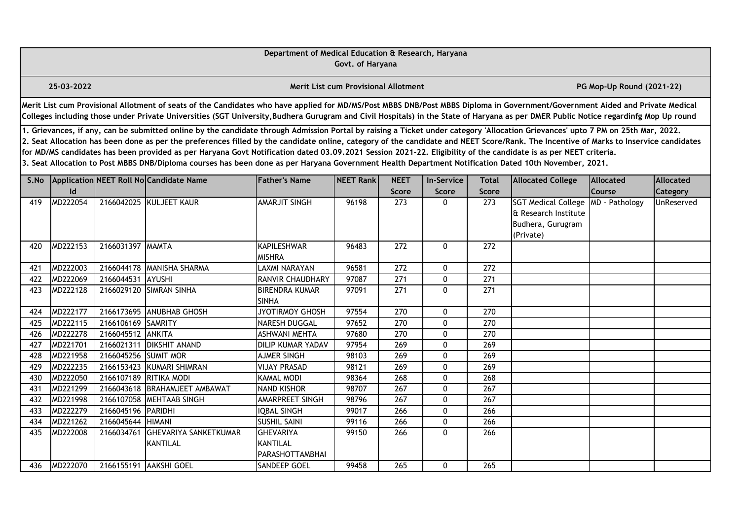**Department of Medical Education & Research, Haryana**
**Govt. of Haryana**

**25-03-2022** | **Merit List cum Provisional Allotment** | **PG Mop-Up Round (2021-22)**

**Merit List cum Provisional Allotment of seats of the Candidates who have applied for MD/MS/Post MBBS DNB/Post MBBS Diploma in Government/Government Aided and Private Medical Colleges including those under Private Universities (SGT University,Budhera Gurugram and Civil Hospitals) in the State of Haryana as per DMER Public Notice regardinfg Mop Up round**

**1. Grievances, if any, can be submitted online by the candidate through Admission Portal by raising a Ticket under category 'Allocation Grievances' upto 7 PM on 25th Mar, 2022.**
**2. Seat Allocation has been done as per the preferences filled by the candidate online, category of the candidate and NEET Score/Rank. The Incentive of Marks to Inservice candidates for MD/MS candidates has been provided as per Haryana Govt Notification dated 03.09.2021 Session 2021-22. Eligibility of the candidate is as per NEET criteria.**
**3. Seat Allocation to Post MBBS DNB/Diploma courses has been done as per Haryana Government Health Department Notification Dated 10th November, 2021.**

| S.No | Application Id | NEET Roll No | Candidate Name | Father's Name | NEET Rank | NEET Score | In-Service Score | Total Score | Allocated College | Allocated Course | Allocated Category |
|---|---|---|---|---|---|---|---|---|---|---|---|
| 419 | MD222054 | 2166042025 | KULJEET KAUR | AMARJIT SINGH | 96198 | 273 | 0 | 273 | SGT Medical College & Research Institute Budhera, Gurugram (Private) | MD - Pathology | UnReserved |
| 420 | MD222153 | 2166031397 | MAMTA | KAPILESHWAR MISHRA | 96483 | 272 | 0 | 272 | | | |
| 421 | MD222003 | 2166044178 | MANISHA SHARMA | LAXMI NARAYAN | 96581 | 272 | 0 | 272 | | | |
| 422 | MD222069 | 2166044531 | AYUSHI | RANVIR CHAUDHARY | 97087 | 271 | 0 | 271 | | | |
| 423 | MD222128 | 2166029120 | SIMRAN SINHA | BIRENDRA KUMAR SINHA | 97091 | 271 | 0 | 271 | | | |
| 424 | MD222177 | 2166173695 | ANUBHAB GHOSH | JYOTIRMOY GHOSH | 97554 | 270 | 0 | 270 | | | |
| 425 | MD222115 | 2166106169 | SAMRITY | NARESH DUGGAL | 97652 | 270 | 0 | 270 | | | |
| 426 | MD222278 | 2166045512 | ANKITA | ASHWANI MEHTA | 97680 | 270 | 0 | 270 | | | |
| 427 | MD221701 | 2166021311 | DIKSHIT ANAND | DILIP KUMAR YADAV | 97954 | 269 | 0 | 269 | | | |
| 428 | MD221958 | 2166045256 | SUMIT MOR | AJMER SINGH | 98103 | 269 | 0 | 269 | | | |
| 429 | MD222235 | 2166153423 | KUMARI SHIMRAN | VIJAY PRASAD | 98121 | 269 | 0 | 269 | | | |
| 430 | MD222050 | 2166107189 | RITIKA MODI | KAMAL MODI | 98364 | 268 | 0 | 268 | | | |
| 431 | MD221299 | 2166043618 | BRAHAMJEET AMBAWAT | NAND KISHOR | 98707 | 267 | 0 | 267 | | | |
| 432 | MD221998 | 2166107058 | MEHTAAB SINGH | AMARPREET SINGH | 98796 | 267 | 0 | 267 | | | |
| 433 | MD222279 | 2166045196 | PARIDHI | IQBAL SINGH | 99017 | 266 | 0 | 266 | | | |
| 434 | MD221262 | 2166045644 | HIMANI | SUSHIL SAINI | 99116 | 266 | 0 | 266 | | | |
| 435 | MD222008 | 2166034761 | GHEVARIYA SANKETKUMAR KANTILAL | GHEVARIYA KANTILAL PARASHOTTAMBHAI | 99150 | 266 | 0 | 266 | | | |
| 436 | MD222070 | 2166155191 | AAKSHI GOEL | SANDEEP GOEL | 99458 | 265 | 0 | 265 | | | |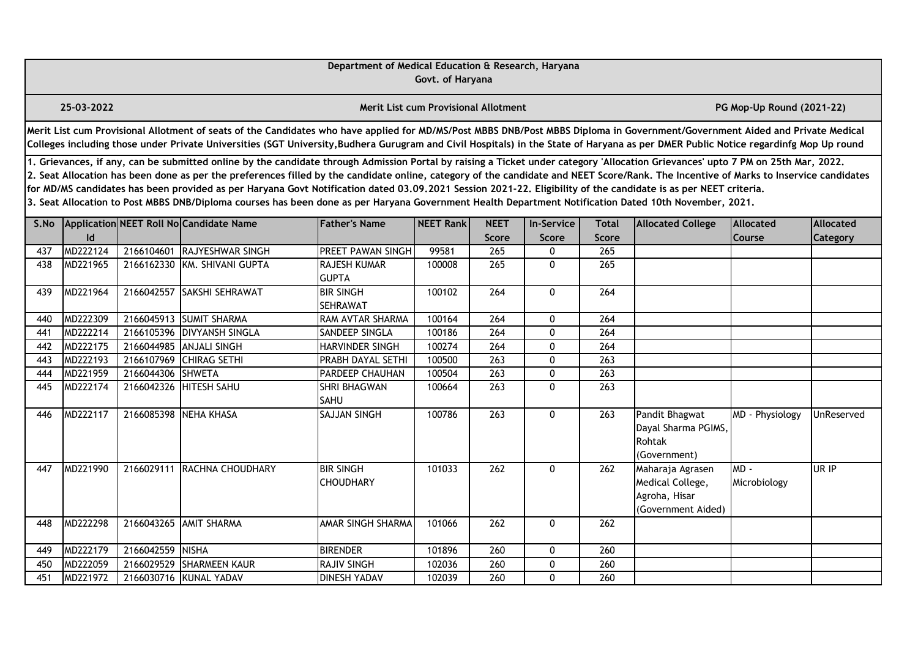**Department of Medical Education & Research, Haryana**
**Govt. of Haryana**

**25-03-2022** | **Merit List cum Provisional Allotment** | **PG Mop-Up Round (2021-22)**

**Merit List cum Provisional Allotment of seats of the Candidates who have applied for MD/MS/Post MBBS DNB/Post MBBS Diploma in Government/Government Aided and Private Medical Colleges including those under Private Universities (SGT University,Budhera Gurugram and Civil Hospitals) in the State of Haryana as per DMER Public Notice regardinfg Mop Up round**

**1. Grievances, if any, can be submitted online by the candidate through Admission Portal by raising a Ticket under category 'Allocation Grievances' upto 7 PM on 25th Mar, 2022.**
**2. Seat Allocation has been done as per the preferences filled by the candidate online, category of the candidate and NEET Score/Rank. The Incentive of Marks to Inservice candidates for MD/MS candidates has been provided as per Haryana Govt Notification dated 03.09.2021 Session 2021-22. Eligibility of the candidate is as per NEET criteria.**
**3. Seat Allocation to Post MBBS DNB/Diploma courses has been done as per Haryana Government Health Department Notification Dated 10th November, 2021.**

| S.No | Application Id | NEET Roll No | Candidate Name | Father's Name | NEET Rank | NEET Score | In-Service Score | Total Score | Allocated College | Allocated Course | Allocated Category |
|---|---|---|---|---|---|---|---|---|---|---|---|
| 437 | MD222124 | 2166104601 | RAJYESHWAR SINGH | PREET PAWAN SINGH | 99581 | 265 | 0 | 265 | | | |
| 438 | MD221965 | 2166162330 | KM. SHIVANI GUPTA | RAJESH KUMAR GUPTA | 100008 | 265 | 0 | 265 | | | |
| 439 | MD221964 | 2166042557 | SAKSHI SEHRAWAT | BIR SINGH SEHRAWAT | 100102 | 264 | 0 | 264 | | | |
| 440 | MD222309 | 2166045913 | SUMIT SHARMA | RAM AVTAR SHARMA | 100164 | 264 | 0 | 264 | | | |
| 441 | MD222214 | 2166105396 | DIVYANSH SINGLA | SANDEEP SINGLA | 100186 | 264 | 0 | 264 | | | |
| 442 | MD222175 | 2166044985 | ANJALI SINGH | HARVINDER SINGH | 100274 | 264 | 0 | 264 | | | |
| 443 | MD222193 | 2166107969 | CHIRAG SETHI | PRABH DAYAL SETHI | 100500 | 263 | 0 | 263 | | | |
| 444 | MD221959 | 2166044306 | SHWETA | PARDEEP CHAUHAN | 100504 | 263 | 0 | 263 | | | |
| 445 | MD222174 | 2166042326 | HITESH SAHU | SHRI BHAGWAN SAHU | 100664 | 263 | 0 | 263 | | | |
| 446 | MD222117 | 2166085398 | NEHA KHASA | SAJJAN SINGH | 100786 | 263 | 0 | 263 | Pandit Bhagwat Dayal Sharma PGIMS, Rohtak (Government) | MD - Physiology | UnReserved |
| 447 | MD221990 | 2166029111 | RACHNA CHOUDHARY | BIR SINGH CHOUDHARY | 101033 | 262 | 0 | 262 | Maharaja Agrasen Medical College, Agroha, Hisar (Government Aided) | MD - Microbiology | UR IP |
| 448 | MD222298 | 2166043265 | AMIT SHARMA | AMAR SINGH SHARMA | 101066 | 262 | 0 | 262 | | | |
| 449 | MD222179 | 2166042559 | NISHA | BIRENDER | 101896 | 260 | 0 | 260 | | | |
| 450 | MD222059 | 2166029529 | SHARMEEN KAUR | RAJIV SINGH | 102036 | 260 | 0 | 260 | | | |
| 451 | MD221972 | 2166030716 | KUNAL YADAV | DINESH YADAV | 102039 | 260 | 0 | 260 | | | |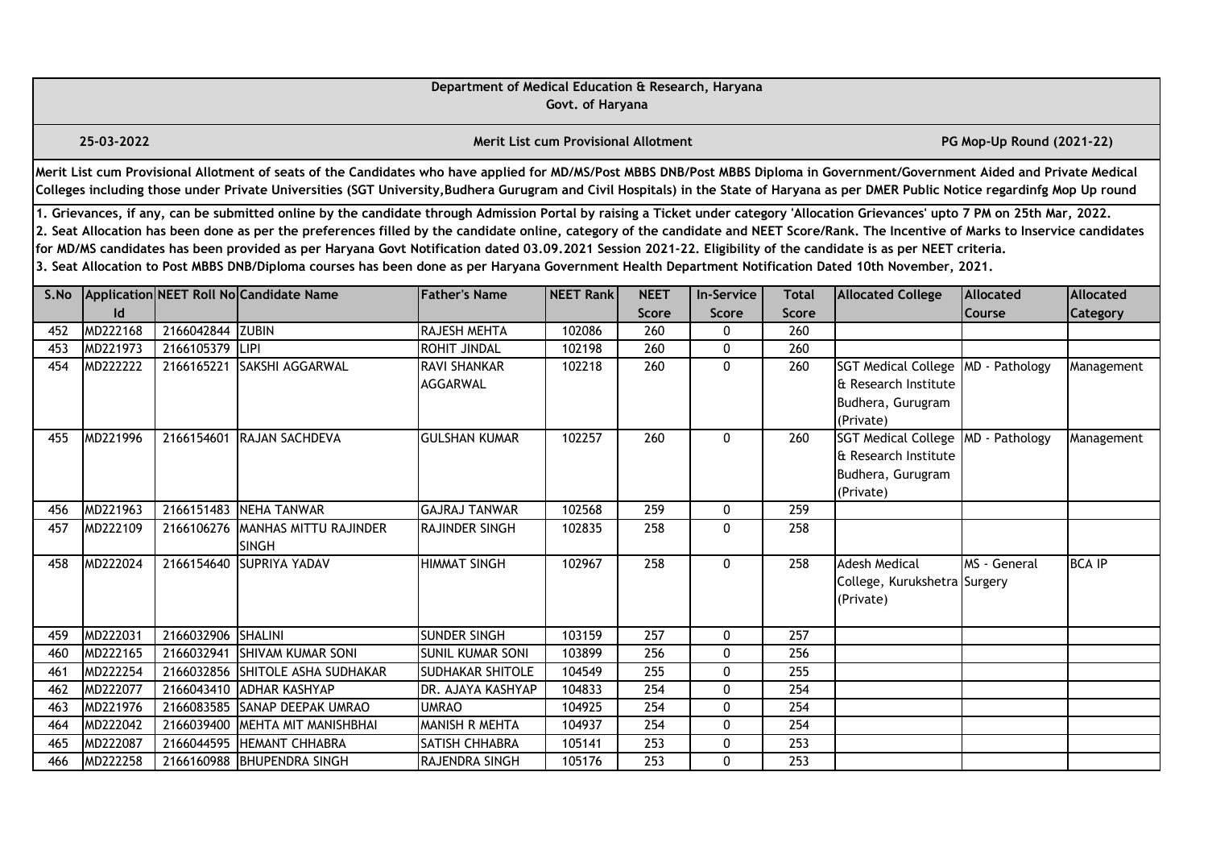# Department of Medical Education & Research, Haryana

Govt. of Haryana

25-03-2022 | **Merit List cum Provisional Allotment** | **PG Mop-Up Round (2021-22)**

**Merit List cum Provisional Allotment of seats of the Candidates who have applied for MD/MS/Post MBBS DNB/Post MBBS Diploma in Government/Government Aided and Private Medical Colleges including those under Private Universities (SGT University,Budhera Gurugram and Civil Hospitals) in the State of Haryana as per DMER Public Notice regardinfg Mop Up round**

**1. Grievances, if any, can be submitted online by the candidate through Admission Portal by raising a Ticket under category 'Allocation Grievances' upto 7 PM on 25th Mar, 2022.**
**2. Seat Allocation has been done as per the preferences filled by the candidate online, category of the candidate and NEET Score/Rank. The Incentive of Marks to Inservice candidates for MD/MS candidates has been provided as per Haryana Govt Notification dated 03.09.2021 Session 2021-22. Eligibility of the candidate is as per NEET criteria.**
**3. Seat Allocation to Post MBBS DNB/Diploma courses has been done as per Haryana Government Health Department Notification Dated 10th November, 2021.**

| S.No | Application Id | NEET Roll No | Candidate Name | Father's Name | NEET Rank | NEET Score | In-Service Score | Total Score | Allocated College | Allocated Course | Allocated Category |
|---|---|---|---|---|---|---|---|---|---|---|---|
| 452 | MD222168 | 2166042844 | ZUBIN | RAJESH MEHTA | 102086 | 260 | 0 | 260 | | | |
| 453 | MD221973 | 2166105379 | LIPI | ROHIT JINDAL | 102198 | 260 | 0 | 260 | | | |
| 454 | MD222222 | 2166165221 | SAKSHI AGGARWAL | RAVI SHANKAR AGGARWAL | 102218 | 260 | 0 | 260 | SGT Medical College & Research Institute Budhera, Gurugram (Private) | MD - Pathology | Management |
| 455 | MD221996 | 2166154601 | RAJAN SACHDEVA | GULSHAN KUMAR | 102257 | 260 | 0 | 260 | SGT Medical College & Research Institute Budhera, Gurugram (Private) | MD - Pathology | Management |
| 456 | MD221963 | 2166151483 | NEHA TANWAR | GAJRAJ TANWAR | 102568 | 259 | 0 | 259 | | | |
| 457 | MD222109 | 2166106276 | MANHAS MITTU RAJINDER SINGH | RAJINDER SINGH | 102835 | 258 | 0 | 258 | | | |
| 458 | MD222024 | 2166154640 | SUPRIYA YADAV | HIMMAT SINGH | 102967 | 258 | 0 | 258 | Adesh Medical College, Kurukshetra (Private) | MS - General Surgery | BCA IP |
| 459 | MD222031 | 2166032906 | SHALINI | SUNDER SINGH | 103159 | 257 | 0 | 257 | | | |
| 460 | MD222165 | 2166032941 | SHIVAM KUMAR SONI | SUNIL KUMAR SONI | 103899 | 256 | 0 | 256 | | | |
| 461 | MD222254 | 2166032856 | SHITOLE ASHA SUDHAKAR | SUDHAKAR SHITOLE | 104549 | 255 | 0 | 255 | | | |
| 462 | MD222077 | 2166043410 | ADHAR KASHYAP | DR. AJAYA KASHYAP | 104833 | 254 | 0 | 254 | | | |
| 463 | MD221976 | 2166083585 | SANAP DEEPAK UMRAO | UMRAO | 104925 | 254 | 0 | 254 | | | |
| 464 | MD222042 | 2166039400 | MEHTA MIT MANISHBHAI | MANISH R MEHTA | 104937 | 254 | 0 | 254 | | | |
| 465 | MD222087 | 2166044595 | HEMANT CHHABRA | SATISH CHHABRA | 105141 | 253 | 0 | 253 | | | |
| 466 | MD222258 | 2166160988 | BHUPENDRA SINGH | RAJENDRA SINGH | 105176 | 253 | 0 | 253 | | | |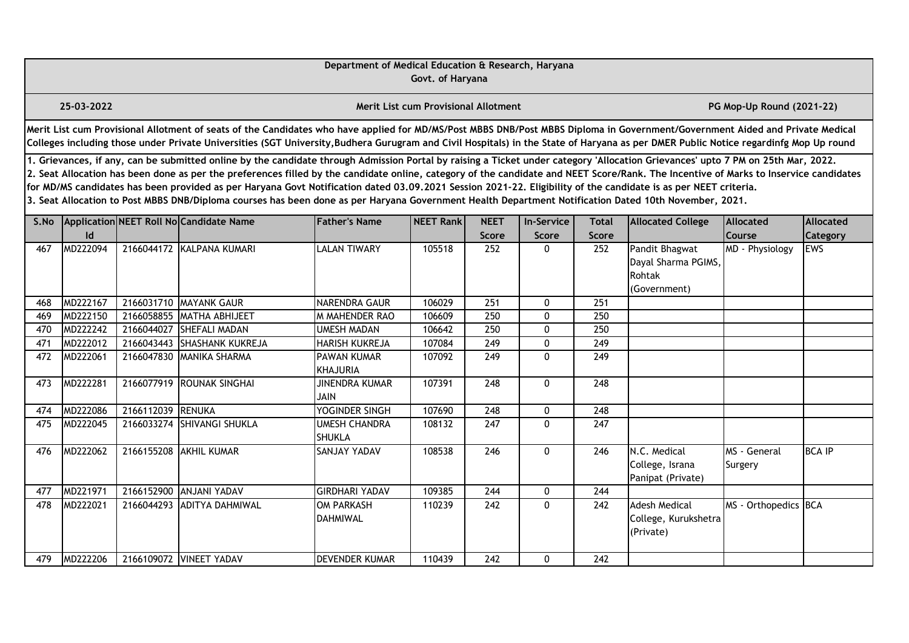# Department of Medical Education & Research, Haryana

Govt. of Haryana

**25-03-2022** | **Merit List cum Provisional Allotment** | **PG Mop-Up Round (2021-22)**

**Merit List cum Provisional Allotment of seats of the Candidates who have applied for MD/MS/Post MBBS DNB/Post MBBS Diploma in Government/Government Aided and Private Medical Colleges including those under Private Universities (SGT University,Budhera Gurugram and Civil Hospitals) in the State of Haryana as per DMER Public Notice regardinfg Mop Up round**

**1. Grievances, if any, can be submitted online by the candidate through Admission Portal by raising a Ticket under category 'Allocation Grievances' upto 7 PM on 25th Mar, 2022.**
**2. Seat Allocation has been done as per the preferences filled by the candidate online, category of the candidate and NEET Score/Rank. The Incentive of Marks to Inservice candidates for MD/MS candidates has been provided as per Haryana Govt Notification dated 03.09.2021 Session 2021-22. Eligibility of the candidate is as per NEET criteria.**
**3. Seat Allocation to Post MBBS DNB/Diploma courses has been done as per Haryana Government Health Department Notification Dated 10th November, 2021.**

| S.No | Application Id | NEET Roll No | Candidate Name | Father's Name | NEET Rank | NEET Score | In-Service Score | Total Score | Allocated College | Allocated Course | Allocated Category |
|---|---|---|---|---|---|---|---|---|---|---|---|
| 467 | MD222094 | 2166044172 | KALPANA KUMARI | LALAN TIWARY | 105518 | 252 | 0 | 252 | Pandit Bhagwat Dayal Sharma PGIMS, Rohtak (Government) | MD - Physiology | EWS |
| 468 | MD222167 | 2166031710 | MAYANK GAUR | NARENDRA GAUR | 106029 | 251 | 0 | 251 | | | |
| 469 | MD222150 | 2166058855 | MATHA ABHIJEET | M MAHENDER RAO | 106609 | 250 | 0 | 250 | | | |
| 470 | MD222242 | 2166044027 | SHEFALI MADAN | UMESH MADAN | 106642 | 250 | 0 | 250 | | | |
| 471 | MD222012 | 2166043443 | SHASHANK KUKREJA | HARISH KUKREJA | 107084 | 249 | 0 | 249 | | | |
| 472 | MD222061 | 2166047830 | MANIKA SHARMA | PAWAN KUMAR KHAJURIA | 107092 | 249 | 0 | 249 | | | |
| 473 | MD222281 | 2166077919 | ROUNAK SINGHAI | JINENDRA KUMAR JAIN | 107391 | 248 | 0 | 248 | | | |
| 474 | MD222086 | 2166112039 | RENUKA | YOGINDER SINGH | 107690 | 248 | 0 | 248 | | | |
| 475 | MD222045 | 2166033274 | SHIVANGI SHUKLA | UMESH CHANDRA SHUKLA | 108132 | 247 | 0 | 247 | | | |
| 476 | MD222062 | 2166155208 | AKHIL KUMAR | SANJAY YADAV | 108538 | 246 | 0 | 246 | N.C. Medical College, Israna Panipat (Private) | MS - General Surgery | BCA IP |
| 477 | MD221971 | 2166152900 | ANJANI YADAV | GIRDHARI YADAV | 109385 | 244 | 0 | 244 | | | |
| 478 | MD222021 | 2166044293 | ADITYA DAHMIWAL | OM PARKASH DAHMIWAL | 110239 | 242 | 0 | 242 | Adesh Medical College, Kurukshetra (Private) | MS - Orthopedics | BCA |
| 479 | MD222206 | 2166109072 | VINEET YADAV | DEVENDER KUMAR | 110439 | 242 | 0 | 242 | | | |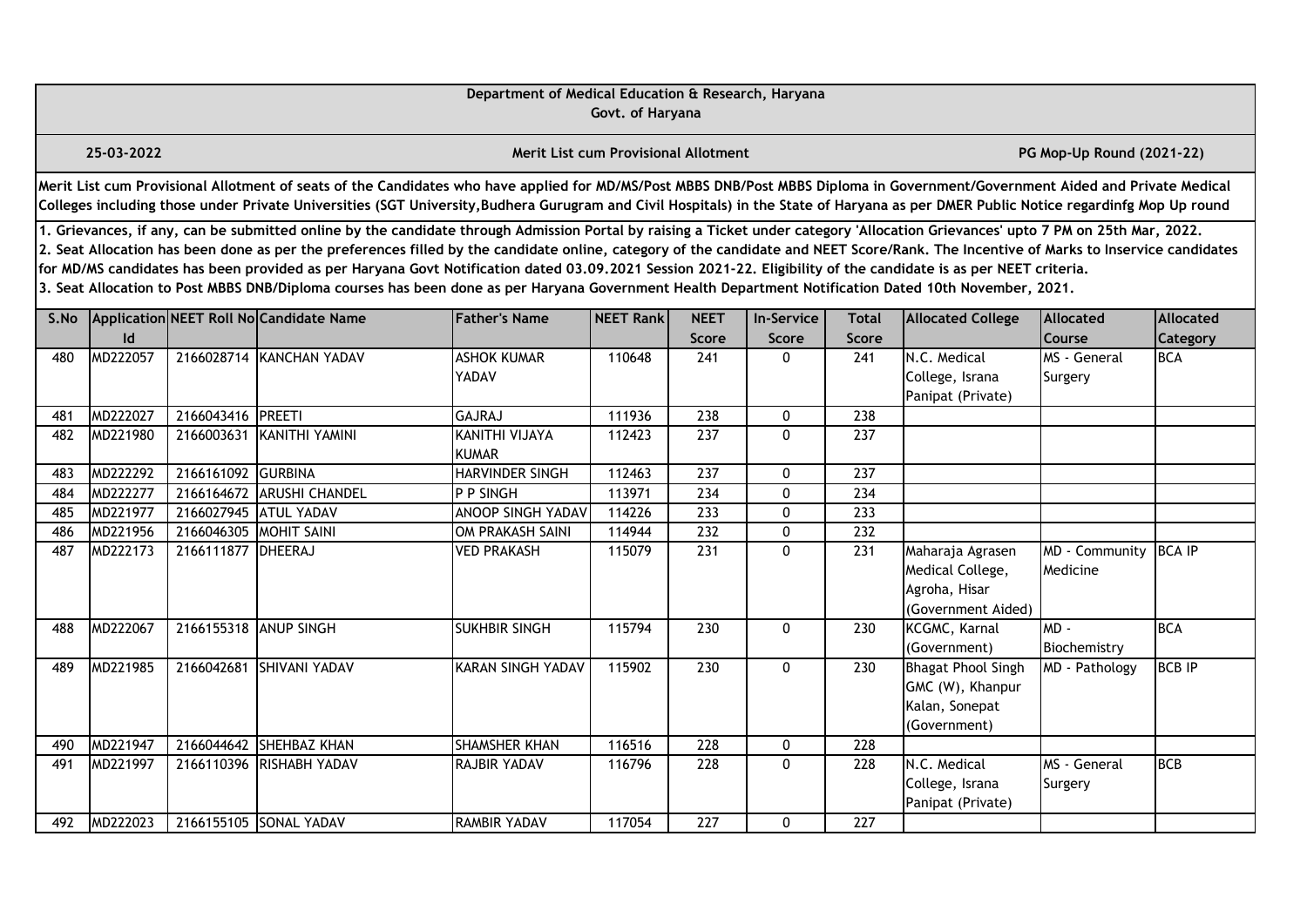# Department of Medical Education & Research, Haryana

Govt. of Haryana

**25-03-2022** | **Merit List cum Provisional Allotment** | **PG Mop-Up Round (2021-22)**

**Merit List cum Provisional Allotment of seats of the Candidates who have applied for MD/MS/Post MBBS DNB/Post MBBS Diploma in Government/Government Aided and Private Medical Colleges including those under Private Universities (SGT University,Budhera Gurugram and Civil Hospitals) in the State of Haryana as per DMER Public Notice regardinfg Mop Up round**

**1. Grievances, if any, can be submitted online by the candidate through Admission Portal by raising a Ticket under category 'Allocation Grievances' upto 7 PM on 25th Mar, 2022.**
**2. Seat Allocation has been done as per the preferences filled by the candidate online, category of the candidate and NEET Score/Rank. The Incentive of Marks to Inservice candidates for MD/MS candidates has been provided as per Haryana Govt Notification dated 03.09.2021 Session 2021-22. Eligibility of the candidate is as per NEET criteria.**
**3. Seat Allocation to Post MBBS DNB/Diploma courses has been done as per Haryana Government Health Department Notification Dated 10th November, 2021.**

| S.No | Application Id | NEET Roll No | Candidate Name | Father's Name | NEET Rank | NEET Score | In-Service Score | Total Score | Allocated College | Allocated Course | Allocated Category |
|---|---|---|---|---|---|---|---|---|---|---|---|
| 480 | MD222057 | 2166028714 | KANCHAN YADAV | ASHOK KUMAR YADAV | 110648 | 241 | 0 | 241 | N.C. Medical College, Israna Panipat (Private) | MS - General Surgery | BCA |
| 481 | MD222027 | 2166043416 | PREETI | GAJRAJ | 111936 | 238 | 0 | 238 | | | |
| 482 | MD221980 | 2166003631 | KANITHI YAMINI | KANITHI VIJAYA KUMAR | 112423 | 237 | 0 | 237 | | | |
| 483 | MD222292 | 2166161092 | GURBINA | HARVINDER SINGH | 112463 | 237 | 0 | 237 | | | |
| 484 | MD222277 | 2166164672 | ARUSHI CHANDEL | P P SINGH | 113971 | 234 | 0 | 234 | | | |
| 485 | MD221977 | 2166027945 | ATUL YADAV | ANOOP SINGH YADAV | 114226 | 233 | 0 | 233 | | | |
| 486 | MD221956 | 2166046305 | MOHIT SAINI | OM PRAKASH SAINI | 114944 | 232 | 0 | 232 | | | |
| 487 | MD222173 | 2166111877 | DHEERAJ | VED PRAKASH | 115079 | 231 | 0 | 231 | Maharaja Agrasen Medical College, Agroha, Hisar (Government Aided) | MD - Community Medicine | BCA IP |
| 488 | MD222067 | 2166155318 | ANUP SINGH | SUKHBIR SINGH | 115794 | 230 | 0 | 230 | KCGMC, Karnal (Government) | MD - Biochemistry | BCA |
| 489 | MD221985 | 2166042681 | SHIVANI YADAV | KARAN SINGH YADAV | 115902 | 230 | 0 | 230 | Bhagat Phool Singh GMC (W), Khanpur Kalan, Sonepat (Government) | MD - Pathology | BCB IP |
| 490 | MD221947 | 2166044642 | SHEHBAZ KHAN | SHAMSHER KHAN | 116516 | 228 | 0 | 228 | | | |
| 491 | MD221997 | 2166110396 | RISHABH YADAV | RAJBIR YADAV | 116796 | 228 | 0 | 228 | N.C. Medical College, Israna Panipat (Private) | MS - General Surgery | BCB |
| 492 | MD222023 | 2166155105 | SONAL YADAV | RAMBIR YADAV | 117054 | 227 | 0 | 227 | | | |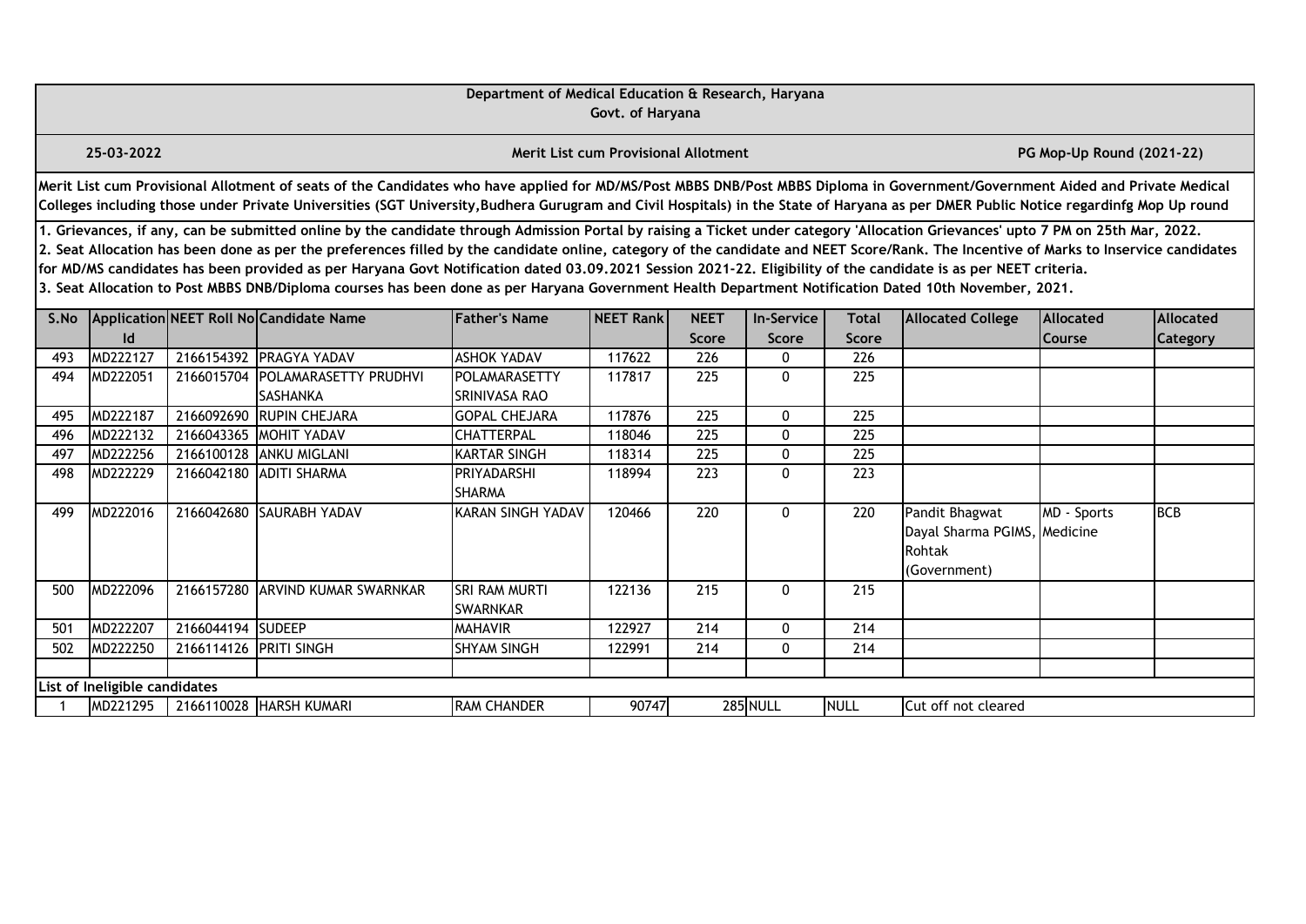# Department of Medical Education & Research, Haryana

Govt. of Haryana

25-03-2022 | **Merit List cum Provisional Allotment** | **PG Mop-Up Round (2021-22)**

**Merit List cum Provisional Allotment of seats of the Candidates who have applied for MD/MS/Post MBBS DNB/Post MBBS Diploma in Government/Government Aided and Private Medical Colleges including those under Private Universities (SGT University,Budhera Gurugram and Civil Hospitals) in the State of Haryana as per DMER Public Notice regardinfg Mop Up round**

**1. Grievances, if any, can be submitted online by the candidate through Admission Portal by raising a Ticket under category 'Allocation Grievances' upto 7 PM on 25th Mar, 2022.**
**2. Seat Allocation has been done as per the preferences filled by the candidate online, category of the candidate and NEET Score/Rank. The Incentive of Marks to Inservice candidates for MD/MS candidates has been provided as per Haryana Govt Notification dated 03.09.2021 Session 2021-22. Eligibility of the candidate is as per NEET criteria.**
**3. Seat Allocation to Post MBBS DNB/Diploma courses has been done as per Haryana Government Health Department Notification Dated 10th November, 2021.**

| S.No | Application Id | NEET Roll No | Candidate Name | Father's Name | NEET Rank | NEET Score | In-Service Score | Total Score | Allocated College | Allocated Course | Allocated Category |
|---|---|---|---|---|---|---|---|---|---|---|---|
| 493 | MD222127 | 2166154392 | PRAGYA YADAV | ASHOK YADAV | 117622 | 226 | 0 | 226 | | | |
| 494 | MD222051 | 2166015704 | POLAMARASETTY PRUDHVI SASHANKA | POLAMARASETTY SRINIVASA RAO | 117817 | 225 | 0 | 225 | | | |
| 495 | MD222187 | 2166092690 | RUPIN CHEJARA | GOPAL CHEJARA | 117876 | 225 | 0 | 225 | | | |
| 496 | MD222132 | 2166043365 | MOHIT YADAV | CHATTERPAL | 118046 | 225 | 0 | 225 | | | |
| 497 | MD222256 | 2166100128 | ANKU MIGLANI | KARTAR SINGH | 118314 | 225 | 0 | 225 | | | |
| 498 | MD222229 | 2166042180 | ADITI SHARMA | PRIYADARSHI SHARMA | 118994 | 223 | 0 | 223 | | | |
| 499 | MD222016 | 2166042680 | SAURABH YADAV | KARAN SINGH YADAV | 120466 | 220 | 0 | 220 | Pandit Bhagwat Dayal Sharma PGIMS, Rohtak (Government) | MD - Sports Medicine | BCB |
| 500 | MD222096 | 2166157280 | ARVIND KUMAR SWARNKAR | SRI RAM MURTI SWARNKAR | 122136 | 215 | 0 | 215 | | | |
| 501 | MD222207 | 2166044194 | SUDEEP | MAHAVIR | 122927 | 214 | 0 | 214 | | | |
| 502 | MD222250 | 2166114126 | PRITI SINGH | SHYAM SINGH | 122991 | 214 | 0 | 214 | | | |
| | | | | | | | | | | | |
| **List of Ineligible candidates** | | | | | | | | | | | |
| 1 | MD221295 | 2166110028 | HARSH KUMARI | RAM CHANDER | 90747 | 285 | NULL | NULL | Cut off not cleared | | |